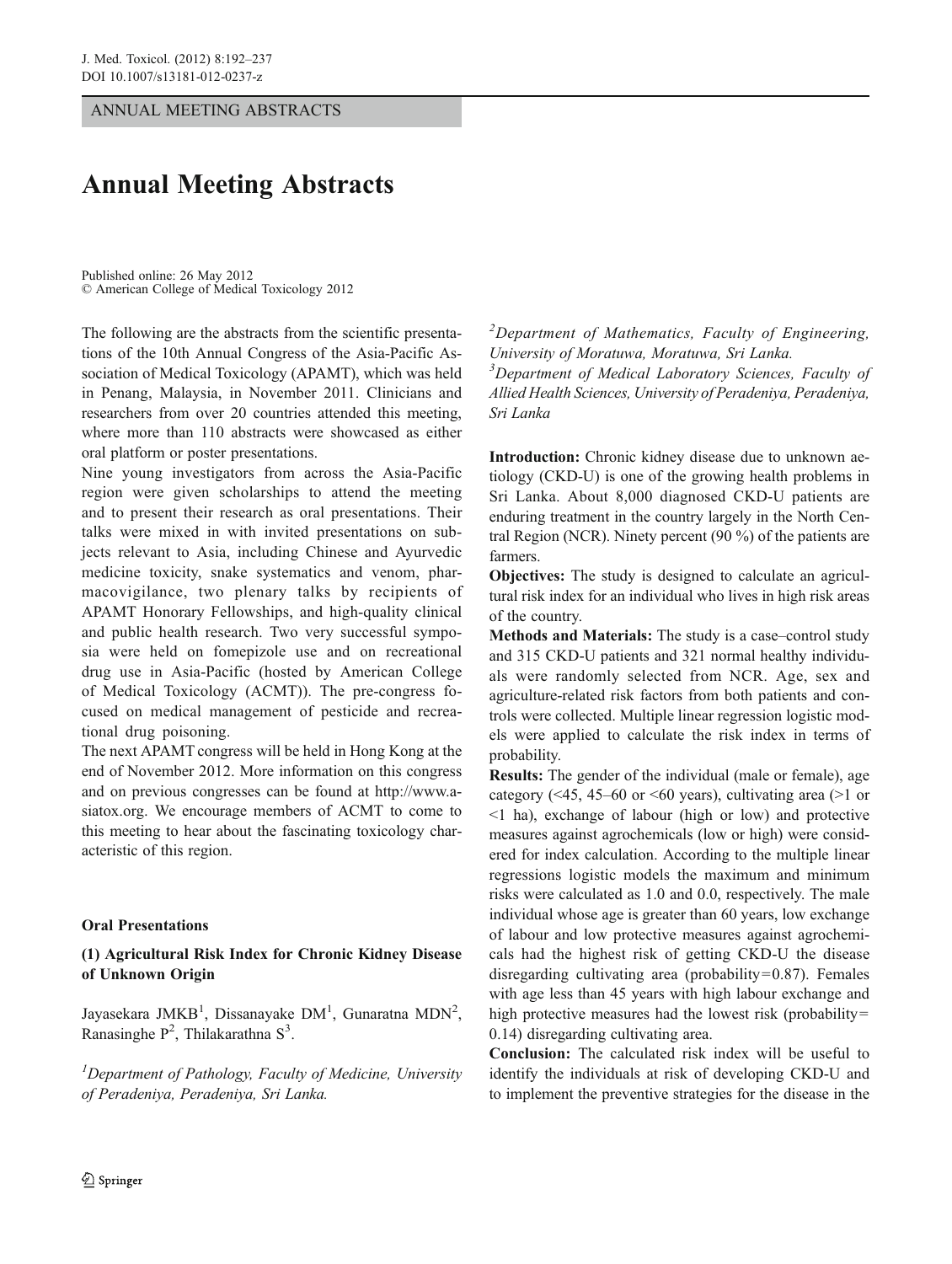ANNUAL MEETING ABSTRACTS

# Annual Meeting Abstracts

Published online: 26 May 2012
© American College of Medical Toxicology 2012

The following are the abstracts from the scientific presentations of the 10th Annual Congress of the Asia-Pacific Association of Medical Toxicology (APAMT), which was held in Penang, Malaysia, in November 2011. Clinicians and researchers from over 20 countries attended this meeting, where more than 110 abstracts were showcased as either oral platform or poster presentations.

Nine young investigators from across the Asia-Pacific region were given scholarships to attend the meeting and to present their research as oral presentations. Their talks were mixed in with invited presentations on subjects relevant to Asia, including Chinese and Ayurvedic medicine toxicity, snake systematics and venom, pharmacovigilance, two plenary talks by recipients of APAMT Honorary Fellowships, and high-quality clinical and public health research. Two very successful symposia were held on fomepizole use and on recreational drug use in Asia-Pacific (hosted by American College of Medical Toxicology (ACMT)). The pre-congress focused on medical management of pesticide and recreational drug poisoning.

The next APAMT congress will be held in Hong Kong at the end of November 2012. More information on this congress and on previous congresses can be found at http://www.asiatox.org. We encourage members of ACMT to come to this meeting to hear about the fascinating toxicology characteristic of this region.

## Oral Presentations

### (1) Agricultural Risk Index for Chronic Kidney Disease of Unknown Origin

Jayasekara JMKB[1], Dissanayake DM[1], Gunaratna MDN[2], Ranasinghe P[2], Thilakarathna S[3].

[1]*Department of Pathology, Faculty of Medicine, University of Peradeniya, Peradeniya, Sri Lanka.*

[2]*Department of Mathematics, Faculty of Engineering, University of Moratuwa, Moratuwa, Sri Lanka.*

[3]*Department of Medical Laboratory Sciences, Faculty of Allied Health Sciences, University of Peradeniya, Peradeniya, Sri Lanka*

**Introduction:** Chronic kidney disease due to unknown aetiology (CKD-U) is one of the growing health problems in Sri Lanka. About 8,000 diagnosed CKD-U patients are enduring treatment in the country largely in the North Central Region (NCR). Ninety percent (90 %) of the patients are farmers.

**Objectives:** The study is designed to calculate an agricultural risk index for an individual who lives in high risk areas of the country.

**Methods and Materials:** The study is a case–control study and 315 CKD-U patients and 321 normal healthy individuals were randomly selected from NCR. Age, sex and agriculture-related risk factors from both patients and controls were collected. Multiple linear regression logistic models were applied to calculate the risk index in terms of probability.

**Results:** The gender of the individual (male or female), age category (<45, 45–60 or <60 years), cultivating area (>1 or <1 ha), exchange of labour (high or low) and protective measures against agrochemicals (low or high) were considered for index calculation. According to the multiple linear regressions logistic models the maximum and minimum risks were calculated as 1.0 and 0.0, respectively. The male individual whose age is greater than 60 years, low exchange of labour and low protective measures against agrochemicals had the highest risk of getting CKD-U the disease disregarding cultivating area (probability=0.87). Females with age less than 45 years with high labour exchange and high protective measures had the lowest risk (probability=0.14) disregarding cultivating area.

**Conclusion:** The calculated risk index will be useful to identify the individuals at risk of developing CKD-U and to implement the preventive strategies for the disease in the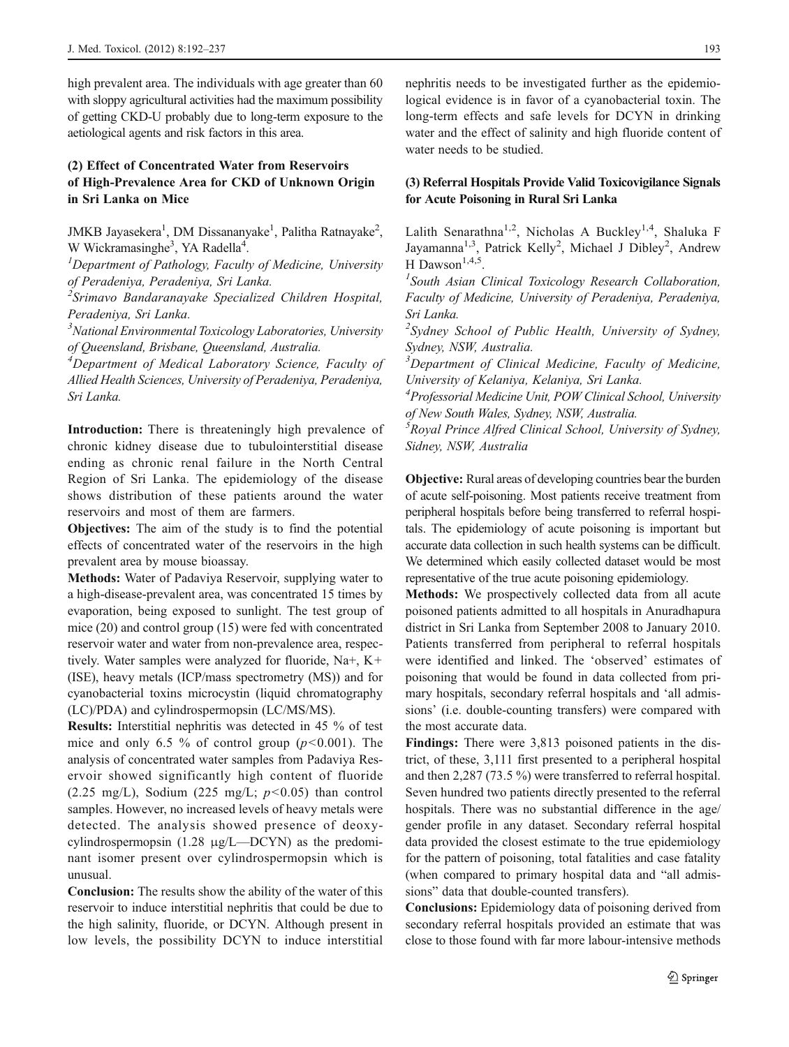high prevalent area. The individuals with age greater than 60 with sloppy agricultural activities had the maximum possibility of getting CKD-U probably due to long-term exposure to the aetiological agents and risk factors in this area.

### (2) Effect of Concentrated Water from Reservoirs of High-Prevalence Area for CKD of Unknown Origin in Sri Lanka on Mice

JMKB Jayasekera[1], DM Dissananyake[1], Palitha Ratnayake[2], W Wickramasinghe[3], YA Radella[4].

[1]*Department of Pathology, Faculty of Medicine, University of Peradeniya, Peradeniya, Sri Lanka.*

[2]*Srimavo Bandaranayake Specialized Children Hospital, Peradeniya, Sri Lanka.*

[3]*National Environmental Toxicology Laboratories, University of Queensland, Brisbane, Queensland, Australia.*

[4]*Department of Medical Laboratory Science, Faculty of Allied Health Sciences, University of Peradeniya, Peradeniya, Sri Lanka.*

**Introduction:** There is threateningly high prevalence of chronic kidney disease due to tubulointerstitial disease ending as chronic renal failure in the North Central Region of Sri Lanka. The epidemiology of the disease shows distribution of these patients around the water reservoirs and most of them are farmers.

**Objectives:** The aim of the study is to find the potential effects of concentrated water of the reservoirs in the high prevalent area by mouse bioassay.

**Methods:** Water of Padaviya Reservoir, supplying water to a high-disease-prevalent area, was concentrated 15 times by evaporation, being exposed to sunlight. The test group of mice (20) and control group (15) were fed with concentrated reservoir water and water from non-prevalence area, respectively. Water samples were analyzed for fluoride, $Na+$, $K+$ (ISE), heavy metals (ICP/mass spectrometry (MS)) and for cyanobacterial toxins microcystin (liquid chromatography (LC)/PDA) and cylindrospermopsin (LC/MS/MS).

**Results:** Interstitial nephritis was detected in 45 % of test mice and only 6.5 % of control group ($p<0.001$). The analysis of concentrated water samples from Padaviya Reservoir showed significantly high content of fluoride (2.25 mg/L), Sodium (225 mg/L; $p<0.05$) than control samples. However, no increased levels of heavy metals were detected. The analysis showed presence of deoxy-cylindrospermopsin (1.28 μg/L—DCYN) as the predominant isomer present over cylindrospermopsin which is unusual.

**Conclusion:** The results show the ability of the water of this reservoir to induce interstitial nephritis that could be due to the high salinity, fluoride, or DCYN. Although present in low levels, the possibility DCYN to induce interstitial nephritis needs to be investigated further as the epidemiological evidence is in favor of a cyanobacterial toxin. The long-term effects and safe levels for DCYN in drinking water and the effect of salinity and high fluoride content of water needs to be studied.

### (3) Referral Hospitals Provide Valid Toxicovigilance Signals for Acute Poisoning in Rural Sri Lanka

Lalith Senarathna[1,2], Nicholas A Buckley[1,4], Shaluka F Jayamanna[1,3], Patrick Kelly[2], Michael J Dibley[2], Andrew H Dawson[1,4,5].

[1]*South Asian Clinical Toxicology Research Collaboration, Faculty of Medicine, University of Peradeniya, Peradeniya, Sri Lanka.*

[2]*Sydney School of Public Health, University of Sydney, Sydney, NSW, Australia.*

[3]*Department of Clinical Medicine, Faculty of Medicine, University of Kelaniya, Kelaniya, Sri Lanka.*

[4]*Professorial Medicine Unit, POW Clinical School, University of New South Wales, Sydney, NSW, Australia.*

[5]*Royal Prince Alfred Clinical School, University of Sydney, Sidney, NSW, Australia*

**Objective:** Rural areas of developing countries bear the burden of acute self-poisoning. Most patients receive treatment from peripheral hospitals before being transferred to referral hospitals. The epidemiology of acute poisoning is important but accurate data collection in such health systems can be difficult. We determined which easily collected dataset would be most representative of the true acute poisoning epidemiology.

**Methods:** We prospectively collected data from all acute poisoned patients admitted to all hospitals in Anuradhapura district in Sri Lanka from September 2008 to January 2010. Patients transferred from peripheral to referral hospitals were identified and linked. The 'observed' estimates of poisoning that would be found in data collected from primary hospitals, secondary referral hospitals and 'all admissions' (i.e. double-counting transfers) were compared with the most accurate data.

**Findings:** There were 3,813 poisoned patients in the district, of these, 3,111 first presented to a peripheral hospital and then 2,287 (73.5 %) were transferred to referral hospital. Seven hundred two patients directly presented to the referral hospitals. There was no substantial difference in the age/gender profile in any dataset. Secondary referral hospital data provided the closest estimate to the true epidemiology for the pattern of poisoning, total fatalities and case fatality (when compared to primary hospital data and "all admissions" data that double-counted transfers).

**Conclusions:** Epidemiology data of poisoning derived from secondary referral hospitals provided an estimate that was close to those found with far more labour-intensive methods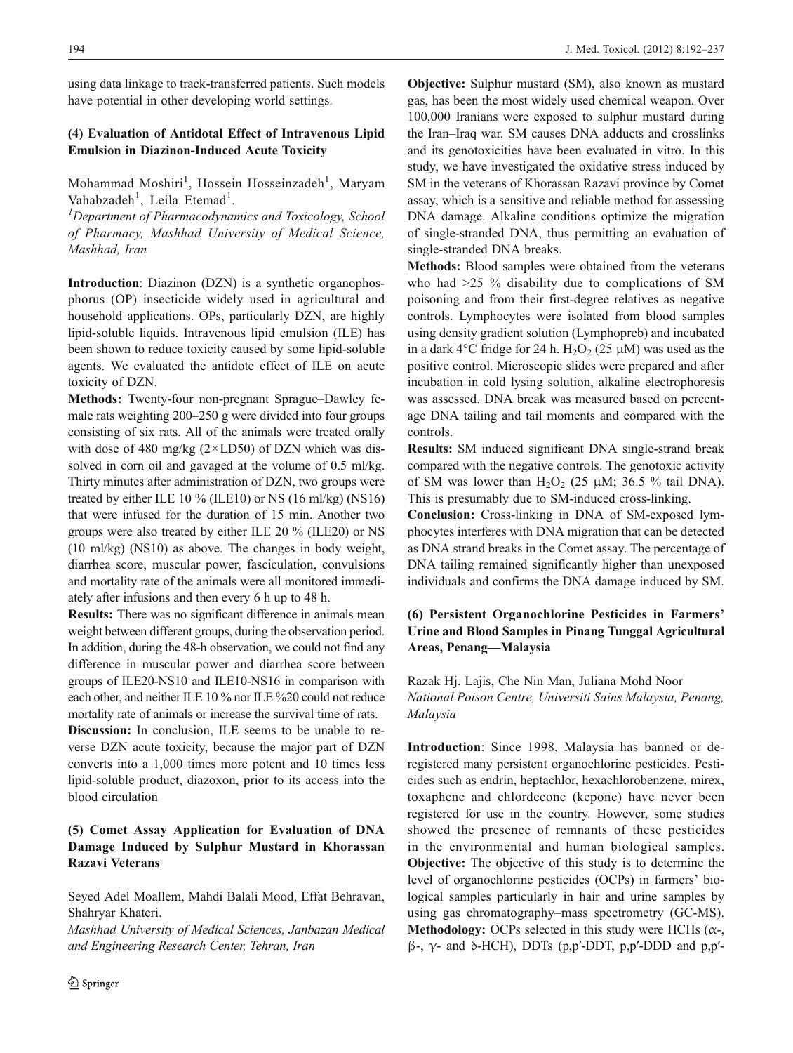using data linkage to track-transferred patients. Such models have potential in other developing world settings.

### (4) Evaluation of Antidotal Effect of Intravenous Lipid Emulsion in Diazinon-Induced Acute Toxicity

Mohammad Moshiri[1], Hossein Hosseinzadeh[1], Maryam Vahabzadeh[1], Leila Etemad[1].

[1]*Department of Pharmacodynamics and Toxicology, School of Pharmacy, Mashhad University of Medical Science, Mashhad, Iran*

**Introduction**: Diazinon (DZN) is a synthetic organophosphorus (OP) insecticide widely used in agricultural and household applications. OPs, particularly DZN, are highly lipid-soluble liquids. Intravenous lipid emulsion (ILE) has been shown to reduce toxicity caused by some lipid-soluble agents. We evaluated the antidote effect of ILE on acute toxicity of DZN.

**Methods:** Twenty-four non-pregnant Sprague–Dawley female rats weighting 200–250 g were divided into four groups consisting of six rats. All of the animals were treated orally with dose of 480 mg/kg (2×LD50) of DZN which was dissolved in corn oil and gavaged at the volume of 0.5 ml/kg. Thirty minutes after administration of DZN, two groups were treated by either ILE 10 % (ILE10) or NS (16 ml/kg) (NS16) that were infused for the duration of 15 min. Another two groups were also treated by either ILE 20 % (ILE20) or NS (10 ml/kg) (NS10) as above. The changes in body weight, diarrhea score, muscular power, fasciculation, convulsions and mortality rate of the animals were all monitored immediately after infusions and then every 6 h up to 48 h.

**Results:** There was no significant difference in animals mean weight between different groups, during the observation period. In addition, during the 48-h observation, we could not find any difference in muscular power and diarrhea score between groups of ILE20-NS10 and ILE10-NS16 in comparison with each other, and neither ILE 10 % nor ILE %20 could not reduce mortality rate of animals or increase the survival time of rats.

**Discussion:** In conclusion, ILE seems to be unable to reverse DZN acute toxicity, because the major part of DZN converts into a 1,000 times more potent and 10 times less lipid-soluble product, diazoxon, prior to its access into the blood circulation

### (5) Comet Assay Application for Evaluation of DNA Damage Induced by Sulphur Mustard in Khorassan Razavi Veterans

Seyed Adel Moallem, Mahdi Balali Mood, Effat Behravan, Shahryar Khateri.

*Mashhad University of Medical Sciences, Janbazan Medical and Engineering Research Center, Tehran, Iran*

**Objective:** Sulphur mustard (SM), also known as mustard gas, has been the most widely used chemical weapon. Over 100,000 Iranians were exposed to sulphur mustard during the Iran–Iraq war. SM causes DNA adducts and crosslinks and its genotoxicities have been evaluated in vitro. In this study, we have investigated the oxidative stress induced by SM in the veterans of Khorassan Razavi province by Comet assay, which is a sensitive and reliable method for assessing DNA damage. Alkaline conditions optimize the migration of single-stranded DNA, thus permitting an evaluation of single-stranded DNA breaks.

**Methods:** Blood samples were obtained from the veterans who had >25 % disability due to complications of SM poisoning and from their first-degree relatives as negative controls. Lymphocytes were isolated from blood samples using density gradient solution (Lymphopreb) and incubated in a dark 4°C fridge for 24 h. $H_2O_2$ (25 μM) was used as the positive control. Microscopic slides were prepared and after incubation in cold lysing solution, alkaline electrophoresis was assessed. DNA break was measured based on percentage DNA tailing and tail moments and compared with the controls.

**Results:** SM induced significant DNA single-strand break compared with the negative controls. The genotoxic activity of SM was lower than $H_2O_2$ (25 μM; 36.5 % tail DNA). This is presumably due to SM-induced cross-linking.

**Conclusion:** Cross-linking in DNA of SM-exposed lymphocytes interferes with DNA migration that can be detected as DNA strand breaks in the Comet assay. The percentage of DNA tailing remained significantly higher than unexposed individuals and confirms the DNA damage induced by SM.

### (6) Persistent Organochlorine Pesticides in Farmers' Urine and Blood Samples in Pinang Tunggal Agricultural Areas, Penang—Malaysia

Razak Hj. Lajis, Che Nin Man, Juliana Mohd Noor

*National Poison Centre, Universiti Sains Malaysia, Penang, Malaysia*

**Introduction**: Since 1998, Malaysia has banned or deregistered many persistent organochlorine pesticides. Pesticides such as endrin, heptachlor, hexachlorobenzene, mirex, toxaphene and chlordecone (kepone) have never been registered for use in the country. However, some studies showed the presence of remnants of these pesticides in the environmental and human biological samples.

**Objective:** The objective of this study is to determine the level of organochlorine pesticides (OCPs) in farmers' biological samples particularly in hair and urine samples by using gas chromatography–mass spectrometry (GC-MS).

**Methodology:** OCPs selected in this study were HCHs (α-, β-, γ- and δ-HCH), DDTs (p,p′-DDT, p,p′-DDD and p,p′-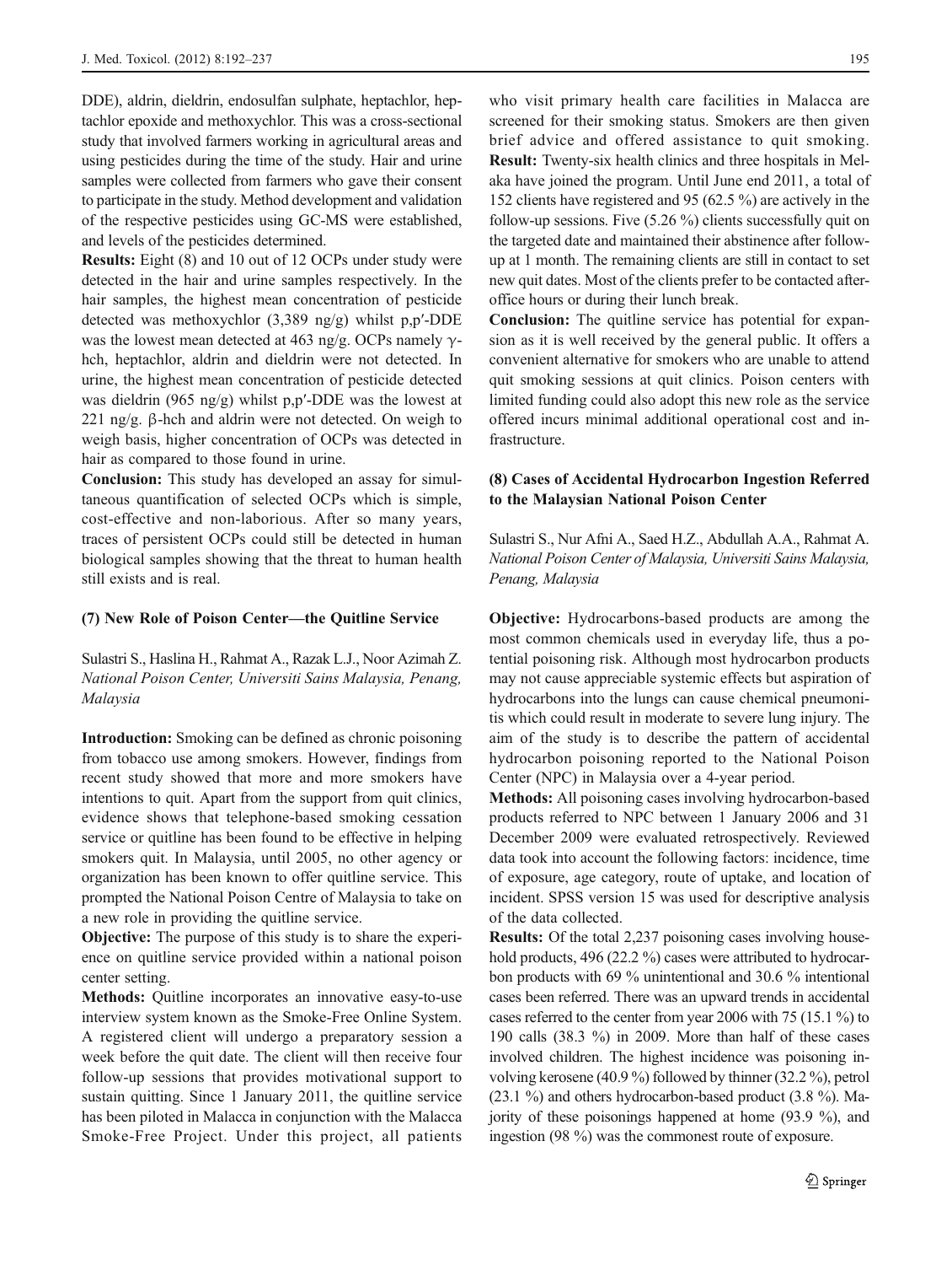DDE), aldrin, dieldrin, endosulfan sulphate, heptachlor, heptachlor epoxide and methoxychlor. This was a cross-sectional study that involved farmers working in agricultural areas and using pesticides during the time of the study. Hair and urine samples were collected from farmers who gave their consent to participate in the study. Method development and validation of the respective pesticides using GC-MS were established, and levels of the pesticides determined.

**Results:** Eight (8) and 10 out of 12 OCPs under study were detected in the hair and urine samples respectively. In the hair samples, the highest mean concentration of pesticide detected was methoxychlor (3,389 ng/g) whilst p,p′-DDE was the lowest mean detected at 463 ng/g. OCPs namely γ-hch, heptachlor, aldrin and dieldrin were not detected. In urine, the highest mean concentration of pesticide detected was dieldrin (965 ng/g) whilst p,p′-DDE was the lowest at 221 ng/g. β-hch and aldrin were not detected. On weigh to weigh basis, higher concentration of OCPs was detected in hair as compared to those found in urine.

**Conclusion:** This study has developed an assay for simultaneous quantification of selected OCPs which is simple, cost-effective and non-laborious. After so many years, traces of persistent OCPs could still be detected in human biological samples showing that the threat to human health still exists and is real.

### (7) New Role of Poison Center—the Quitline Service

Sulastri S., Haslina H., Rahmat A., Razak L.J., Noor Azimah Z.
*National Poison Center, Universiti Sains Malaysia, Penang, Malaysia*

**Introduction:** Smoking can be defined as chronic poisoning from tobacco use among smokers. However, findings from recent study showed that more and more smokers have intentions to quit. Apart from the support from quit clinics, evidence shows that telephone-based smoking cessation service or quitline has been found to be effective in helping smokers quit. In Malaysia, until 2005, no other agency or organization has been known to offer quitline service. This prompted the National Poison Centre of Malaysia to take on a new role in providing the quitline service.

**Objective:** The purpose of this study is to share the experience on quitline service provided within a national poison center setting.

**Methods:** Quitline incorporates an innovative easy-to-use interview system known as the Smoke-Free Online System. A registered client will undergo a preparatory session a week before the quit date. The client will then receive four follow-up sessions that provides motivational support to sustain quitting. Since 1 January 2011, the quitline service has been piloted in Malacca in conjunction with the Malacca Smoke-Free Project. Under this project, all patients who visit primary health care facilities in Malacca are screened for their smoking status. Smokers are then given brief advice and offered assistance to quit smoking.

**Result:** Twenty-six health clinics and three hospitals in Melaka have joined the program. Until June end 2011, a total of 152 clients have registered and 95 (62.5 %) are actively in the follow-up sessions. Five (5.26 %) clients successfully quit on the targeted date and maintained their abstinence after follow-up at 1 month. The remaining clients are still in contact to set new quit dates. Most of the clients prefer to be contacted after-office hours or during their lunch break.

**Conclusion:** The quitline service has potential for expansion as it is well received by the general public. It offers a convenient alternative for smokers who are unable to attend quit smoking sessions at quit clinics. Poison centers with limited funding could also adopt this new role as the service offered incurs minimal additional operational cost and infrastructure.

### (8) Cases of Accidental Hydrocarbon Ingestion Referred to the Malaysian National Poison Center

Sulastri S., Nur Afni A., Saed H.Z., Abdullah A.A., Rahmat A.
*National Poison Center of Malaysia, Universiti Sains Malaysia, Penang, Malaysia*

**Objective:** Hydrocarbons-based products are among the most common chemicals used in everyday life, thus a potential poisoning risk. Although most hydrocarbon products may not cause appreciable systemic effects but aspiration of hydrocarbons into the lungs can cause chemical pneumonitis which could result in moderate to severe lung injury. The aim of the study is to describe the pattern of accidental hydrocarbon poisoning reported to the National Poison Center (NPC) in Malaysia over a 4-year period.

**Methods:** All poisoning cases involving hydrocarbon-based products referred to NPC between 1 January 2006 and 31 December 2009 were evaluated retrospectively. Reviewed data took into account the following factors: incidence, time of exposure, age category, route of uptake, and location of incident. SPSS version 15 was used for descriptive analysis of the data collected.

**Results:** Of the total 2,237 poisoning cases involving household products, 496 (22.2 %) cases were attributed to hydrocarbon products with 69 % unintentional and 30.6 % intentional cases been referred. There was an upward trends in accidental cases referred to the center from year 2006 with 75 (15.1 %) to 190 calls (38.3 %) in 2009. More than half of these cases involved children. The highest incidence was poisoning involving kerosene (40.9 %) followed by thinner (32.2 %), petrol (23.1 %) and others hydrocarbon-based product (3.8 %). Majority of these poisonings happened at home (93.9 %), and ingestion (98 %) was the commonest route of exposure.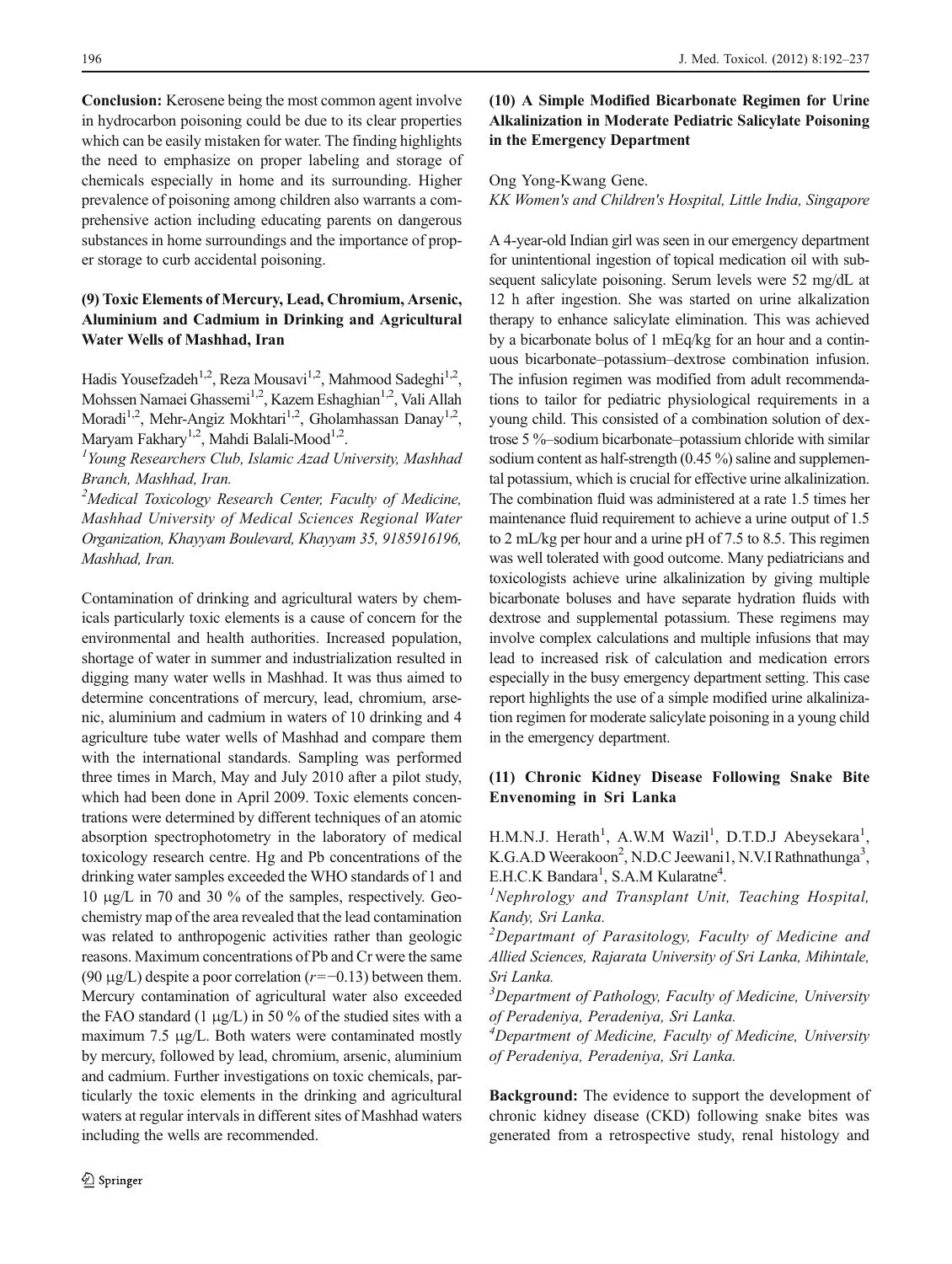**Conclusion:** Kerosene being the most common agent involve in hydrocarbon poisoning could be due to its clear properties which can be easily mistaken for water. The finding highlights the need to emphasize on proper labeling and storage of chemicals especially in home and its surrounding. Higher prevalence of poisoning among children also warrants a comprehensive action including educating parents on dangerous substances in home surroundings and the importance of proper storage to curb accidental poisoning.

## (9) Toxic Elements of Mercury, Lead, Chromium, Arsenic, Aluminium and Cadmium in Drinking and Agricultural Water Wells of Mashhad, Iran

Hadis Yousefzadeh[1,2], Reza Mousavi[1,2], Mahmood Sadeghi[1,2], Mohssen Namaei Ghassemi[1,2], Kazem Eshaghian[1,2], Vali Allah Moradi[1,2], Mehr-Angiz Mokhtari[1,2], Gholamhassan Danay[1,2], Maryam Fakhary[1,2], Mahdi Balali-Mood[1,2].

[1]*Young Researchers Club, Islamic Azad University, Mashhad Branch, Mashhad, Iran.*

[2]*Medical Toxicology Research Center, Faculty of Medicine, Mashhad University of Medical Sciences Regional Water Organization, Khayyam Boulevard, Khayyam 35, 9185916196, Mashhad, Iran.*

Contamination of drinking and agricultural waters by chemicals particularly toxic elements is a cause of concern for the environmental and health authorities. Increased population, shortage of water in summer and industrialization resulted in digging many water wells in Mashhad. It was thus aimed to determine concentrations of mercury, lead, chromium, arsenic, aluminium and cadmium in waters of 10 drinking and 4 agriculture tube water wells of Mashhad and compare them with the international standards. Sampling was performed three times in March, May and July 2010 after a pilot study, which had been done in April 2009. Toxic elements concentrations were determined by different techniques of an atomic absorption spectrophotometry in the laboratory of medical toxicology research centre. Hg and Pb concentrations of the drinking water samples exceeded the WHO standards of 1 and 10 μg/L in 70 and 30 % of the samples, respectively. Geochemistry map of the area revealed that the lead contamination was related to anthropogenic activities rather than geologic reasons. Maximum concentrations of Pb and Cr were the same (90 μg/L) despite a poor correlation ($r=-0.13$) between them. Mercury contamination of agricultural water also exceeded the FAO standard (1 μg/L) in 50 % of the studied sites with a maximum 7.5 μg/L. Both waters were contaminated mostly by mercury, followed by lead, chromium, arsenic, aluminium and cadmium. Further investigations on toxic chemicals, particularly the toxic elements in the drinking and agricultural waters at regular intervals in different sites of Mashhad waters including the wells are recommended.

## (10) A Simple Modified Bicarbonate Regimen for Urine Alkalinization in Moderate Pediatric Salicylate Poisoning in the Emergency Department

Ong Yong-Kwang Gene.

*KK Women's and Children's Hospital, Little India, Singapore*

A 4-year-old Indian girl was seen in our emergency department for unintentional ingestion of topical medication oil with subsequent salicylate poisoning. Serum levels were 52 mg/dL at 12 h after ingestion. She was started on urine alkalization therapy to enhance salicylate elimination. This was achieved by a bicarbonate bolus of 1 mEq/kg for an hour and a continuous bicarbonate–potassium–dextrose combination infusion. The infusion regimen was modified from adult recommendations to tailor for pediatric physiological requirements in a young child. This consisted of a combination solution of dextrose 5 %–sodium bicarbonate–potassium chloride with similar sodium content as half-strength (0.45 %) saline and supplemental potassium, which is crucial for effective urine alkalization. The combination fluid was administered at a rate 1.5 times her maintenance fluid requirement to achieve a urine output of 1.5 to 2 mL/kg per hour and a urine pH of 7.5 to 8.5. This regimen was well tolerated with good outcome. Many pediatricians and toxicologists achieve urine alkalinization by giving multiple bicarbonate boluses and have separate hydration fluids with dextrose and supplemental potassium. These regimens may involve complex calculations and multiple infusions that may lead to increased risk of calculation and medication errors especially in the busy emergency department setting. This case report highlights the use of a simple modified urine alkalinization regimen for moderate salicylate poisoning in a young child in the emergency department.

## (11) Chronic Kidney Disease Following Snake Bite Envenoming in Sri Lanka

H.M.N.J. Herath[1], A.W.M Wazil[1], D.T.D.J Abeysekara[1], K.G.A.D Weerakoon[2], N.D.C Jeewani1, N.V.I Rathnathunga[3], E.H.C.K Bandara[1], S.A.M Kularatne[4].

[1]*Nephrology and Transplant Unit, Teaching Hospital, Kandy, Sri Lanka.*

[2]*Departmant of Parasitology, Faculty of Medicine and Allied Sciences, Rajarata University of Sri Lanka, Mihintale, Sri Lanka.*

[3]*Department of Pathology, Faculty of Medicine, University of Peradeniya, Peradeniya, Sri Lanka.*

[4]*Department of Medicine, Faculty of Medicine, University of Peradeniya, Peradeniya, Sri Lanka.*

**Background:** The evidence to support the development of chronic kidney disease (CKD) following snake bites was generated from a retrospective study, renal histology and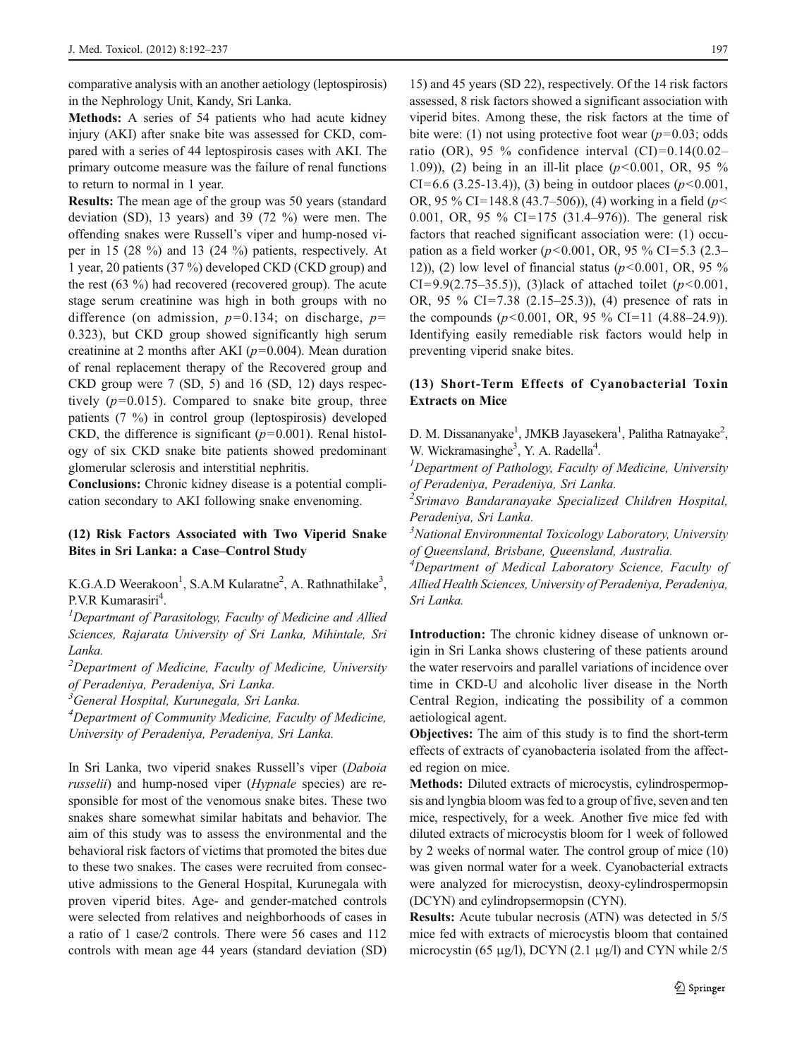comparative analysis with an another aetiology (leptospirosis) in the Nephrology Unit, Kandy, Sri Lanka.

**Methods:** A series of 54 patients who had acute kidney injury (AKI) after snake bite was assessed for CKD, compared with a series of 44 leptospirosis cases with AKI. The primary outcome measure was the failure of renal functions to return to normal in 1 year.

**Results:** The mean age of the group was 50 years (standard deviation (SD), 13 years) and 39 (72 %) were men. The offending snakes were Russell's viper and hump-nosed viper in 15 (28 %) and 13 (24 %) patients, respectively. At 1 year, 20 patients (37 %) developed CKD (CKD group) and the rest (63 %) had recovered (recovered group). The acute stage serum creatinine was high in both groups with no difference (on admission, $p=0.134$; on discharge, $p=0.323$), but CKD group showed significantly high serum creatinine at 2 months after AKI ($p=0.004$). Mean duration of renal replacement therapy of the Recovered group and CKD group were 7 (SD, 5) and 16 (SD, 12) days respectively ($p=0.015$). Compared to snake bite group, three patients (7 %) in control group (leptospirosis) developed CKD, the difference is significant ($p=0.001$). Renal histology of six CKD snake bite patients showed predominant glomerular sclerosis and interstitial nephritis.

**Conclusions:** Chronic kidney disease is a potential complication secondary to AKI following snake envenoming.

### (12) Risk Factors Associated with Two Viperid Snake Bites in Sri Lanka: a Case–Control Study

K.G.A.D Weerakoon[1], S.A.M Kularatne[2], A. Rathnathilake[3], P.V.R Kumarasiri[4].

[1]*Departmant of Parasitology, Faculty of Medicine and Allied Sciences, Rajarata University of Sri Lanka, Mihintale, Sri Lanka.*

[2]*Department of Medicine, Faculty of Medicine, University of Peradeniya, Peradeniya, Sri Lanka.*

[3]*General Hospital, Kurunegala, Sri Lanka.*

[4]*Department of Community Medicine, Faculty of Medicine, University of Peradeniya, Peradeniya, Sri Lanka.*

In Sri Lanka, two viperid snakes Russell's viper (*Daboia russelii*) and hump-nosed viper (*Hypnale* species) are responsible for most of the venomous snake bites. These two snakes share somewhat similar habitats and behavior. The aim of this study was to assess the environmental and the behavioral risk factors of victims that promoted the bites due to these two snakes. The cases were recruited from consecutive admissions to the General Hospital, Kurunegala with proven viperid bites. Age- and gender-matched controls were selected from relatives and neighborhoods of cases in a ratio of 1 case/2 controls. There were 56 cases and 112 controls with mean age 44 years (standard deviation (SD) 15) and 45 years (SD 22), respectively. Of the 14 risk factors assessed, 8 risk factors showed a significant association with viperid bites. Among these, the risk factors at the time of bite were: (1) not using protective foot wear ($p=0.03$; odds ratio (OR), 95 % confidence interval (CI)=0.14(0.02–1.09)), (2) being in an ill-lit place ($p<0.001$, OR, 95 % CI=6.6 (3.25-13.4)), (3) being in outdoor places ($p<0.001$, OR, 95 % CI=148.8 (43.7–506)), (4) working in a field ($p<0.001$, OR, 95 % CI=175 (31.4–976)). The general risk factors that reached significant association were: (1) occupation as a field worker ($p<0.001$, OR, 95 % CI=5.3 (2.3–12)), (2) low level of financial status ($p<0.001$, OR, 95 % CI=9.9(2.75–35.5)), (3)lack of attached toilet ($p<0.001$, OR, 95 % CI=7.38 (2.15–25.3)), (4) presence of rats in the compounds ($p<0.001$, OR, 95 % CI=11 (4.88–24.9)). Identifying easily remediable risk factors would help in preventing viperid snake bites.

### (13) Short-Term Effects of Cyanobacterial Toxin Extracts on Mice

D. M. Dissananyake[1], JMKB Jayasekera[1], Palitha Ratnayake[2], W. Wickramasinghe[3], Y. A. Radella[4].

[1]*Department of Pathology, Faculty of Medicine, University of Peradeniya, Peradeniya, Sri Lanka.*

[2]*Srimavo Bandaranayake Specialized Children Hospital, Peradeniya, Sri Lanka.*

[3]*National Environmental Toxicology Laboratory, University of Queensland, Brisbane, Queensland, Australia.*

[4]*Department of Medical Laboratory Science, Faculty of Allied Health Sciences, University of Peradeniya, Peradeniya, Sri Lanka.*

**Introduction:** The chronic kidney disease of unknown origin in Sri Lanka shows clustering of these patients around the water reservoirs and parallel variations of incidence over time in CKD-U and alcoholic liver disease in the North Central Region, indicating the possibility of a common aetiological agent.

**Objectives:** The aim of this study is to find the short-term effects of extracts of cyanobacteria isolated from the affected region on mice.

**Methods:** Diluted extracts of microcystis, cylindrospermopsis and lyngbia bloom was fed to a group of five, seven and ten mice, respectively, for a week. Another five mice fed with diluted extracts of microcystis bloom for 1 week of followed by 2 weeks of normal water. The control group of mice (10) was given normal water for a week. Cyanobacterial extracts were analyzed for microcystisn, deoxy-cylindrospermopsin (DCYN) and cylindropsermopsin (CYN).

**Results:** Acute tubular necrosis (ATN) was detected in 5/5 mice fed with extracts of microcystis bloom that contained microcystin (65 μg/l), DCYN (2.1 μg/l) and CYN while 2/5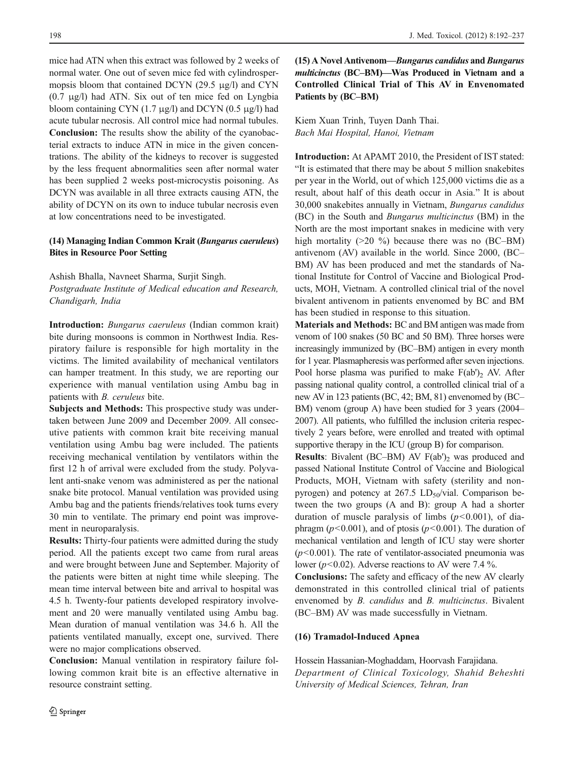mice had ATN when this extract was followed by 2 weeks of normal water. One out of seven mice fed with cylindrospermopsis bloom that contained DCYN (29.5 μg/l) and CYN (0.7 μg/l) had ATN. Six out of ten mice fed on Lyngbia bloom containing CYN (1.7 μg/l) and DCYN (0.5 μg/l) had acute tubular necrosis. All control mice had normal tubules. **Conclusion:** The results show the ability of the cyanobacterial extracts to induce ATN in mice in the given concentrations. The ability of the kidneys to recover is suggested by the less frequent abnormalities seen after normal water has been supplied 2 weeks post-microcystis poisoning. As DCYN was available in all three extracts causing ATN, the ability of DCYN on its own to induce tubular necrosis even at low concentrations need to be investigated.

### (14) Managing Indian Common Krait (*Bungarus caeruleus*) Bites in Resource Poor Setting

Ashish Bhalla, Navneet Sharma, Surjit Singh.
*Postgraduate Institute of Medical education and Research, Chandigarh, India*

**Introduction:** *Bungarus caeruleus* (Indian common krait) bite during monsoons is common in Northwest India. Respiratory failure is responsible for high mortality in the victims. The limited availability of mechanical ventilators can hamper treatment. In this study, we are reporting our experience with manual ventilation using Ambu bag in patients with *B. ceruleus* bite.

**Subjects and Methods:** This prospective study was undertaken between June 2009 and December 2009. All consecutive patients with common krait bite receiving manual ventilation using Ambu bag were included. The patients receiving mechanical ventilation by ventilators within the first 12 h of arrival were excluded from the study. Polyvalent anti-snake venom was administered as per the national snake bite protocol. Manual ventilation was provided using Ambu bag and the patients friends/relatives took turns every 30 min to ventilate. The primary end point was improvement in neuroparalysis.

**Results:** Thirty-four patients were admitted during the study period. All the patients except two came from rural areas and were brought between June and September. Majority of the patients were bitten at night time while sleeping. The mean time interval between bite and arrival to hospital was 4.5 h. Twenty-four patients developed respiratory involvement and 20 were manually ventilated using Ambu bag. Mean duration of manual ventilation was 34.6 h. All the patients ventilated manually, except one, survived. There were no major complications observed.

**Conclusion:** Manual ventilation in respiratory failure following common krait bite is an effective alternative in resource constraint setting.

### (15) A Novel Antivenom—*Bungarus candidus* and *Bungarus multicinctus* (BC–BM)—Was Produced in Vietnam and a Controlled Clinical Trial of This AV in Envenomated Patients by (BC–BM)

Kiem Xuan Trinh, Tuyen Danh Thai.
*Bach Mai Hospital, Hanoi, Vietnam*

**Introduction:** At APAMT 2010, the President of IST stated: "It is estimated that there may be about 5 million snakebites per year in the World, out of which 125,000 victims die as a result, about half of this death occur in Asia." It is about 30,000 snakebites annually in Vietnam, *Bungarus candidus* (BC) in the South and *Bungarus multicinctus* (BM) in the North are the most important snakes in medicine with very high mortality (>20 %) because there was no (BC–BM) antivenom (AV) available in the world. Since 2000, (BC–BM) AV has been produced and met the standards of National Institute for Control of Vaccine and Biological Products, MOH, Vietnam. A controlled clinical trial of the novel bivalent antivenom in patients envenomed by BC and BM has been studied in response to this situation.

**Materials and Methods:** BC and BM antigen was made from venom of 100 snakes (50 BC and 50 BM). Three horses were increasingly immunized by (BC–BM) antigen in every month for 1 year. Plasmapheresis was performed after seven injections. Pool horse plasma was purified to make $F(ab')_2$ AV. After passing national quality control, a controlled clinical trial of a new AV in 123 patients (BC, 42; BM, 81) envenomed by (BC–BM) venom (group A) have been studied for 3 years (2004–2007). All patients, who fulfilled the inclusion criteria respectively 2 years before, were enrolled and treated with optimal supportive therapy in the ICU (group B) for comparison.

**Results**: Bivalent (BC–BM) AV $F(ab')_2$ was produced and passed National Institute Control of Vaccine and Biological Products, MOH, Vietnam with safety (sterility and non-pyrogen) and potency at 267.5 $LD_{50}$/vial. Comparison between the two groups (A and B): group A had a shorter duration of muscle paralysis of limbs ($p<0.001$), of diaphragm ($p<0.001$), and of ptosis ($p<0.001$). The duration of mechanical ventilation and length of ICU stay were shorter ($p<0.001$). The rate of ventilator-associated pneumonia was lower ($p<0.02$). Adverse reactions to AV were 7.4 %.

**Conclusions:** The safety and efficacy of the new AV clearly demonstrated in this controlled clinical trial of patients envenomed by *B. candidus* and *B. multicinctus*. Bivalent (BC–BM) AV was made successfully in Vietnam.

### (16) Tramadol-Induced Apnea

Hossein Hassanian-Moghaddam, Hoorvash Farajidana.
*Department of Clinical Toxicology, Shahid Beheshti University of Medical Sciences, Tehran, Iran*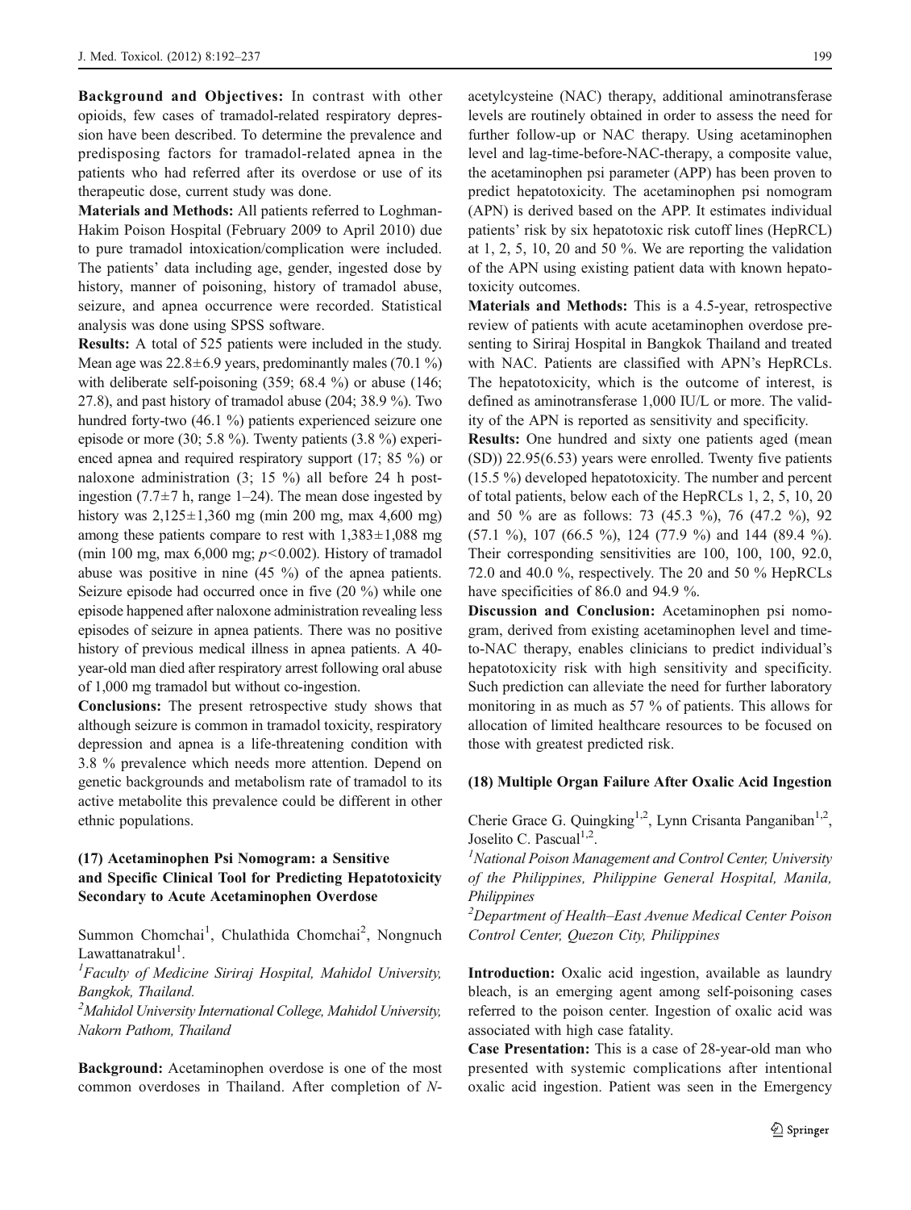**Background and Objectives:** In contrast with other opioids, few cases of tramadol-related respiratory depression have been described. To determine the prevalence and predisposing factors for tramadol-related apnea in the patients who had referred after its overdose or use of its therapeutic dose, current study was done.

**Materials and Methods:** All patients referred to Loghman-Hakim Poison Hospital (February 2009 to April 2010) due to pure tramadol intoxication/complication were included. The patients' data including age, gender, ingested dose by history, manner of poisoning, history of tramadol abuse, seizure, and apnea occurrence were recorded. Statistical analysis was done using SPSS software.

**Results:** A total of 525 patients were included in the study. Mean age was 22.8±6.9 years, predominantly males (70.1 %) with deliberate self-poisoning (359; 68.4 %) or abuse (146; 27.8), and past history of tramadol abuse (204; 38.9 %). Two hundred forty-two (46.1 %) patients experienced seizure one episode or more (30; 5.8 %). Twenty patients (3.8 %) experienced apnea and required respiratory support (17; 85 %) or naloxone administration (3; 15 %) all before 24 h post-ingestion (7.7±7 h, range 1–24). The mean dose ingested by history was 2,125±1,360 mg (min 200 mg, max 4,600 mg) among these patients compare to rest with 1,383±1,088 mg (min 100 mg, max 6,000 mg; $p<0.002$). History of tramadol abuse was positive in nine (45 %) of the apnea patients. Seizure episode had occurred once in five (20 %) while one episode happened after naloxone administration revealing less episodes of seizure in apnea patients. There was no positive history of previous medical illness in apnea patients. A 40-year-old man died after respiratory arrest following oral abuse of 1,000 mg tramadol but without co-ingestion.

**Conclusions:** The present retrospective study shows that although seizure is common in tramadol toxicity, respiratory depression and apnea is a life-threatening condition with 3.8 % prevalence which needs more attention. Depend on genetic backgrounds and metabolism rate of tramadol to its active metabolite this prevalence could be different in other ethnic populations.

### (17) Acetaminophen Psi Nomogram: a Sensitive and Specific Clinical Tool for Predicting Hepatotoxicity Secondary to Acute Acetaminophen Overdose

Summon Chomchai[1], Chulathida Chomchai[2], Nongnuch Lawattanatrakul[1].

[1]*Faculty of Medicine Siriraj Hospital, Mahidol University, Bangkok, Thailand.*

[2]*Mahidol University International College, Mahidol University, Nakorn Pathom, Thailand*

**Background:** Acetaminophen overdose is one of the most common overdoses in Thailand. After completion of N-acetylcysteine (NAC) therapy, additional aminotransferase levels are routinely obtained in order to assess the need for further follow-up or NAC therapy. Using acetaminophen level and lag-time-before-NAC-therapy, a composite value, the acetaminophen psi parameter (APP) has been proven to predict hepatotoxicity. The acetaminophen psi nomogram (APN) is derived based on the APP. It estimates individual patients' risk by six hepatotoxic risk cutoff lines (HepRCL) at 1, 2, 5, 10, 20 and 50 %. We are reporting the validation of the APN using existing patient data with known hepatotoxicity outcomes.

**Materials and Methods:** This is a 4.5-year, retrospective review of patients with acute acetaminophen overdose presenting to Siriraj Hospital in Bangkok Thailand and treated with NAC. Patients are classified with APN's HepRCLs. The hepatotoxicity, which is the outcome of interest, is defined as aminotransferase 1,000 IU/L or more. The validity of the APN is reported as sensitivity and specificity.

**Results:** One hundred and sixty one patients aged (mean (SD)) 22.95(6.53) years were enrolled. Twenty five patients (15.5 %) developed hepatotoxicity. The number and percent of total patients, below each of the HepRCLs 1, 2, 5, 10, 20 and 50 % are as follows: 73 (45.3 %), 76 (47.2 %), 92 (57.1 %), 107 (66.5 %), 124 (77.9 %) and 144 (89.4 %). Their corresponding sensitivities are 100, 100, 100, 92.0, 72.0 and 40.0 %, respectively. The 20 and 50 % HepRCLs have specificities of 86.0 and 94.9 %.

**Discussion and Conclusion:** Acetaminophen psi nomogram, derived from existing acetaminophen level and time-to-NAC therapy, enables clinicians to predict individual's hepatotoxicity risk with high sensitivity and specificity. Such prediction can alleviate the need for further laboratory monitoring in as much as 57 % of patients. This allows for allocation of limited healthcare resources to be focused on those with greatest predicted risk.

### (18) Multiple Organ Failure After Oxalic Acid Ingestion

Cherie Grace G. Quingking[1,2], Lynn Crisanta Panganiban[1,2], Joselito C. Pascual[1,2].

[1]*National Poison Management and Control Center, University of the Philippines, Philippine General Hospital, Manila, Philippines*

[2]*Department of Health–East Avenue Medical Center Poison Control Center, Quezon City, Philippines*

**Introduction:** Oxalic acid ingestion, available as laundry bleach, is an emerging agent among self-poisoning cases referred to the poison center. Ingestion of oxalic acid was associated with high case fatality.

**Case Presentation:** This is a case of 28-year-old man who presented with systemic complications after intentional oxalic acid ingestion. Patient was seen in the Emergency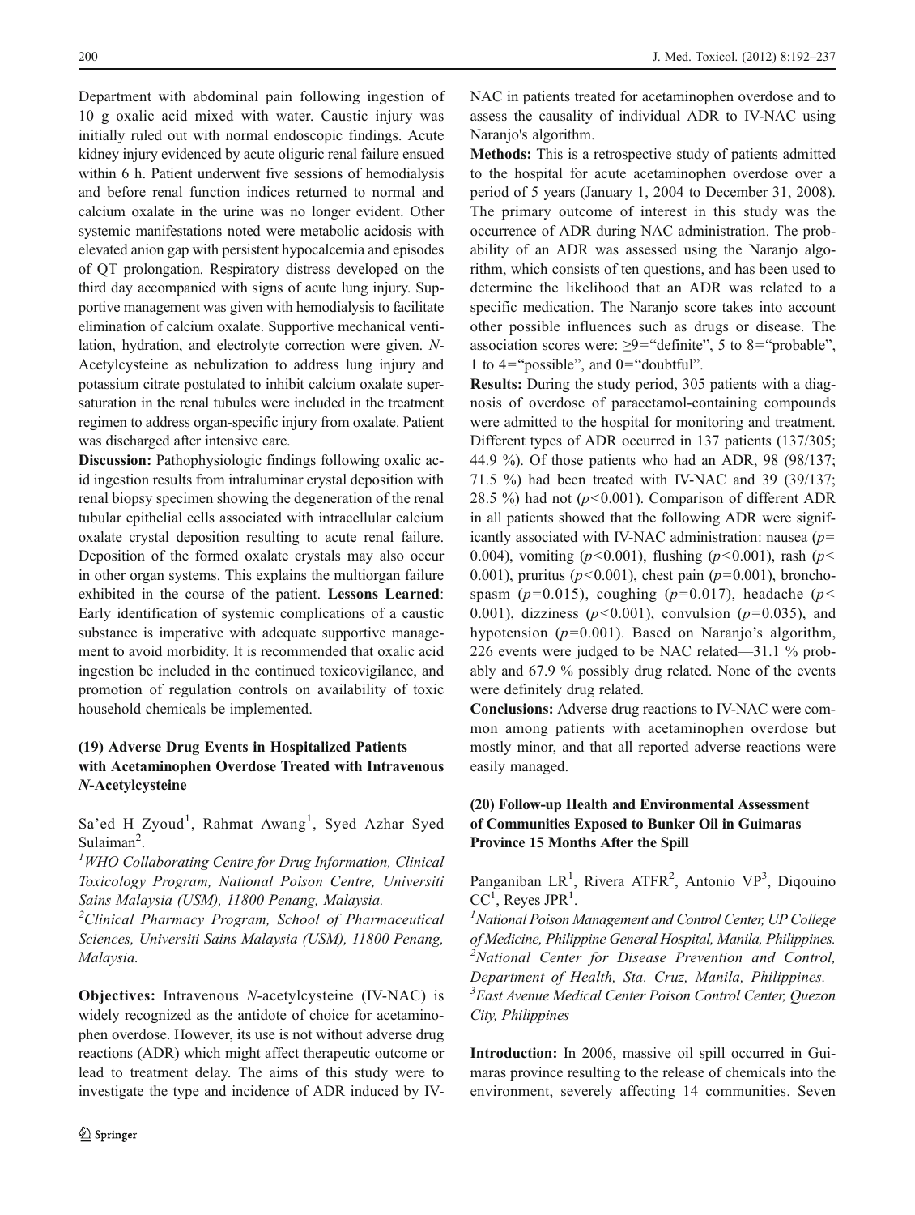Department with abdominal pain following ingestion of 10 g oxalic acid mixed with water. Caustic injury was initially ruled out with normal endoscopic findings. Acute kidney injury evidenced by acute oliguric renal failure ensued within 6 h. Patient underwent five sessions of hemodialysis and before renal function indices returned to normal and calcium oxalate in the urine was no longer evident. Other systemic manifestations noted were metabolic acidosis with elevated anion gap with persistent hypocalcemia and episodes of QT prolongation. Respiratory distress developed on the third day accompanied with signs of acute lung injury. Supportive management was given with hemodialysis to facilitate elimination of calcium oxalate. Supportive mechanical ventilation, hydration, and electrolyte correction were given. *N*-Acetylcysteine as nebulization to address lung injury and potassium citrate postulated to inhibit calcium oxalate supersaturation in the renal tubules were included in the treatment regimen to address organ-specific injury from oxalate. Patient was discharged after intensive care.

**Discussion:** Pathophysiologic findings following oxalic acid ingestion results from intraluminar crystal deposition with renal biopsy specimen showing the degeneration of the renal tubular epithelial cells associated with intracellular calcium oxalate crystal deposition resulting to acute renal failure. Deposition of the formed oxalate crystals may also occur in other organ systems. This explains the multiorgan failure exhibited in the course of the patient. **Lessons Learned**: Early identification of systemic complications of a caustic substance is imperative with adequate supportive management to avoid morbidity. It is recommended that oxalic acid ingestion be included in the continued toxicovigilance, and promotion of regulation controls on availability of toxic household chemicals be implemented.

### (19) Adverse Drug Events in Hospitalized Patients with Acetaminophen Overdose Treated with Intravenous *N*-Acetylcysteine

Sa'ed H Zyoud[1], Rahmat Awang[1], Syed Azhar Syed Sulaiman[2].

[1]*WHO Collaborating Centre for Drug Information, Clinical Toxicology Program, National Poison Centre, Universiti Sains Malaysia (USM), 11800 Penang, Malaysia.*

[2]*Clinical Pharmacy Program, School of Pharmaceutical Sciences, Universiti Sains Malaysia (USM), 11800 Penang, Malaysia.*

**Objectives:** Intravenous *N*-acetylcysteine (IV-NAC) is widely recognized as the antidote of choice for acetaminophen overdose. However, its use is not without adverse drug reactions (ADR) which might affect therapeutic outcome or lead to treatment delay. The aims of this study were to investigate the type and incidence of ADR induced by IV-NAC in patients treated for acetaminophen overdose and to assess the causality of individual ADR to IV-NAC using Naranjo's algorithm.

**Methods:** This is a retrospective study of patients admitted to the hospital for acute acetaminophen overdose over a period of 5 years (January 1, 2004 to December 31, 2008). The primary outcome of interest in this study was the occurrence of ADR during NAC administration. The probability of an ADR was assessed using the Naranjo algorithm, which consists of ten questions, and has been used to determine the likelihood that an ADR was related to a specific medication. The Naranjo score takes into account other possible influences such as drugs or disease. The association scores were: ≥9="definite", 5 to 8="probable", 1 to 4="possible", and 0="doubtful".

**Results:** During the study period, 305 patients with a diagnosis of overdose of paracetamol-containing compounds were admitted to the hospital for monitoring and treatment. Different types of ADR occurred in 137 patients (137/305; 44.9 %). Of those patients who had an ADR, 98 (98/137; 71.5 %) had been treated with IV-NAC and 39 (39/137; 28.5 %) had not ($p<0.001$). Comparison of different ADR in all patients showed that the following ADR were significantly associated with IV-NAC administration: nausea ($p=0.004$), vomiting ($p<0.001$), flushing ($p<0.001$), rash ($p<0.001$), pruritus ($p<0.001$), chest pain ($p=0.001$), bronchospasm ($p=0.015$), coughing ($p=0.017$), headache ($p<0.001$), dizziness ($p<0.001$), convulsion ($p=0.035$), and hypotension ($p=0.001$). Based on Naranjo's algorithm, 226 events were judged to be NAC related—31.1 % probably and 67.9 % possibly drug related. None of the events were definitely drug related.

**Conclusions:** Adverse drug reactions to IV-NAC were common among patients with acetaminophen overdose but mostly minor, and that all reported adverse reactions were easily managed.

### (20) Follow-up Health and Environmental Assessment of Communities Exposed to Bunker Oil in Guimaras Province 15 Months After the Spill

Panganiban LR[1], Rivera ATFR[2], Antonio VP[3], Diqouino CC[1], Reyes JPR[1].

[1]*National Poison Management and Control Center, UP College of Medicine, Philippine General Hospital, Manila, Philippines.*
[2]*National Center for Disease Prevention and Control, Department of Health, Sta. Cruz, Manila, Philippines.*
[3]*East Avenue Medical Center Poison Control Center, Quezon City, Philippines*

**Introduction:** In 2006, massive oil spill occurred in Guimaras province resulting to the release of chemicals into the environment, severely affecting 14 communities. Seven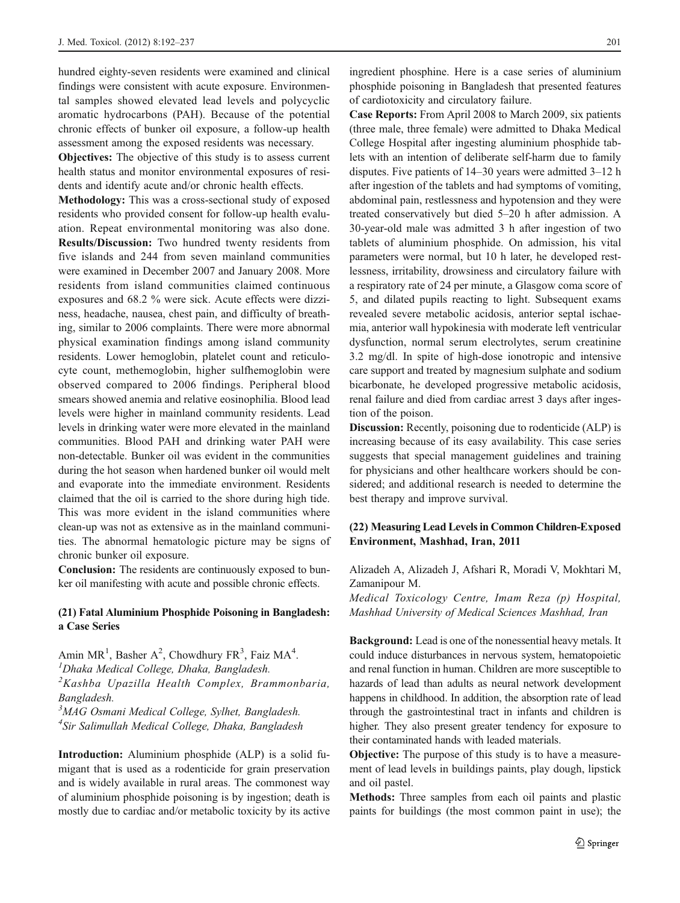hundred eighty-seven residents were examined and clinical findings were consistent with acute exposure. Environmental samples showed elevated lead levels and polycyclic aromatic hydrocarbons (PAH). Because of the potential chronic effects of bunker oil exposure, a follow-up health assessment among the exposed residents was necessary.

**Objectives:** The objective of this study is to assess current health status and monitor environmental exposures of residents and identify acute and/or chronic health effects.

**Methodology:** This was a cross-sectional study of exposed residents who provided consent for follow-up health evaluation. Repeat environmental monitoring was also done.

**Results/Discussion:** Two hundred twenty residents from five islands and 244 from seven mainland communities were examined in December 2007 and January 2008. More residents from island communities claimed continuous exposures and 68.2 % were sick. Acute effects were dizziness, headache, nausea, chest pain, and difficulty of breathing, similar to 2006 complaints. There were more abnormal physical examination findings among island community residents. Lower hemoglobin, platelet count and reticulocyte count, methemoglobin, higher sulfhemoglobin were observed compared to 2006 findings. Peripheral blood smears showed anemia and relative eosinophilia. Blood lead levels were higher in mainland community residents. Lead levels in drinking water were more elevated in the mainland communities. Blood PAH and drinking water PAH were non-detectable. Bunker oil was evident in the communities during the hot season when hardened bunker oil would melt and evaporate into the immediate environment. Residents claimed that the oil is carried to the shore during high tide. This was more evident in the island communities where clean-up was not as extensive as in the mainland communities. The abnormal hematologic picture may be signs of chronic bunker oil exposure.

**Conclusion:** The residents are continuously exposed to bunker oil manifesting with acute and possible chronic effects.

### (21) Fatal Aluminium Phosphide Poisoning in Bangladesh: a Case Series

Amin MR[1], Basher A[2], Chowdhury FR[3], Faiz MA[4].

[1]*Dhaka Medical College, Dhaka, Bangladesh.*
[2]*Kashba Upazilla Health Complex, Brammonbaria, Bangladesh.*
[3]*MAG Osmani Medical College, Sylhet, Bangladesh.*
[4]*Sir Salimullah Medical College, Dhaka, Bangladesh*

**Introduction:** Aluminium phosphide (ALP) is a solid fumigant that is used as a rodenticide for grain preservation and is widely available in rural areas. The commonest way of aluminium phosphide poisoning is by ingestion; death is mostly due to cardiac and/or metabolic toxicity by its active ingredient phosphine. Here is a case series of aluminium phosphide poisoning in Bangladesh that presented features of cardiotoxicity and circulatory failure.

**Case Reports:** From April 2008 to March 2009, six patients (three male, three female) were admitted to Dhaka Medical College Hospital after ingesting aluminium phosphide tablets with an intention of deliberate self-harm due to family disputes. Five patients of 14–30 years were admitted 3–12 h after ingestion of the tablets and had symptoms of vomiting, abdominal pain, restlessness and hypotension and they were treated conservatively but died 5–20 h after admission. A 30-year-old male was admitted 3 h after ingestion of two tablets of aluminium phosphide. On admission, his vital parameters were normal, but 10 h later, he developed restlessness, irritability, drowsiness and circulatory failure with a respiratory rate of 24 per minute, a Glasgow coma score of 5, and dilated pupils reacting to light. Subsequent exams revealed severe metabolic acidosis, anterior septal ischaemia, anterior wall hypokinesia with moderate left ventricular dysfunction, normal serum electrolytes, serum creatinine 3.2 mg/dl. In spite of high-dose ionotropic and intensive care support and treated by magnesium sulphate and sodium bicarbonate, he developed progressive metabolic acidosis, renal failure and died from cardiac arrest 3 days after ingestion of the poison.

**Discussion:** Recently, poisoning due to rodenticide (ALP) is increasing because of its easy availability. This case series suggests that special management guidelines and training for physicians and other healthcare workers should be considered; and additional research is needed to determine the best therapy and improve survival.

### (22) Measuring Lead Levels in Common Children-Exposed Environment, Mashhad, Iran, 2011

Alizadeh A, Alizadeh J, Afshari R, Moradi V, Mokhtari M, Zamanipour M.

*Medical Toxicology Centre, Imam Reza (p) Hospital, Mashhad University of Medical Sciences Mashhad, Iran*

**Background:** Lead is one of the nonessential heavy metals. It could induce disturbances in nervous system, hematopoietic and renal function in human. Children are more susceptible to hazards of lead than adults as neural network development happens in childhood. In addition, the absorption rate of lead through the gastrointestinal tract in infants and children is higher. They also present greater tendency for exposure to their contaminated hands with leaded materials.

**Objective:** The purpose of this study is to have a measurement of lead levels in buildings paints, play dough, lipstick and oil pastel.

**Methods:** Three samples from each oil paints and plastic paints for buildings (the most common paint in use); the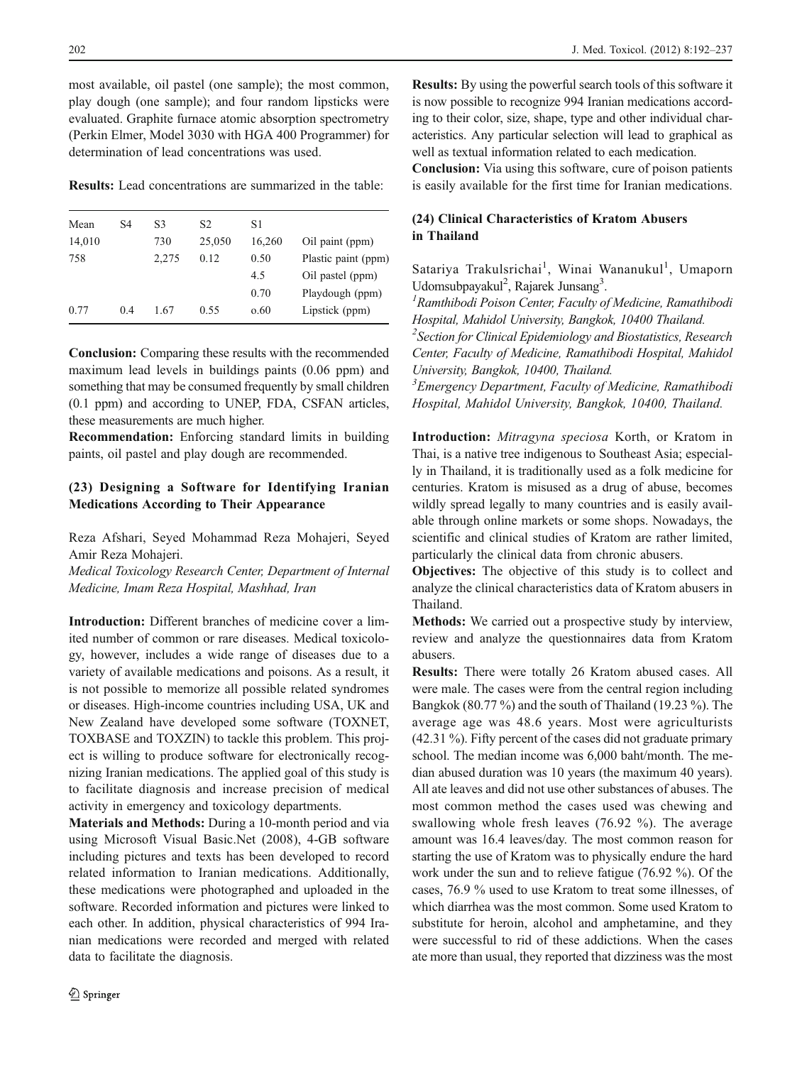most available, oil pastel (one sample); the most common, play dough (one sample); and four random lipsticks were evaluated. Graphite furnace atomic absorption spectrometry (Perkin Elmer, Model 3030 with HGA 400 Programmer) for determination of lead concentrations was used.

**Results:** Lead concentrations are summarized in the table:

| Mean | S4 | S3 | S2 | S1 | |
|---|---|---|---|---|---|
| 14,010 | | 730 | 25,050 | 16,260 | Oil paint (ppm) |
| 758 | | 2,275 | 0.12 | 0.50 | Plastic paint (ppm) |
| | | | | 4.5 | Oil pastel (ppm) |
| | | | | 0.70 | Playdough (ppm) |
| 0.77 | 0.4 | 1.67 | 0.55 | o.60 | Lipstick (ppm) |

**Conclusion:** Comparing these results with the recommended maximum lead levels in buildings paints (0.06 ppm) and something that may be consumed frequently by small children (0.1 ppm) and according to UNEP, FDA, CSFAN articles, these measurements are much higher.

**Recommendation:** Enforcing standard limits in building paints, oil pastel and play dough are recommended.

### (23) Designing a Software for Identifying Iranian Medications According to Their Appearance

Reza Afshari, Seyed Mohammad Reza Mohajeri, Seyed Amir Reza Mohajeri.

*Medical Toxicology Research Center, Department of Internal Medicine, Imam Reza Hospital, Mashhad, Iran*

**Introduction:** Different branches of medicine cover a limited number of common or rare diseases. Medical toxicology, however, includes a wide range of diseases due to a variety of available medications and poisons. As a result, it is not possible to memorize all possible related syndromes or diseases. High-income countries including USA, UK and New Zealand have developed some software (TOXNET, TOXBASE and TOXZIN) to tackle this problem. This project is willing to produce software for electronically recognizing Iranian medications. The applied goal of this study is to facilitate diagnosis and increase precision of medical activity in emergency and toxicology departments.

**Materials and Methods:** During a 10-month period and via using Microsoft Visual Basic.Net (2008), 4-GB software including pictures and texts has been developed to record related information to Iranian medications. Additionally, these medications were photographed and uploaded in the software. Recorded information and pictures were linked to each other. In addition, physical characteristics of 994 Iranian medications were recorded and merged with related data to facilitate the diagnosis.

**Results:** By using the powerful search tools of this software it is now possible to recognize 994 Iranian medications according to their color, size, shape, type and other individual characteristics. Any particular selection will lead to graphical as well as textual information related to each medication.

**Conclusion:** Via using this software, cure of poison patients is easily available for the first time for Iranian medications.

### (24) Clinical Characteristics of Kratom Abusers in Thailand

Satariya Trakulsrichai[1], Winai Wananukul[1], Umaporn Udomsubpayakul[2], Rajarek Junsang[3].

[1]*Ramthibodi Poison Center, Faculty of Medicine, Ramathibodi Hospital, Mahidol University, Bangkok, 10400 Thailand.*

[2]*Section for Clinical Epidemiology and Biostatistics, Research Center, Faculty of Medicine, Ramathibodi Hospital, Mahidol University, Bangkok, 10400, Thailand.*

[3]*Emergency Department, Faculty of Medicine, Ramathibodi Hospital, Mahidol University, Bangkok, 10400, Thailand.*

**Introduction:** *Mitragyna speciosa* Korth, or Kratom in Thai, is a native tree indigenous to Southeast Asia; especially in Thailand, it is traditionally used as a folk medicine for centuries. Kratom is misused as a drug of abuse, becomes wildly spread legally to many countries and is easily available through online markets or some shops. Nowadays, the scientific and clinical studies of Kratom are rather limited, particularly the clinical data from chronic abusers.

**Objectives:** The objective of this study is to collect and analyze the clinical characteristics data of Kratom abusers in Thailand.

**Methods:** We carried out a prospective study by interview, review and analyze the questionnaires data from Kratom abusers.

**Results:** There were totally 26 Kratom abused cases. All were male. The cases were from the central region including Bangkok (80.77 %) and the south of Thailand (19.23 %). The average age was 48.6 years. Most were agriculturists (42.31 %). Fifty percent of the cases did not graduate primary school. The median income was 6,000 baht/month. The median abused duration was 10 years (the maximum 40 years). All ate leaves and did not use other substances of abuses. The most common method the cases used was chewing and swallowing whole fresh leaves (76.92 %). The average amount was 16.4 leaves/day. The most common reason for starting the use of Kratom was to physically endure the hard work under the sun and to relieve fatigue (76.92 %). Of the cases, 76.9 % used to use Kratom to treat some illnesses, of which diarrhea was the most common. Some used Kratom to substitute for heroin, alcohol and amphetamine, and they were successful to rid of these addictions. When the cases ate more than usual, they reported that dizziness was the most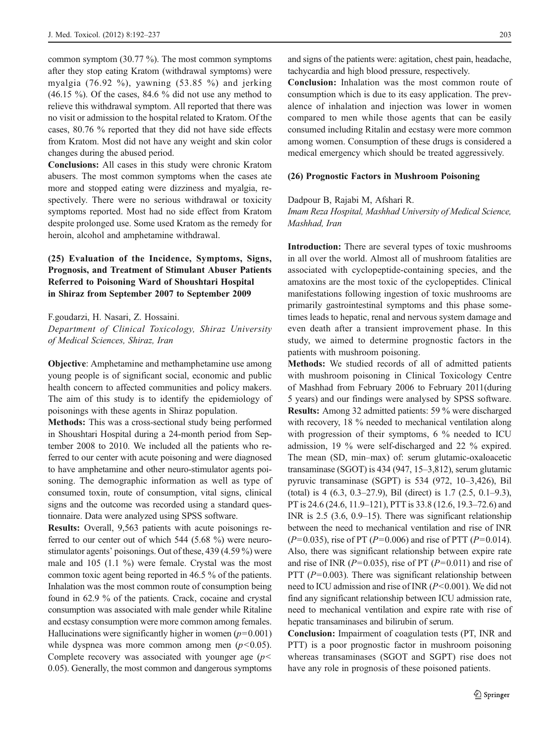common symptom (30.77 %). The most common symptoms after they stop eating Kratom (withdrawal symptoms) were myalgia (76.92 %), yawning (53.85 %) and jerking (46.15 %). Of the cases, 84.6 % did not use any method to relieve this withdrawal symptom. All reported that there was no visit or admission to the hospital related to Kratom. Of the cases, 80.76 % reported that they did not have side effects from Kratom. Most did not have any weight and skin color changes during the abused period.

**Conclusions:** All cases in this study were chronic Kratom abusers. The most common symptoms when the cases ate more and stopped eating were dizziness and myalgia, respectively. There were no serious withdrawal or toxicity symptoms reported. Most had no side effect from Kratom despite prolonged use. Some used Kratom as the remedy for heroin, alcohol and amphetamine withdrawal.

### (25) Evaluation of the Incidence, Symptoms, Signs, Prognosis, and Treatment of Stimulant Abuser Patients Referred to Poisoning Ward of Shoushtari Hospital in Shiraz from September 2007 to September 2009

F.goudarzi, H. Nasari, Z. Hossaini.

*Department of Clinical Toxicology, Shiraz University of Medical Sciences, Shiraz, Iran*

**Objective**: Amphetamine and methamphetamine use among young people is of significant social, economic and public health concern to affected communities and policy makers. The aim of this study is to identify the epidemiology of poisonings with these agents in Shiraz population.

**Methods:** This was a cross-sectional study being performed in Shoushtari Hospital during a 24-month period from September 2008 to 2010. We included all the patients who referred to our center with acute poisoning and were diagnosed to have amphetamine and other neuro-stimulator agents poisoning. The demographic information as well as type of consumed toxin, route of consumption, vital signs, clinical signs and the outcome was recorded using a standard questionnaire. Data were analyzed using SPSS software.

**Results:** Overall, 9,563 patients with acute poisonings referred to our center out of which 544 (5.68 %) were neuro-stimulator agents' poisonings. Out of these, 439 (4.59 %) were male and 105 (1.1 %) were female. Crystal was the most common toxic agent being reported in 46.5 % of the patients. Inhalation was the most common route of consumption being found in 62.9 % of the patients. Crack, cocaine and crystal consumption was associated with male gender while Ritaline and ecstasy consumption were more common among females. Hallucinations were significantly higher in women ($p=0.001$) while dyspnea was more common among men ($p<0.05$). Complete recovery was associated with younger age ($p<0.05$). Generally, the most common and dangerous symptoms and signs of the patients were: agitation, chest pain, headache, tachycardia and high blood pressure, respectively.

**Conclusion:** Inhalation was the most common route of consumption which is due to its easy application. The prevalence of inhalation and injection was lower in women compared to men while those agents that can be easily consumed including Ritalin and ecstasy were more common among women. Consumption of these drugs is considered a medical emergency which should be treated aggressively.

### (26) Prognostic Factors in Mushroom Poisoning

Dadpour B, Rajabi M, Afshari R.

*Imam Reza Hospital, Mashhad University of Medical Science, Mashhad, Iran*

**Introduction:** There are several types of toxic mushrooms in all over the world. Almost all of mushroom fatalities are associated with cyclopeptide-containing species, and the amatoxins are the most toxic of the cyclopeptides. Clinical manifestations following ingestion of toxic mushrooms are primarily gastrointestinal symptoms and this phase sometimes leads to hepatic, renal and nervous system damage and even death after a transient improvement phase. In this study, we aimed to determine prognostic factors in the patients with mushroom poisoning.

**Methods:** We studied records of all of admitted patients with mushroom poisoning in Clinical Toxicology Centre of Mashhad from February 2006 to February 2011(during 5 years) and our findings were analysed by SPSS software.

**Results:** Among 32 admitted patients: 59 % were discharged with recovery, 18 % needed to mechanical ventilation along with progression of their symptoms, 6 % needed to ICU admission, 19 % were self-discharged and 22 % expired. The mean (SD, min–max) of: serum glutamic-oxaloacetic transaminase (SGOT) is 434 (947, 15–3,812), serum glutamic pyruvic transaminase (SGPT) is 534 (972, 10–3,426), Bil (total) is 4 (6.3, 0.3–27.9), Bil (direct) is 1.7 (2.5, 0.1–9.3), PT is 24.6 (24.6, 11.9–121), PTT is 33.8 (12.6, 19.3–72.6) and INR is 2.5 (3.6, 0.9–15). There was significant relationship between the need to mechanical ventilation and rise of INR ($P=0.035$), rise of PT ($P=0.006$) and rise of PTT ($P=0.014$). Also, there was significant relationship between expire rate and rise of INR ($P=0.035$), rise of PT ($P=0.011$) and rise of PTT ($P=0.003$). There was significant relationship between need to ICU admission and rise of INR ($P<0.001$). We did not find any significant relationship between ICU admission rate, need to mechanical ventilation and expire rate with rise of hepatic transaminases and bilirubin of serum.

**Conclusion:** Impairment of coagulation tests (PT, INR and PTT) is a poor prognostic factor in mushroom poisoning whereas transaminases (SGOT and SGPT) rise does not have any role in prognosis of these poisoned patients.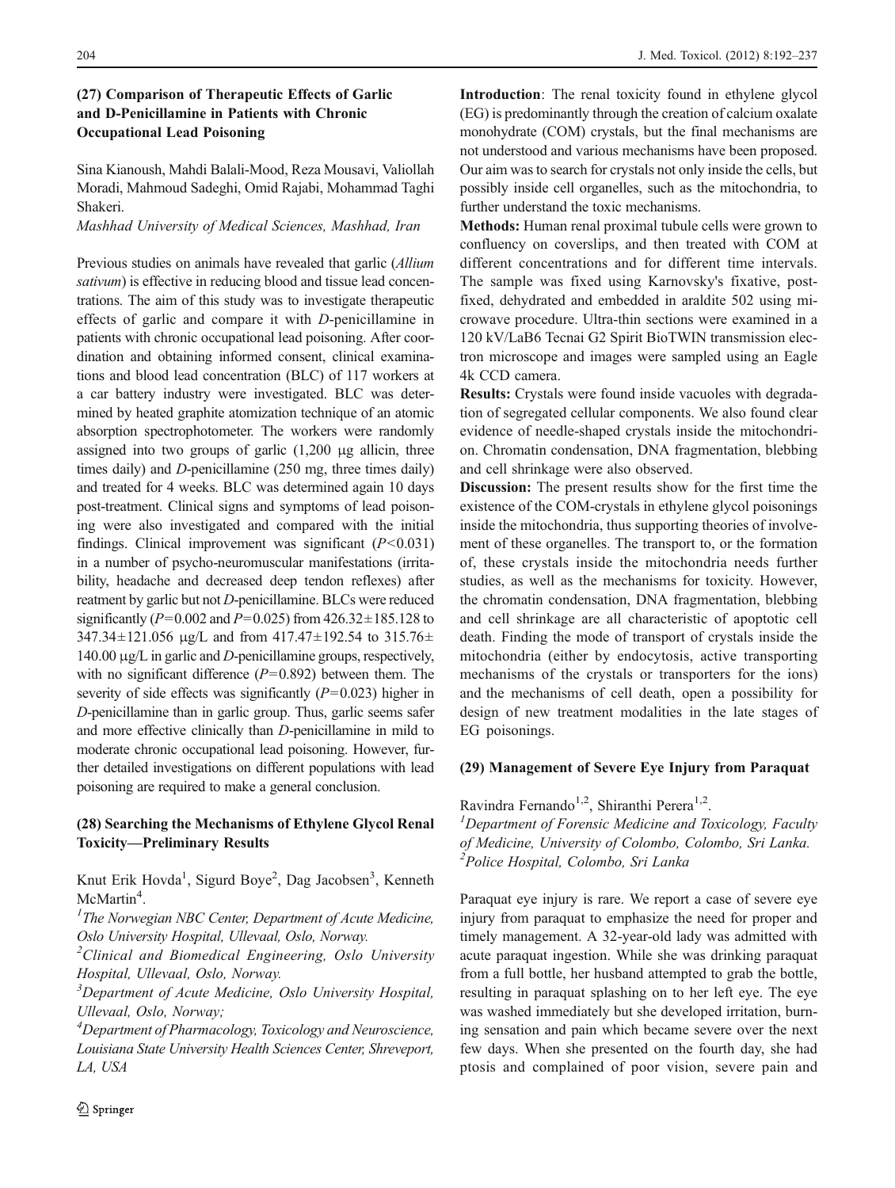### (27) Comparison of Therapeutic Effects of Garlic and D-Penicillamine in Patients with Chronic Occupational Lead Poisoning

Sina Kianoush, Mahdi Balali-Mood, Reza Mousavi, Valiollah Moradi, Mahmoud Sadeghi, Omid Rajabi, Mohammad Taghi Shakeri.

*Mashhad University of Medical Sciences, Mashhad, Iran*

Previous studies on animals have revealed that garlic (*Allium sativum*) is effective in reducing blood and tissue lead concentrations. The aim of this study was to investigate therapeutic effects of garlic and compare it with *D*-penicillamine in patients with chronic occupational lead poisoning. After coordination and obtaining informed consent, clinical examinations and blood lead concentration (BLC) of 117 workers at a car battery industry were investigated. BLC was determined by heated graphite atomization technique of an atomic absorption spectrophotometer. The workers were randomly assigned into two groups of garlic (1,200 μg allicin, three times daily) and *D*-penicillamine (250 mg, three times daily) and treated for 4 weeks. BLC was determined again 10 days post-treatment. Clinical signs and symptoms of lead poisoning were also investigated and compared with the initial findings. Clinical improvement was significant ($P<0.031$) in a number of psycho-neuromuscular manifestations (irritability, headache and decreased deep tendon reflexes) after reatment by garlic but not *D*-penicillamine. BLCs were reduced significantly ($P=0.002$ and $P=0.025$) from $426.32 \pm 185.128$ to $347.34 \pm 121.056$ μg/L and from $417.47 \pm 192.54$ to $315.76 \pm 140.00$ μg/L in garlic and *D*-penicillamine groups, respectively, with no significant difference ($P=0.892$) between them. The severity of side effects was significantly ($P=0.023$) higher in *D*-penicillamine than in garlic group. Thus, garlic seems safer and more effective clinically than *D*-penicillamine in mild to moderate chronic occupational lead poisoning. However, further detailed investigations on different populations with lead poisoning are required to make a general conclusion.

### (28) Searching the Mechanisms of Ethylene Glycol Renal Toxicity—Preliminary Results

Knut Erik Hovda[1], Sigurd Boye[2], Dag Jacobsen[3], Kenneth McMartin[4].

[1]*The Norwegian NBC Center, Department of Acute Medicine, Oslo University Hospital, Ullevaal, Oslo, Norway.*

[2]*Clinical and Biomedical Engineering, Oslo University Hospital, Ullevaal, Oslo, Norway.*

[3]*Department of Acute Medicine, Oslo University Hospital, Ullevaal, Oslo, Norway;*

[4]*Department of Pharmacology, Toxicology and Neuroscience, Louisiana State University Health Sciences Center, Shreveport, LA, USA*

**Introduction**: The renal toxicity found in ethylene glycol (EG) is predominantly through the creation of calcium oxalate monohydrate (COM) crystals, but the final mechanisms are not understood and various mechanisms have been proposed. Our aim was to search for crystals not only inside the cells, but possibly inside cell organelles, such as the mitochondria, to further understand the toxic mechanisms.

**Methods:** Human renal proximal tubule cells were grown to confluency on coverslips, and then treated with COM at different concentrations and for different time intervals. The sample was fixed using Karnovsky's fixative, post-fixed, dehydrated and embedded in araldite 502 using microwave procedure. Ultra-thin sections were examined in a 120 kV/LaB6 Tecnai G2 Spirit BioTWIN transmission electron microscope and images were sampled using an Eagle 4k CCD camera.

**Results:** Crystals were found inside vacuoles with degradation of segregated cellular components. We also found clear evidence of needle-shaped crystals inside the mitochondrion. Chromatin condensation, DNA fragmentation, blebbing and cell shrinkage were also observed.

**Discussion:** The present results show for the first time the existence of the COM-crystals in ethylene glycol poisonings inside the mitochondria, thus supporting theories of involvement of these organelles. The transport to, or the formation of, these crystals inside the mitochondria needs further studies, as well as the mechanisms for toxicity. However, the chromatin condensation, DNA fragmentation, blebbing and cell shrinkage are all characteristic of apoptotic cell death. Finding the mode of transport of crystals inside the mitochondria (either by endocytosis, active transporting mechanisms of the crystals or transporters for the ions) and the mechanisms of cell death, open a possibility for design of new treatment modalities in the late stages of EG poisonings.

### (29) Management of Severe Eye Injury from Paraquat

Ravindra Fernando[1,2], Shiranthi Perera[1,2].

[1]*Department of Forensic Medicine and Toxicology, Faculty of Medicine, University of Colombo, Colombo, Sri Lanka.*
[2]*Police Hospital, Colombo, Sri Lanka*

Paraquat eye injury is rare. We report a case of severe eye injury from paraquat to emphasize the need for proper and timely management. A 32-year-old lady was admitted with acute paraquat ingestion. While she was drinking paraquat from a full bottle, her husband attempted to grab the bottle, resulting in paraquat splashing on to her left eye. The eye was washed immediately but she developed irritation, burning sensation and pain which became severe over the next few days. When she presented on the fourth day, she had ptosis and complained of poor vision, severe pain and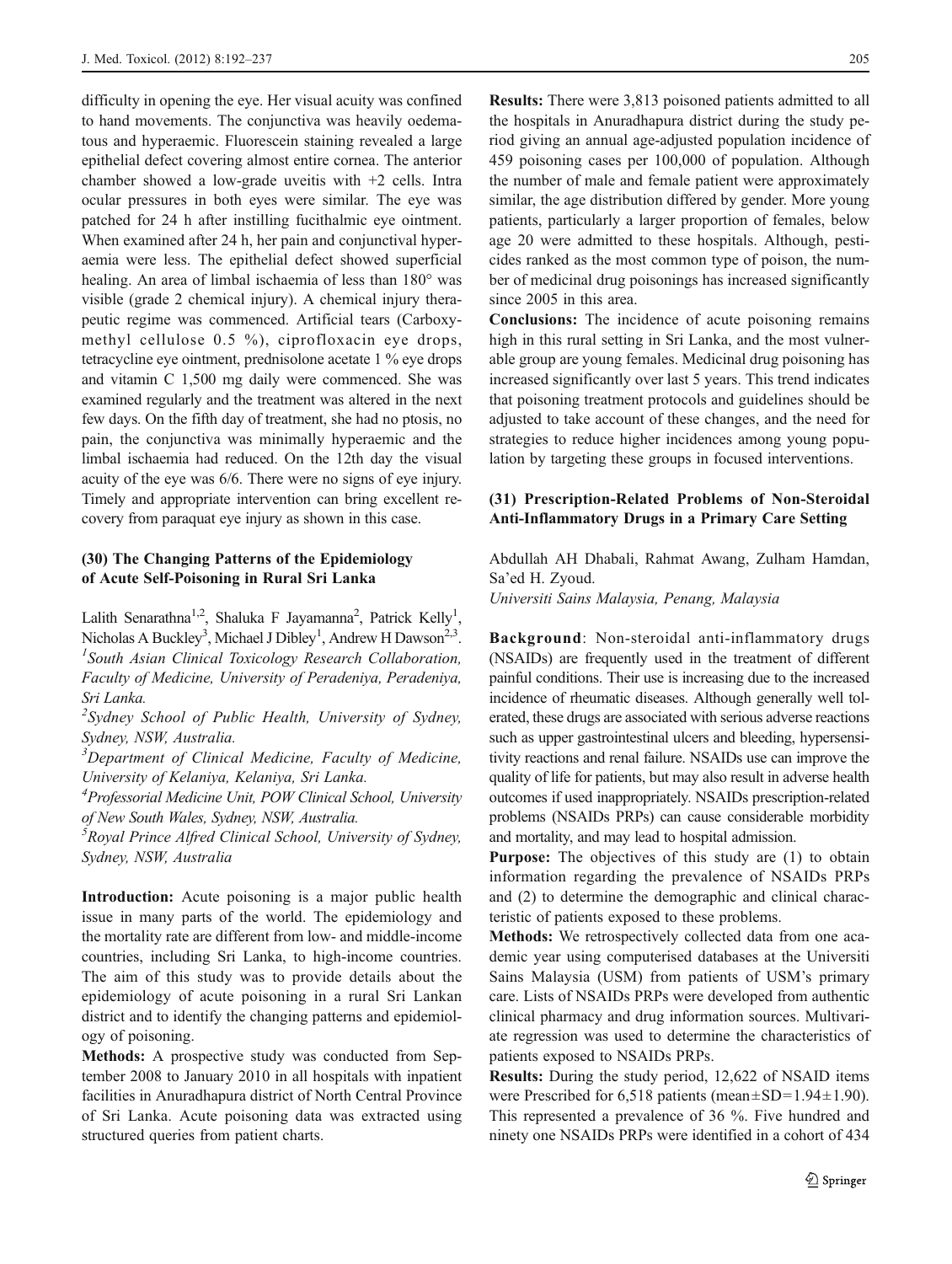difficulty in opening the eye. Her visual acuity was confined to hand movements. The conjunctiva was heavily oedematous and hyperaemic. Fluorescein staining revealed a large epithelial defect covering almost entire cornea. The anterior chamber showed a low-grade uveitis with +2 cells. Intra ocular pressures in both eyes were similar. The eye was patched for 24 h after instilling fucithalmic eye ointment. When examined after 24 h, her pain and conjunctival hyperaemia were less. The epithelial defect showed superficial healing. An area of limbal ischaemia of less than 180° was visible (grade 2 chemical injury). A chemical injury therapeutic regime was commenced. Artificial tears (Carboxymethyl cellulose 0.5 %), ciprofloxacin eye drops, tetracycline eye ointment, prednisolone acetate 1 % eye drops and vitamin C 1,500 mg daily were commenced. She was examined regularly and the treatment was altered in the next few days. On the fifth day of treatment, she had no ptosis, no pain, the conjunctiva was minimally hyperaemic and the limbal ischaemia had reduced. On the 12th day the visual acuity of the eye was 6/6. There were no signs of eye injury. Timely and appropriate intervention can bring excellent recovery from paraquat eye injury as shown in this case.

### (30) The Changing Patterns of the Epidemiology of Acute Self-Poisoning in Rural Sri Lanka

Lalith Senarathna[1,2], Shaluka F Jayamanna[2], Patrick Kelly[1], Nicholas A Buckley[3], Michael J Dibley[1], Andrew H Dawson[2,3].

[1]*South Asian Clinical Toxicology Research Collaboration, Faculty of Medicine, University of Peradeniya, Peradeniya, Sri Lanka.*

[2]*Sydney School of Public Health, University of Sydney, Sydney, NSW, Australia.*

[3]*Department of Clinical Medicine, Faculty of Medicine, University of Kelaniya, Kelaniya, Sri Lanka.*

[4]*Professorial Medicine Unit, POW Clinical School, University of New South Wales, Sydney, NSW, Australia.*

[5]*Royal Prince Alfred Clinical School, University of Sydney, Sydney, NSW, Australia*

**Introduction:** Acute poisoning is a major public health issue in many parts of the world. The epidemiology and the mortality rate are different from low- and middle-income countries, including Sri Lanka, to high-income countries. The aim of this study was to provide details about the epidemiology of acute poisoning in a rural Sri Lankan district and to identify the changing patterns and epidemiology of poisoning.

**Methods:** A prospective study was conducted from September 2008 to January 2010 in all hospitals with inpatient facilities in Anuradhapura district of North Central Province of Sri Lanka. Acute poisoning data was extracted using structured queries from patient charts.

**Results:** There were 3,813 poisoned patients admitted to all the hospitals in Anuradhapura district during the study period giving an annual age-adjusted population incidence of 459 poisoning cases per 100,000 of population. Although the number of male and female patient were approximately similar, the age distribution differed by gender. More young patients, particularly a larger proportion of females, below age 20 were admitted to these hospitals. Although, pesticides ranked as the most common type of poison, the number of medicinal drug poisonings has increased significantly since 2005 in this area.

**Conclusions:** The incidence of acute poisoning remains high in this rural setting in Sri Lanka, and the most vulnerable group are young females. Medicinal drug poisoning has increased significantly over last 5 years. This trend indicates that poisoning treatment protocols and guidelines should be adjusted to take account of these changes, and the need for strategies to reduce higher incidences among young population by targeting these groups in focused interventions.

### (31) Prescription-Related Problems of Non-Steroidal Anti-Inflammatory Drugs in a Primary Care Setting

Abdullah AH Dhabali, Rahmat Awang, Zulham Hamdan, Sa'ed H. Zyoud.

*Universiti Sains Malaysia, Penang, Malaysia*

**Background**: Non-steroidal anti-inflammatory drugs (NSAIDs) are frequently used in the treatment of different painful conditions. Their use is increasing due to the increased incidence of rheumatic diseases. Although generally well tolerated, these drugs are associated with serious adverse reactions such as upper gastrointestinal ulcers and bleeding, hypersensitivity reactions and renal failure. NSAIDs use can improve the quality of life for patients, but may also result in adverse health outcomes if used inappropriately. NSAIDs prescription-related problems (NSAIDs PRPs) can cause considerable morbidity and mortality, and may lead to hospital admission.

**Purpose:** The objectives of this study are (1) to obtain information regarding the prevalence of NSAIDs PRPs and (2) to determine the demographic and clinical characteristic of patients exposed to these problems.

**Methods:** We retrospectively collected data from one academic year using computerised databases at the Universiti Sains Malaysia (USM) from patients of USM's primary care. Lists of NSAIDs PRPs were developed from authentic clinical pharmacy and drug information sources. Multivariate regression was used to determine the characteristics of patients exposed to NSAIDs PRPs.

**Results:** During the study period, 12,622 of NSAID items were Prescribed for 6,518 patients (mean±SD=1.94±1.90). This represented a prevalence of 36 %. Five hundred and ninety one NSAIDs PRPs were identified in a cohort of 434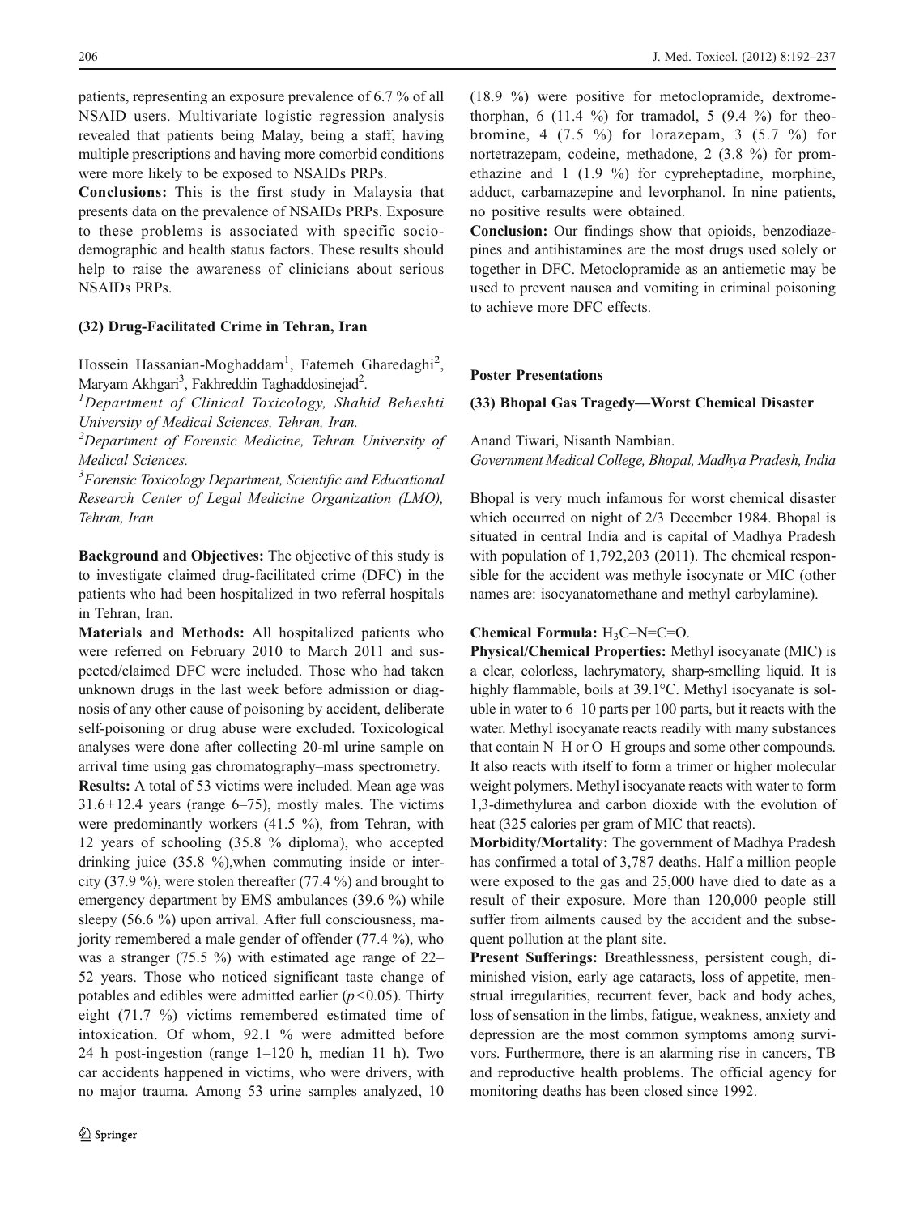patients, representing an exposure prevalence of 6.7 % of all NSAID users. Multivariate logistic regression analysis revealed that patients being Malay, being a staff, having multiple prescriptions and having more comorbid conditions were more likely to be exposed to NSAIDs PRPs.

**Conclusions:** This is the first study in Malaysia that presents data on the prevalence of NSAIDs PRPs. Exposure to these problems is associated with specific sociodemographic and health status factors. These results should help to raise the awareness of clinicians about serious NSAIDs PRPs.

### (32) Drug-Facilitated Crime in Tehran, Iran

Hossein Hassanian-Moghaddam[1], Fatemeh Gharedaghi[2], Maryam Akhgari[3], Fakhreddin Taghaddosinejad[2].

[1]*Department of Clinical Toxicology, Shahid Beheshti University of Medical Sciences, Tehran, Iran.*

[2]*Department of Forensic Medicine, Tehran University of Medical Sciences.*

[3]*Forensic Toxicology Department, Scientific and Educational Research Center of Legal Medicine Organization (LMO), Tehran, Iran*

**Background and Objectives:** The objective of this study is to investigate claimed drug-facilitated crime (DFC) in the patients who had been hospitalized in two referral hospitals in Tehran, Iran.

**Materials and Methods:** All hospitalized patients who were referred on February 2010 to March 2011 and suspected/claimed DFC were included. Those who had taken unknown drugs in the last week before admission or diagnosis of any other cause of poisoning by accident, deliberate self-poisoning or drug abuse were excluded. Toxicological analyses were done after collecting 20-ml urine sample on arrival time using gas chromatography–mass spectrometry.

**Results:** A total of 53 victims were included. Mean age was 31.6±12.4 years (range 6–75), mostly males. The victims were predominantly workers (41.5 %), from Tehran, with 12 years of schooling (35.8 % diploma), who accepted drinking juice (35.8 %),when commuting inside or intercity (37.9 %), were stolen thereafter (77.4 %) and brought to emergency department by EMS ambulances (39.6 %) while sleepy (56.6 %) upon arrival. After full consciousness, majority remembered a male gender of offender (77.4 %), who was a stranger (75.5 %) with estimated age range of 22–52 years. Those who noticed significant taste change of potables and edibles were admitted earlier ($p<0.05$). Thirty eight (71.7 %) victims remembered estimated time of intoxication. Of whom, 92.1 % were admitted before 24 h post-ingestion (range 1–120 h, median 11 h). Two car accidents happened in victims, who were drivers, with no major trauma. Among 53 urine samples analyzed, 10 (18.9 %) were positive for metoclopramide, dextromethorphan, 6 (11.4 %) for tramadol, 5 (9.4 %) for theobromine, 4 (7.5 %) for lorazepam, 3 (5.7 %) for nortetrazepam, codeine, methadone, 2 (3.8 %) for promethazine and 1 (1.9 %) for cypreheptadine, morphine, adduct, carbamazepine and levorphanol. In nine patients, no positive results were obtained.

**Conclusion:** Our findings show that opioids, benzodiazepines and antihistamines are the most drugs used solely or together in DFC. Metoclopramide as an antiemetic may be used to prevent nausea and vomiting in criminal poisoning to achieve more DFC effects.

## Poster Presentations

### (33) Bhopal Gas Tragedy—Worst Chemical Disaster

Anand Tiwari, Nisanth Nambian.

*Government Medical College, Bhopal, Madhya Pradesh, India*

Bhopal is very much infamous for worst chemical disaster which occurred on night of 2/3 December 1984. Bhopal is situated in central India and is capital of Madhya Pradesh with population of 1,792,203 (2011). The chemical responsible for the accident was methyle isocynate or MIC (other names are: isocyanatomethane and methyl carbylamine).

**Chemical Formula:** $H_3C–N=C=O$.

**Physical/Chemical Properties:** Methyl isocyanate (MIC) is a clear, colorless, lachrymatory, sharp-smelling liquid. It is highly flammable, boils at 39.1°C. Methyl isocyanate is soluble in water to 6–10 parts per 100 parts, but it reacts with the water. Methyl isocyanate reacts readily with many substances that contain N–H or O–H groups and some other compounds. It also reacts with itself to form a trimer or higher molecular weight polymers. Methyl isocyanate reacts with water to form 1,3-dimethylurea and carbon dioxide with the evolution of heat (325 calories per gram of MIC that reacts).

**Morbidity/Mortality:** The government of Madhya Pradesh has confirmed a total of 3,787 deaths. Half a million people were exposed to the gas and 25,000 have died to date as a result of their exposure. More than 120,000 people still suffer from ailments caused by the accident and the subsequent pollution at the plant site.

**Present Sufferings:** Breathlessness, persistent cough, diminished vision, early age cataracts, loss of appetite, menstrual irregularities, recurrent fever, back and body aches, loss of sensation in the limbs, fatigue, weakness, anxiety and depression are the most common symptoms among survivors. Furthermore, there is an alarming rise in cancers, TB and reproductive health problems. The official agency for monitoring deaths has been closed since 1992.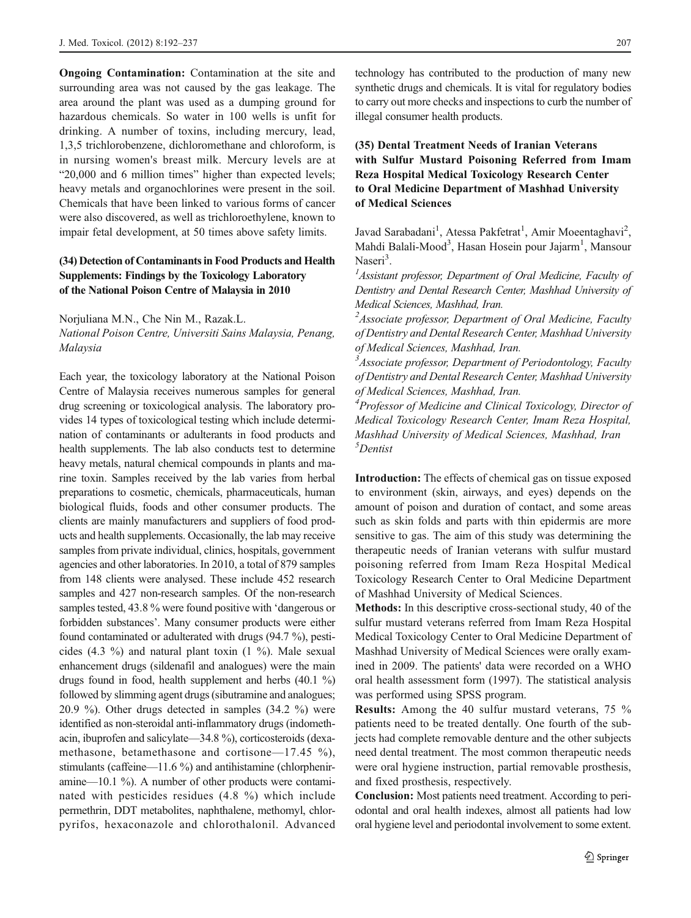**Ongoing Contamination:** Contamination at the site and surrounding area was not caused by the gas leakage. The area around the plant was used as a dumping ground for hazardous chemicals. So water in 100 wells is unfit for drinking. A number of toxins, including mercury, lead, 1,3,5 trichlorobenzene, dichloromethane and chloroform, is in nursing women's breast milk. Mercury levels are at "20,000 and 6 million times" higher than expected levels; heavy metals and organochlorines were present in the soil. Chemicals that have been linked to various forms of cancer were also discovered, as well as trichloroethylene, known to impair fetal development, at 50 times above safety limits.

### (34) Detection of Contaminants in Food Products and Health Supplements: Findings by the Toxicology Laboratory of the National Poison Centre of Malaysia in 2010

Norjuliana M.N., Che Nin M., Razak.L.

*National Poison Centre, Universiti Sains Malaysia, Penang, Malaysia*

Each year, the toxicology laboratory at the National Poison Centre of Malaysia receives numerous samples for general drug screening or toxicological analysis. The laboratory provides 14 types of toxicological testing which include determination of contaminants or adulterants in food products and health supplements. The lab also conducts test to determine heavy metals, natural chemical compounds in plants and marine toxin. Samples received by the lab varies from herbal preparations to cosmetic, chemicals, pharmaceuticals, human biological fluids, foods and other consumer products. The clients are mainly manufacturers and suppliers of food products and health supplements. Occasionally, the lab may receive samples from private individual, clinics, hospitals, government agencies and other laboratories. In 2010, a total of 879 samples from 148 clients were analysed. These include 452 research samples and 427 non-research samples. Of the non-research samples tested, 43.8 % were found positive with 'dangerous or forbidden substances'. Many consumer products were either found contaminated or adulterated with drugs (94.7 %), pesticides (4.3 %) and natural plant toxin (1 %). Male sexual enhancement drugs (sildenafil and analogues) were the main drugs found in food, health supplement and herbs (40.1 %) followed by slimming agent drugs (sibutramine and analogues; 20.9 %). Other drugs detected in samples (34.2 %) were identified as non-steroidal anti-inflammatory drugs (indomethacin, ibuprofen and salicylate—34.8 %), corticosteroids (dexamethasone, betamethasone and cortisone—17.45 %), stimulants (caffeine—11.6 %) and antihistamine (chlorpheniramine—10.1 %). A number of other products were contaminated with pesticides residues (4.8 %) which include permethrin, DDT metabolites, naphthalene, methomyl, chlorpyrifos, hexaconazole and chlorothalonil. Advanced technology has contributed to the production of many new synthetic drugs and chemicals. It is vital for regulatory bodies to carry out more checks and inspections to curb the number of illegal consumer health products.

### (35) Dental Treatment Needs of Iranian Veterans with Sulfur Mustard Poisoning Referred from Imam Reza Hospital Medical Toxicology Research Center to Oral Medicine Department of Mashhad University of Medical Sciences

Javad Sarabadani[1], Atessa Pakfetrat[1], Amir Moeentaghavi[2], Mahdi Balali-Mood[3], Hasan Hosein pour Jajarm[1], Mansour Naseri[3].

[1]*Assistant professor, Department of Oral Medicine, Faculty of Dentistry and Dental Research Center, Mashhad University of Medical Sciences, Mashhad, Iran.*
[2]*Associate professor, Department of Oral Medicine, Faculty of Dentistry and Dental Research Center, Mashhad University of Medical Sciences, Mashhad, Iran.*
[3]*Associate professor, Department of Periodontology, Faculty of Dentistry and Dental Research Center, Mashhad University of Medical Sciences, Mashhad, Iran.*
[4]*Professor of Medicine and Clinical Toxicology, Director of Medical Toxicology Research Center, Imam Reza Hospital, Mashhad University of Medical Sciences, Mashhad, Iran*
[5]*Dentist*

**Introduction:** The effects of chemical gas on tissue exposed to environment (skin, airways, and eyes) depends on the amount of poison and duration of contact, and some areas such as skin folds and parts with thin epidermis are more sensitive to gas. The aim of this study was determining the therapeutic needs of Iranian veterans with sulfur mustard poisoning referred from Imam Reza Hospital Medical Toxicology Research Center to Oral Medicine Department of Mashhad University of Medical Sciences.

**Methods:** In this descriptive cross-sectional study, 40 of the sulfur mustard veterans referred from Imam Reza Hospital Medical Toxicology Center to Oral Medicine Department of Mashhad University of Medical Sciences were orally examined in 2009. The patients' data were recorded on a WHO oral health assessment form (1997). The statistical analysis was performed using SPSS program.

**Results:** Among the 40 sulfur mustard veterans, 75 % patients need to be treated dentally. One fourth of the subjects had complete removable denture and the other subjects need dental treatment. The most common therapeutic needs were oral hygiene instruction, partial removable prosthesis, and fixed prosthesis, respectively.

**Conclusion:** Most patients need treatment. According to periodontal and oral health indexes, almost all patients had low oral hygiene level and periodontal involvement to some extent.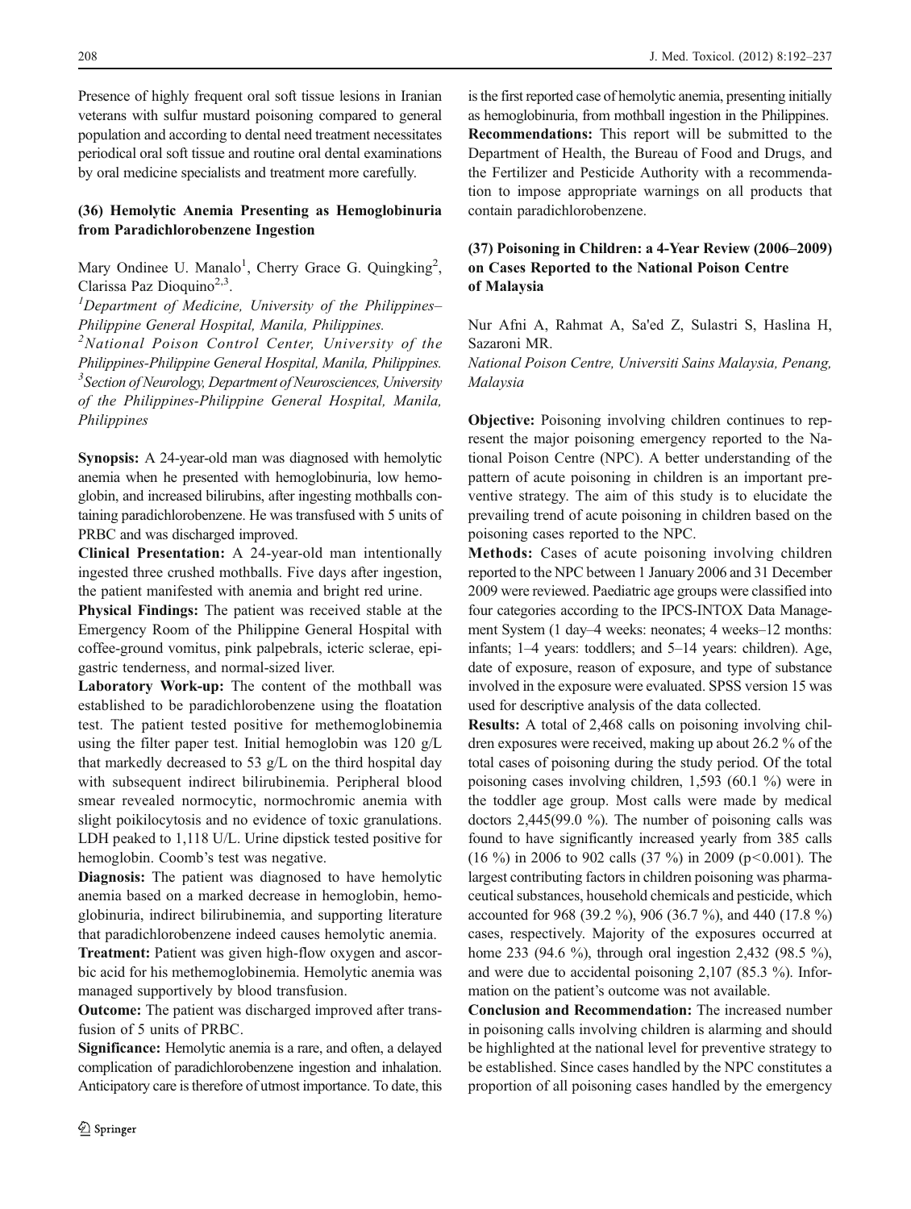Presence of highly frequent oral soft tissue lesions in Iranian veterans with sulfur mustard poisoning compared to general population and according to dental need treatment necessitates periodical oral soft tissue and routine oral dental examinations by oral medicine specialists and treatment more carefully.

### (36) Hemolytic Anemia Presenting as Hemoglobinuria from Paradichlorobenzene Ingestion

Mary Ondinee U. Manalo[1], Cherry Grace G. Quingking[2], Clarissa Paz Dioquino[2,3].

[1]*Department of Medicine, University of the Philippines–Philippine General Hospital, Manila, Philippines.*
[2]*National Poison Control Center, University of the Philippines-Philippine General Hospital, Manila, Philippines.*
[3]*Section of Neurology, Department of Neurosciences, University of the Philippines-Philippine General Hospital, Manila, Philippines*

**Synopsis:** A 24-year-old man was diagnosed with hemolytic anemia when he presented with hemoglobinuria, low hemoglobin, and increased bilirubins, after ingesting mothballs containing paradichlorobenzene. He was transfused with 5 units of PRBC and was discharged improved.

**Clinical Presentation:** A 24-year-old man intentionally ingested three crushed mothballs. Five days after ingestion, the patient manifested with anemia and bright red urine.

**Physical Findings:** The patient was received stable at the Emergency Room of the Philippine General Hospital with coffee-ground vomitus, pink palpebrals, icteric sclerae, epigastric tenderness, and normal-sized liver.

**Laboratory Work-up:** The content of the mothball was established to be paradichlorobenzene using the floatation test. The patient tested positive for methemoglobinemia using the filter paper test. Initial hemoglobin was 120 g/L that markedly decreased to 53 g/L on the third hospital day with subsequent indirect bilirubinemia. Peripheral blood smear revealed normocytic, normochromic anemia with slight poikilocytosis and no evidence of toxic granulations. LDH peaked to 1,118 U/L. Urine dipstick tested positive for hemoglobin. Coomb's test was negative.

**Diagnosis:** The patient was diagnosed to have hemolytic anemia based on a marked decrease in hemoglobin, hemoglobinuria, indirect bilirubinemia, and supporting literature that paradichlorobenzene indeed causes hemolytic anemia.

**Treatment:** Patient was given high-flow oxygen and ascorbic acid for his methemoglobinemia. Hemolytic anemia was managed supportively by blood transfusion.

**Outcome:** The patient was discharged improved after transfusion of 5 units of PRBC.

**Significance:** Hemolytic anemia is a rare, and often, a delayed complication of paradichlorobenzene ingestion and inhalation. Anticipatory care is therefore of utmost importance. To date, this is the first reported case of hemolytic anemia, presenting initially as hemoglobinuria, from mothball ingestion in the Philippines.

**Recommendations:** This report will be submitted to the Department of Health, the Bureau of Food and Drugs, and the Fertilizer and Pesticide Authority with a recommendation to impose appropriate warnings on all products that contain paradichlorobenzene.

### (37) Poisoning in Children: a 4-Year Review (2006–2009) on Cases Reported to the National Poison Centre of Malaysia

Nur Afni A, Rahmat A, Sa'ed Z, Sulastri S, Haslina H, Sazaroni MR.

*National Poison Centre, Universiti Sains Malaysia, Penang, Malaysia*

**Objective:** Poisoning involving children continues to represent the major poisoning emergency reported to the National Poison Centre (NPC). A better understanding of the pattern of acute poisoning in children is an important preventive strategy. The aim of this study is to elucidate the prevailing trend of acute poisoning in children based on the poisoning cases reported to the NPC.

**Methods:** Cases of acute poisoning involving children reported to the NPC between 1 January 2006 and 31 December 2009 were reviewed. Paediatric age groups were classified into four categories according to the IPCS-INTOX Data Management System (1 day–4 weeks: neonates; 4 weeks–12 months: infants; 1–4 years: toddlers; and 5–14 years: children). Age, date of exposure, reason of exposure, and type of substance involved in the exposure were evaluated. SPSS version 15 was used for descriptive analysis of the data collected.

**Results:** A total of 2,468 calls on poisoning involving children exposures were received, making up about 26.2 % of the total cases of poisoning during the study period. Of the total poisoning cases involving children, 1,593 (60.1 %) were in the toddler age group. Most calls were made by medical doctors 2,445(99.0 %). The number of poisoning calls was found to have significantly increased yearly from 385 calls (16 %) in 2006 to 902 calls (37 %) in 2009 ($p<0.001$). The largest contributing factors in children poisoning was pharmaceutical substances, household chemicals and pesticide, which accounted for 968 (39.2 %), 906 (36.7 %), and 440 (17.8 %) cases, respectively. Majority of the exposures occurred at home 233 (94.6 %), through oral ingestion 2,432 (98.5 %), and were due to accidental poisoning 2,107 (85.3 %). Information on the patient's outcome was not available.

**Conclusion and Recommendation:** The increased number in poisoning calls involving children is alarming and should be highlighted at the national level for preventive strategy to be established. Since cases handled by the NPC constitutes a proportion of all poisoning cases handled by the emergency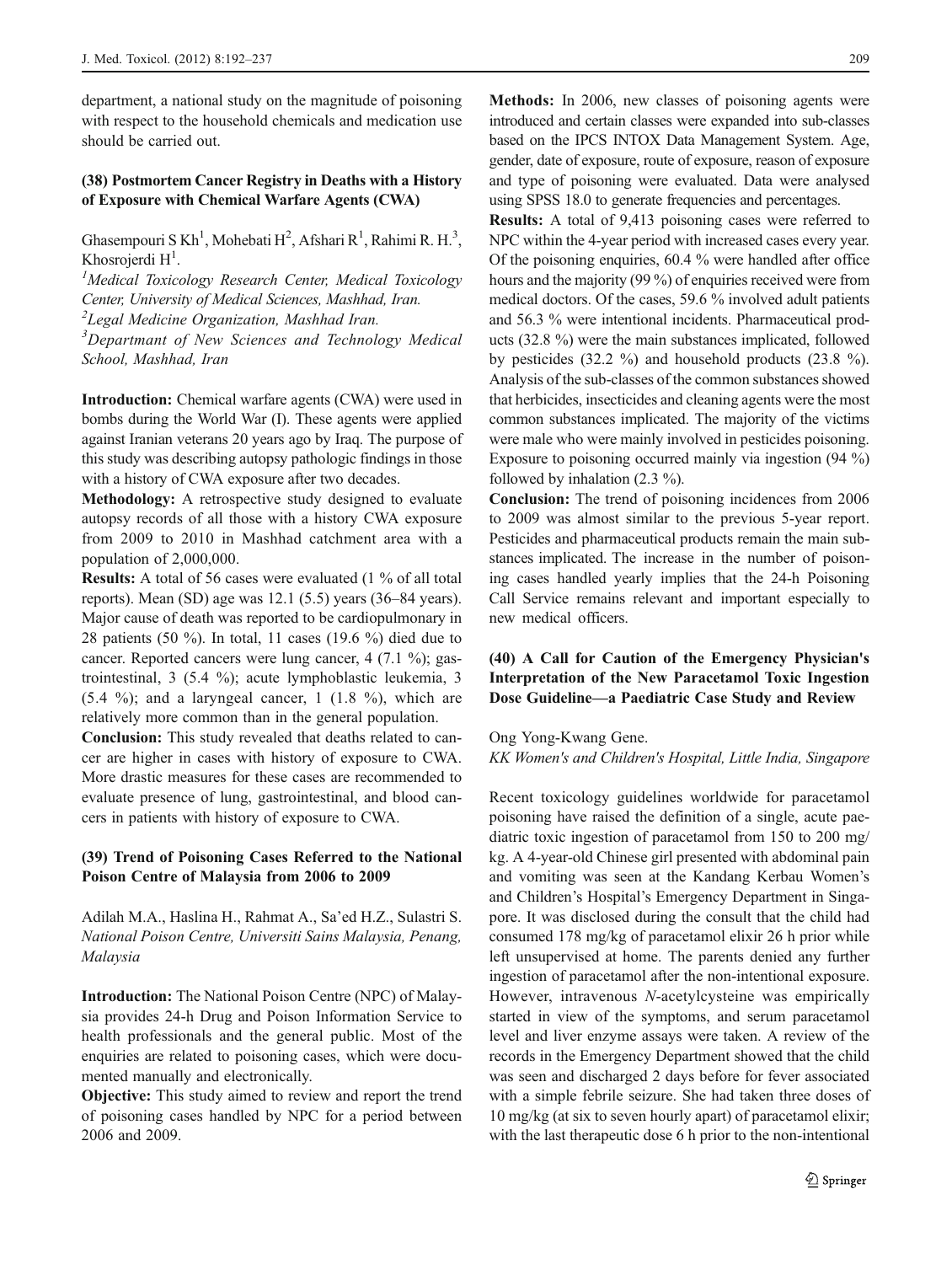department, a national study on the magnitude of poisoning with respect to the household chemicals and medication use should be carried out.

### (38) Postmortem Cancer Registry in Deaths with a History of Exposure with Chemical Warfare Agents (CWA)

Ghasempouri S Kh[1], Mohebati H[2], Afshari R[1], Rahimi R. H.[3], Khosrojerdi H[1].

[1]*Medical Toxicology Research Center, Medical Toxicology Center, University of Medical Sciences, Mashhad, Iran.*
[2]*Legal Medicine Organization, Mashhad Iran.*
[3]*Departmant of New Sciences and Technology Medical School, Mashhad, Iran*

**Introduction:** Chemical warfare agents (CWA) were used in bombs during the World War (I). These agents were applied against Iranian veterans 20 years ago by Iraq. The purpose of this study was describing autopsy pathologic findings in those with a history of CWA exposure after two decades.

**Methodology:** A retrospective study designed to evaluate autopsy records of all those with a history CWA exposure from 2009 to 2010 in Mashhad catchment area with a population of 2,000,000.

**Results:** A total of 56 cases were evaluated (1 % of all total reports). Mean (SD) age was 12.1 (5.5) years (36–84 years). Major cause of death was reported to be cardiopulmonary in 28 patients (50 %). In total, 11 cases (19.6 %) died due to cancer. Reported cancers were lung cancer, 4 (7.1 %); gastrointestinal, 3 (5.4 %); acute lymphoblastic leukemia, 3 (5.4 %); and a laryngeal cancer, 1 (1.8 %), which are relatively more common than in the general population.

**Conclusion:** This study revealed that deaths related to cancer are higher in cases with history of exposure to CWA. More drastic measures for these cases are recommended to evaluate presence of lung, gastrointestinal, and blood cancers in patients with history of exposure to CWA.

### (39) Trend of Poisoning Cases Referred to the National Poison Centre of Malaysia from 2006 to 2009

Adilah M.A., Haslina H., Rahmat A., Sa'ed H.Z., Sulastri S.
*National Poison Centre, Universiti Sains Malaysia, Penang, Malaysia*

**Introduction:** The National Poison Centre (NPC) of Malaysia provides 24-h Drug and Poison Information Service to health professionals and the general public. Most of the enquiries are related to poisoning cases, which were documented manually and electronically.

**Objective:** This study aimed to review and report the trend of poisoning cases handled by NPC for a period between 2006 and 2009.

**Methods:** In 2006, new classes of poisoning agents were introduced and certain classes were expanded into sub-classes based on the IPCS INTOX Data Management System. Age, gender, date of exposure, route of exposure, reason of exposure and type of poisoning were evaluated. Data were analysed using SPSS 18.0 to generate frequencies and percentages.

**Results:** A total of 9,413 poisoning cases were referred to NPC within the 4-year period with increased cases every year. Of the poisoning enquiries, 60.4 % were handled after office hours and the majority (99 %) of enquiries received were from medical doctors. Of the cases, 59.6 % involved adult patients and 56.3 % were intentional incidents. Pharmaceutical products (32.8 %) were the main substances implicated, followed by pesticides (32.2 %) and household products (23.8 %). Analysis of the sub-classes of the common substances showed that herbicides, insecticides and cleaning agents were the most common substances implicated. The majority of the victims were male who were mainly involved in pesticides poisoning. Exposure to poisoning occurred mainly via ingestion (94 %) followed by inhalation (2.3 %).

**Conclusion:** The trend of poisoning incidences from 2006 to 2009 was almost similar to the previous 5-year report. Pesticides and pharmaceutical products remain the main substances implicated. The increase in the number of poisoning cases handled yearly implies that the 24-h Poisoning Call Service remains relevant and important especially to new medical officers.

### (40) A Call for Caution of the Emergency Physician's Interpretation of the New Paracetamol Toxic Ingestion Dose Guideline—a Paediatric Case Study and Review

Ong Yong-Kwang Gene.
*KK Women's and Children's Hospital, Little India, Singapore*

Recent toxicology guidelines worldwide for paracetamol poisoning have raised the definition of a single, acute paediatric toxic ingestion of paracetamol from 150 to 200 mg/kg. A 4-year-old Chinese girl presented with abdominal pain and vomiting was seen at the Kandang Kerbau Women's and Children's Hospital's Emergency Department in Singapore. It was disclosed during the consult that the child had consumed 178 mg/kg of paracetamol elixir 26 h prior while left unsupervised at home. The parents denied any further ingestion of paracetamol after the non-intentional exposure. However, intravenous *N*-acetylcysteine was empirically started in view of the symptoms, and serum paracetamol level and liver enzyme assays were taken. A review of the records in the Emergency Department showed that the child was seen and discharged 2 days before for fever associated with a simple febrile seizure. She had taken three doses of 10 mg/kg (at six to seven hourly apart) of paracetamol elixir; with the last therapeutic dose 6 h prior to the non-intentional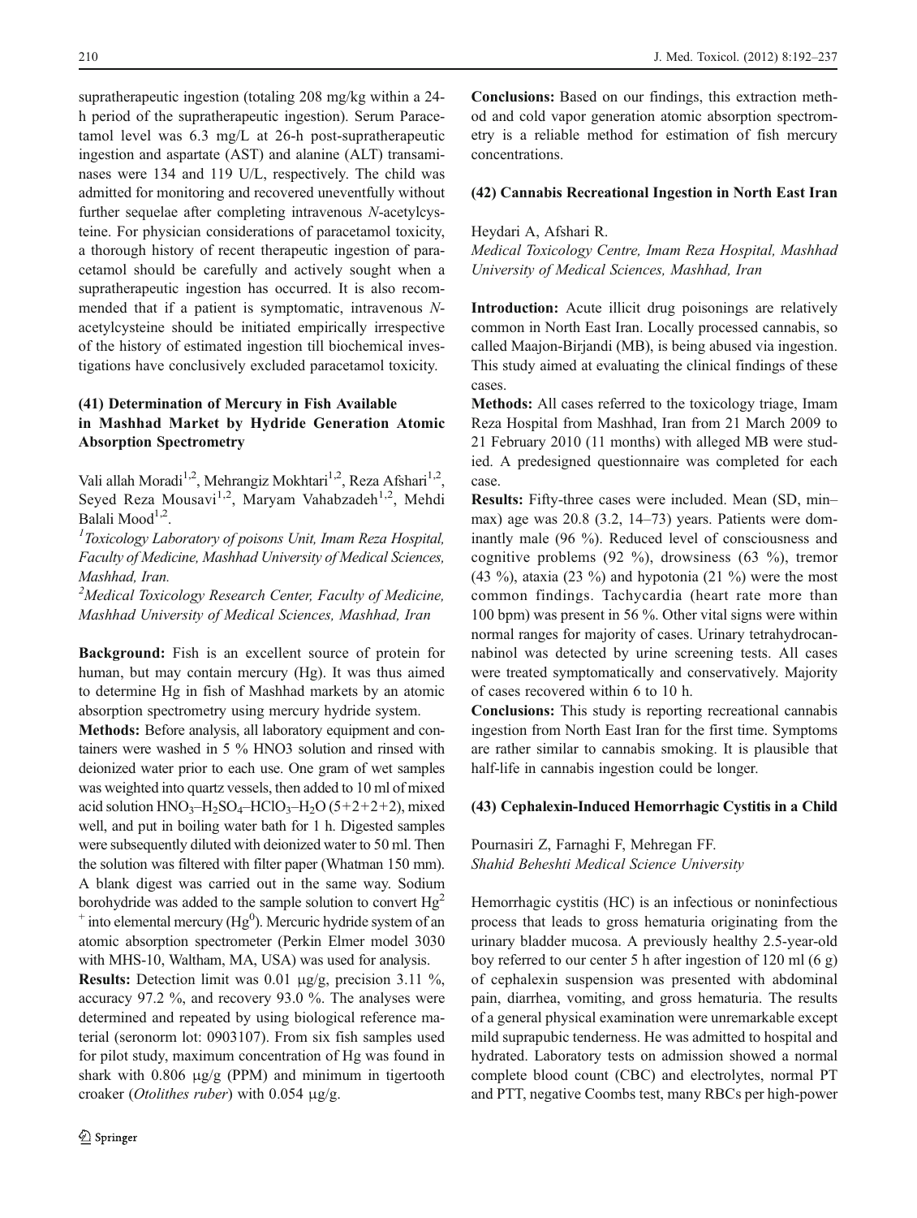supratherapeutic ingestion (totaling 208 mg/kg within a 24-h period of the supratherapeutic ingestion). Serum Paracetamol level was 6.3 mg/L at 26-h post-supratherapeutic ingestion and aspartate (AST) and alanine (ALT) transaminases were 134 and 119 U/L, respectively. The child was admitted for monitoring and recovered uneventfully without further sequelae after completing intravenous *N*-acetylcysteine. For physician considerations of paracetamol toxicity, a thorough history of recent therapeutic ingestion of paracetamol should be carefully and actively sought when a supratherapeutic ingestion has occurred. It is also recommended that if a patient is symptomatic, intravenous *N*-acetylcysteine should be initiated empirically irrespective of the history of estimated ingestion till biochemical investigations have conclusively excluded paracetamol toxicity.

### (41) Determination of Mercury in Fish Available in Mashhad Market by Hydride Generation Atomic Absorption Spectrometry

Vali allah Moradi[1,2], Mehrangiz Mokhtari[1,2], Reza Afshari[1,2], Seyed Reza Mousavi[1,2], Maryam Vahabzadeh[1,2], Mehdi Balali Mood[1,2].

[1]*Toxicology Laboratory of poisons Unit, Imam Reza Hospital, Faculty of Medicine, Mashhad University of Medical Sciences, Mashhad, Iran.*

[2]*Medical Toxicology Research Center, Faculty of Medicine, Mashhad University of Medical Sciences, Mashhad, Iran*

**Background:** Fish is an excellent source of protein for human, but may contain mercury (Hg). It was thus aimed to determine Hg in fish of Mashhad markets by an atomic absorption spectrometry using mercury hydride system.

**Methods:** Before analysis, all laboratory equipment and containers were washed in 5 % HNO3 solution and rinsed with deionized water prior to each use. One gram of wet samples was weighted into quartz vessels, then added to 10 ml of mixed acid solution $HNO_3$–$H_2SO_4$–$HClO_3$–$H_2O$ (5+2+2+2), mixed well, and put in boiling water bath for 1 h. Digested samples were subsequently diluted with deionized water to 50 ml. Then the solution was filtered with filter paper (Whatman 150 mm). A blank digest was carried out in the same way. Sodium borohydride was added to the sample solution to convert $Hg^{2+}$ into elemental mercury ($Hg^0$). Mercuric hydride system of an atomic absorption spectrometer (Perkin Elmer model 3030 with MHS-10, Waltham, MA, USA) was used for analysis.

**Results:** Detection limit was 0.01 μg/g, precision 3.11 %, accuracy 97.2 %, and recovery 93.0 %. The analyses were determined and repeated by using biological reference material (seronorm lot: 0903107). From six fish samples used for pilot study, maximum concentration of Hg was found in shark with 0.806 μg/g (PPM) and minimum in tigertooth croaker (*Otolithes ruber*) with 0.054 μg/g.

**Conclusions:** Based on our findings, this extraction method and cold vapor generation atomic absorption spectrometry is a reliable method for estimation of fish mercury concentrations.

### (42) Cannabis Recreational Ingestion in North East Iran

Heydari A, Afshari R.

*Medical Toxicology Centre, Imam Reza Hospital, Mashhad University of Medical Sciences, Mashhad, Iran*

**Introduction:** Acute illicit drug poisonings are relatively common in North East Iran. Locally processed cannabis, so called Maajon-Birjandi (MB), is being abused via ingestion. This study aimed at evaluating the clinical findings of these cases.

**Methods:** All cases referred to the toxicology triage, Imam Reza Hospital from Mashhad, Iran from 21 March 2009 to 21 February 2010 (11 months) with alleged MB were studied. A predesigned questionnaire was completed for each case.

**Results:** Fifty-three cases were included. Mean (SD, min–max) age was 20.8 (3.2, 14–73) years. Patients were dominantly male (96 %). Reduced level of consciousness and cognitive problems (92 %), drowsiness (63 %), tremor (43 %), ataxia (23 %) and hypotonia (21 %) were the most common findings. Tachycardia (heart rate more than 100 bpm) was present in 56 %. Other vital signs were within normal ranges for majority of cases. Urinary tetrahydrocannabinol was detected by urine screening tests. All cases were treated symptomatically and conservatively. Majority of cases recovered within 6 to 10 h.

**Conclusions:** This study is reporting recreational cannabis ingestion from North East Iran for the first time. Symptoms are rather similar to cannabis smoking. It is plausible that half-life in cannabis ingestion could be longer.

### (43) Cephalexin-Induced Hemorrhagic Cystitis in a Child

Pournasiri Z, Farnaghi F, Mehregan FF.

*Shahid Beheshti Medical Science University*

Hemorrhagic cystitis (HC) is an infectious or noninfectious process that leads to gross hematuria originating from the urinary bladder mucosa. A previously healthy 2.5-year-old boy referred to our center 5 h after ingestion of 120 ml (6 g) of cephalexin suspension was presented with abdominal pain, diarrhea, vomiting, and gross hematuria. The results of a general physical examination were unremarkable except mild suprapubic tenderness. He was admitted to hospital and hydrated. Laboratory tests on admission showed a normal complete blood count (CBC) and electrolytes, normal PT and PTT, negative Coombs test, many RBCs per high-power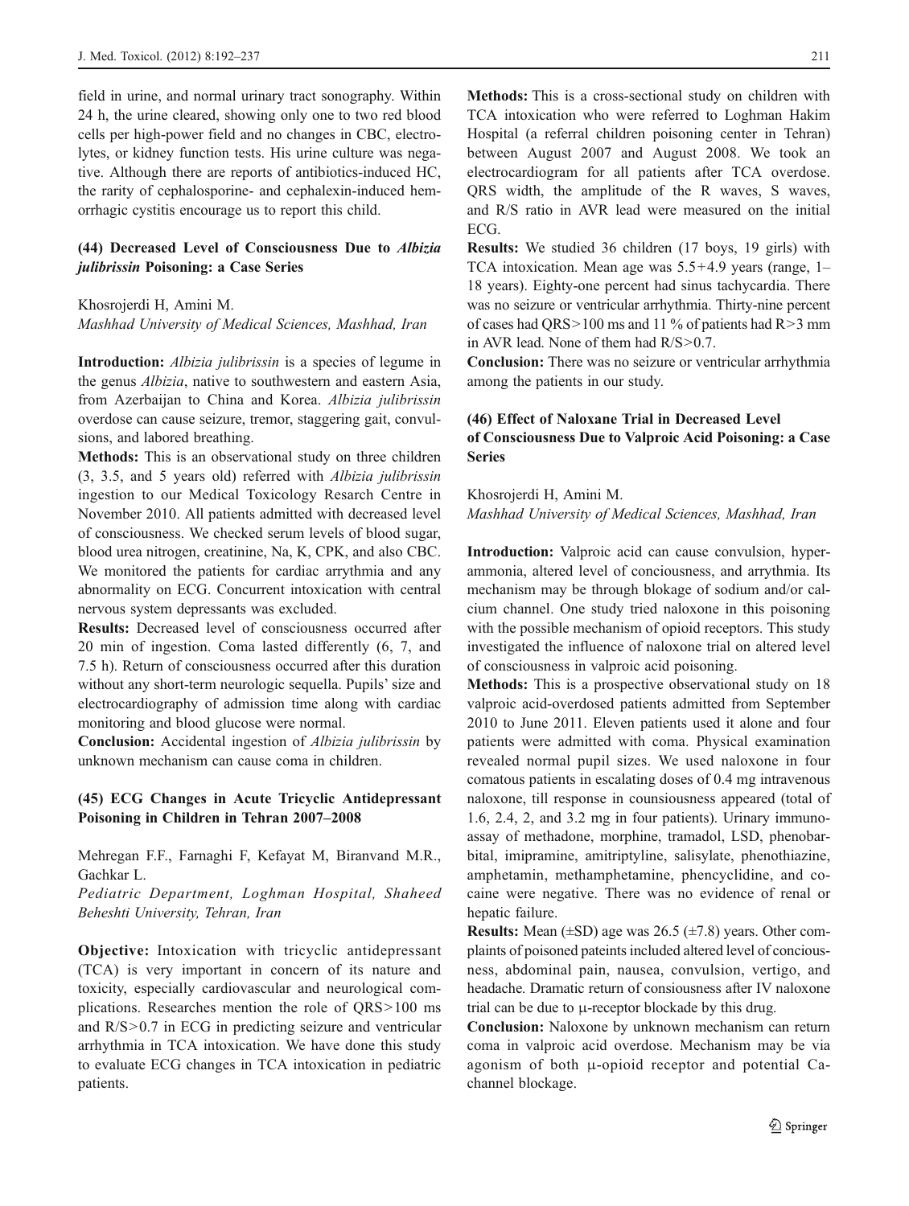field in urine, and normal urinary tract sonography. Within 24 h, the urine cleared, showing only one to two red blood cells per high-power field and no changes in CBC, electrolytes, or kidney function tests. His urine culture was negative. Although there are reports of antibiotics-induced HC, the rarity of cephalosporine- and cephalexin-induced hemorrhagic cystitis encourage us to report this child.

### (44) Decreased Level of Consciousness Due to *Albizia julibrissin* Poisoning: a Case Series

Khosrojerdi H, Amini M.

*Mashhad University of Medical Sciences, Mashhad, Iran*

**Introduction:** *Albizia julibrissin* is a species of legume in the genus *Albizia*, native to southwestern and eastern Asia, from Azerbaijan to China and Korea. *Albizia julibrissin* overdose can cause seizure, tremor, staggering gait, convulsions, and labored breathing.

**Methods:** This is an observational study on three children (3, 3.5, and 5 years old) referred with *Albizia julibrissin* ingestion to our Medical Toxicology Resarch Centre in November 2010. All patients admitted with decreased level of consciousness. We checked serum levels of blood sugar, blood urea nitrogen, creatinine, Na, K, CPK, and also CBC. We monitored the patients for cardiac arrythmia and any abnormality on ECG. Concurrent intoxication with central nervous system depressants was excluded.

**Results:** Decreased level of consciousness occurred after 20 min of ingestion. Coma lasted differently (6, 7, and 7.5 h). Return of consciousness occurred after this duration without any short-term neurologic sequella. Pupils' size and electrocardiography of admission time along with cardiac monitoring and blood glucose were normal.

**Conclusion:** Accidental ingestion of *Albizia julibrissin* by unknown mechanism can cause coma in children.

### (45) ECG Changes in Acute Tricyclic Antidepressant Poisoning in Children in Tehran 2007–2008

Mehregan F.F., Farnaghi F, Kefayat M, Biranvand M.R., Gachkar L.

*Pediatric Department, Loghman Hospital, Shaheed Beheshti University, Tehran, Iran*

**Objective:** Intoxication with tricyclic antidepressant (TCA) is very important in concern of its nature and toxicity, especially cardiovascular and neurological complications. Researches mention the role of QRS>100 ms and R/S>0.7 in ECG in predicting seizure and ventricular arrhythmia in TCA intoxication. We have done this study to evaluate ECG changes in TCA intoxication in pediatric patients.

**Methods:** This is a cross-sectional study on children with TCA intoxication who were referred to Loghman Hakim Hospital (a referral children poisoning center in Tehran) between August 2007 and August 2008. We took an electrocardiogram for all patients after TCA overdose. QRS width, the amplitude of the R waves, S waves, and R/S ratio in AVR lead were measured on the initial ECG.

**Results:** We studied 36 children (17 boys, 19 girls) with TCA intoxication. Mean age was 5.5+4.9 years (range, 1–18 years). Eighty-one percent had sinus tachycardia. There was no seizure or ventricular arrhythmia. Thirty-nine percent of cases had QRS>100 ms and 11 % of patients had R>3 mm in AVR lead. None of them had R/S>0.7.

**Conclusion:** There was no seizure or ventricular arrhythmia among the patients in our study.

### (46) Effect of Naloxane Trial in Decreased Level of Consciousness Due to Valproic Acid Poisoning: a Case Series

Khosrojerdi H, Amini M.

*Mashhad University of Medical Sciences, Mashhad, Iran*

**Introduction:** Valproic acid can cause convulsion, hyperammonia, altered level of conciousness, and arrythmia. Its mechanism may be through blokage of sodium and/or calcium channel. One study tried naloxone in this poisoning with the possible mechanism of opioid receptors. This study investigated the influence of naloxone trial on altered level of consciousness in valproic acid poisoning.

**Methods:** This is a prospective observational study on 18 valproic acid-overdosed patients admitted from September 2010 to June 2011. Eleven patients used it alone and four patients were admitted with coma. Physical examination revealed normal pupil sizes. We used naloxone in four comatous patients in escalating doses of 0.4 mg intravenous naloxone, till response in counsiousness appeared (total of 1.6, 2.4, 2, and 3.2 mg in four patients). Urinary immunoassay of methadone, morphine, tramadol, LSD, phenobarbital, imipramine, amitriptyline, salisylate, phenothiazine, amphetamin, methamphetamine, phencyclidine, and cocaine were negative. There was no evidence of renal or hepatic failure.

**Results:** Mean (±SD) age was 26.5 (±7.8) years. Other complaints of poisoned pateints included altered level of conciousness, abdominal pain, nausea, convulsion, vertigo, and headache. Dramatic return of consiousness after IV naloxone trial can be due to μ-receptor blockade by this drug.

**Conclusion:** Naloxone by unknown mechanism can return coma in valproic acid overdose. Mechanism may be via agonism of both μ-opioid receptor and potential Ca-channel blockage.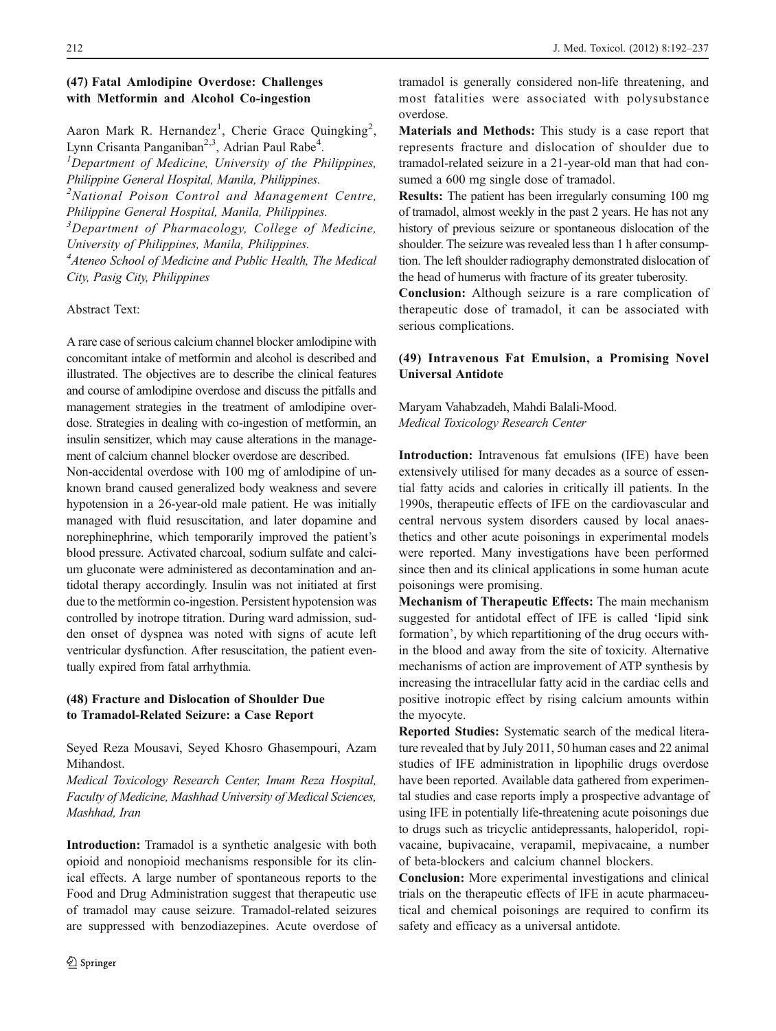## (47) Fatal Amlodipine Overdose: Challenges with Metformin and Alcohol Co-ingestion

Aaron Mark R. Hernandez[1], Cherie Grace Quingking[2], Lynn Crisanta Panganiban[2,3], Adrian Paul Rabe[4].

[1]*Department of Medicine, University of the Philippines, Philippine General Hospital, Manila, Philippines.*
[2]*National Poison Control and Management Centre, Philippine General Hospital, Manila, Philippines.*
[3]*Department of Pharmacology, College of Medicine, University of Philippines, Manila, Philippines.*
[4]*Ateneo School of Medicine and Public Health, The Medical City, Pasig City, Philippines*

Abstract Text:

A rare case of serious calcium channel blocker amlodipine with concomitant intake of metformin and alcohol is described and illustrated. The objectives are to describe the clinical features and course of amlodipine overdose and discuss the pitfalls and management strategies in the treatment of amlodipine overdose. Strategies in dealing with co-ingestion of metformin, an insulin sensitizer, which may cause alterations in the management of calcium channel blocker overdose are described.

Non-accidental overdose with 100 mg of amlodipine of unknown brand caused generalized body weakness and severe hypotension in a 26-year-old male patient. He was initially managed with fluid resuscitation, and later dopamine and norephinephrine, which temporarily improved the patient's blood pressure. Activated charcoal, sodium sulfate and calcium gluconate were administered as decontamination and antidotal therapy accordingly. Insulin was not initiated at first due to the metformin co-ingestion. Persistent hypotension was controlled by inotrope titration. During ward admission, sudden onset of dyspnea was noted with signs of acute left ventricular dysfunction. After resuscitation, the patient eventually expired from fatal arrhythmia.

## (48) Fracture and Dislocation of Shoulder Due to Tramadol-Related Seizure: a Case Report

Seyed Reza Mousavi, Seyed Khosro Ghasempouri, Azam Mihandost.

*Medical Toxicology Research Center, Imam Reza Hospital, Faculty of Medicine, Mashhad University of Medical Sciences, Mashhad, Iran*

**Introduction:** Tramadol is a synthetic analgesic with both opioid and nonopioid mechanisms responsible for its clinical effects. A large number of spontaneous reports to the Food and Drug Administration suggest that therapeutic use of tramadol may cause seizure. Tramadol-related seizures are suppressed with benzodiazepines. Acute overdose of tramadol is generally considered non-life threatening, and most fatalities were associated with polysubstance overdose.

**Materials and Methods:** This study is a case report that represents fracture and dislocation of shoulder due to tramadol-related seizure in a 21-year-old man that had consumed a 600 mg single dose of tramadol.

**Results:** The patient has been irregularly consuming 100 mg of tramadol, almost weekly in the past 2 years. He has not any history of previous seizure or spontaneous dislocation of the shoulder. The seizure was revealed less than 1 h after consumption. The left shoulder radiography demonstrated dislocation of the head of humerus with fracture of its greater tuberosity.

**Conclusion:** Although seizure is a rare complication of therapeutic dose of tramadol, it can be associated with serious complications.

## (49) Intravenous Fat Emulsion, a Promising Novel Universal Antidote

Maryam Vahabzadeh, Mahdi Balali-Mood.

*Medical Toxicology Research Center*

**Introduction:** Intravenous fat emulsions (IFE) have been extensively utilised for many decades as a source of essential fatty acids and calories in critically ill patients. In the 1990s, therapeutic effects of IFE on the cardiovascular and central nervous system disorders caused by local anaesthetics and other acute poisonings in experimental models were reported. Many investigations have been performed since then and its clinical applications in some human acute poisonings were promising.

**Mechanism of Therapeutic Effects:** The main mechanism suggested for antidotal effect of IFE is called 'lipid sink formation', by which repartitioning of the drug occurs within the blood and away from the site of toxicity. Alternative mechanisms of action are improvement of ATP synthesis by increasing the intracellular fatty acid in the cardiac cells and positive inotropic effect by rising calcium amounts within the myocyte.

**Reported Studies:** Systematic search of the medical literature revealed that by July 2011, 50 human cases and 22 animal studies of IFE administration in lipophilic drugs overdose have been reported. Available data gathered from experimental studies and case reports imply a prospective advantage of using IFE in potentially life-threatening acute poisonings due to drugs such as tricyclic antidepressants, haloperidol, ropivacaine, bupivacaine, verapamil, mepivacaine, a number of beta-blockers and calcium channel blockers.

**Conclusion:** More experimental investigations and clinical trials on the therapeutic effects of IFE in acute pharmaceutical and chemical poisonings are required to confirm its safety and efficacy as a universal antidote.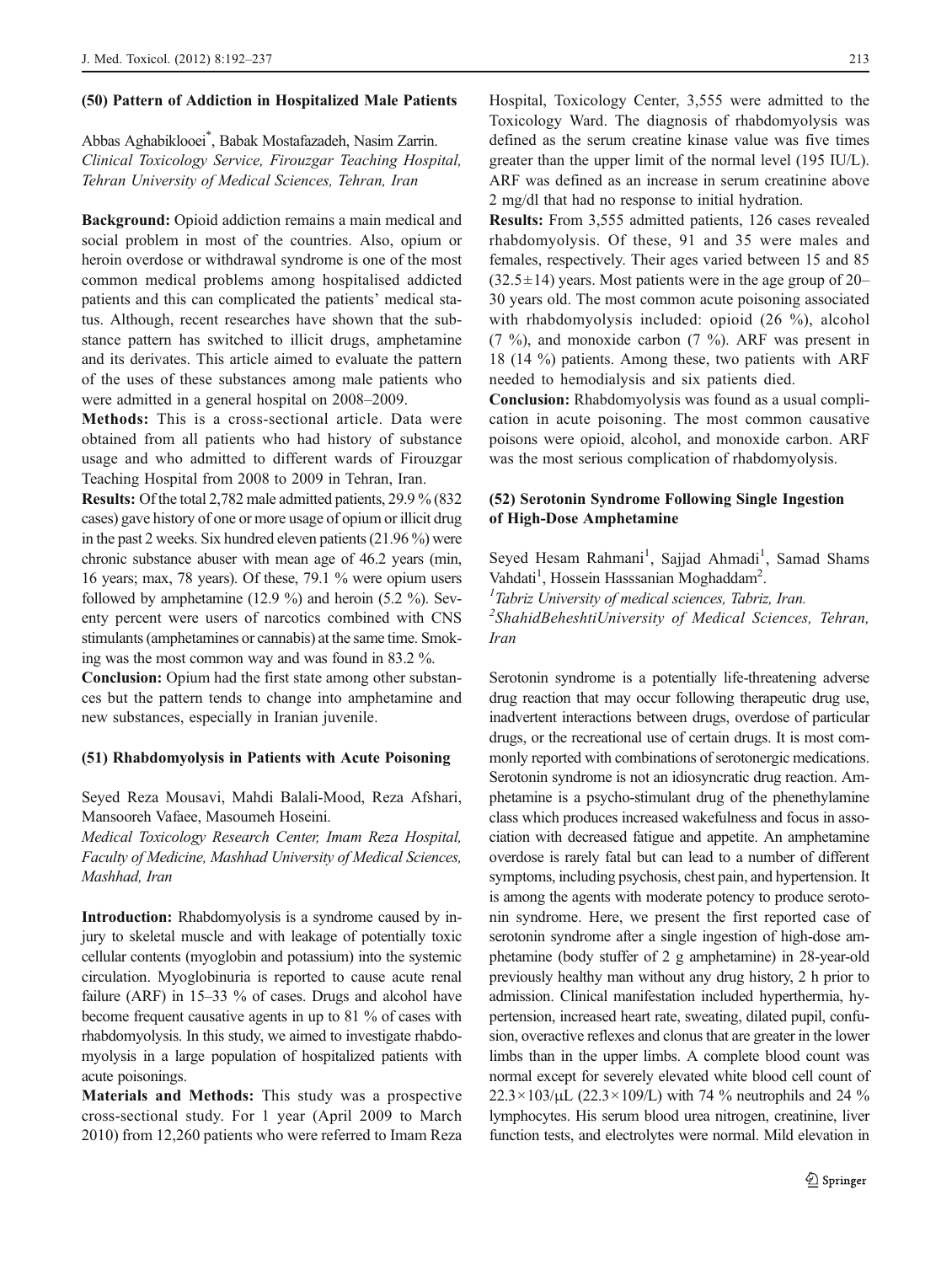### (50) Pattern of Addiction in Hospitalized Male Patients

Abbas Aghabiklooei*, Babak Mostafazadeh, Nasim Zarrin.

*Clinical Toxicology Service, Firouzgar Teaching Hospital, Tehran University of Medical Sciences, Tehran, Iran*

**Background:** Opioid addiction remains a main medical and social problem in most of the countries. Also, opium or heroin overdose or withdrawal syndrome is one of the most common medical problems among hospitalised addicted patients and this can complicated the patients' medical status. Although, recent researches have shown that the substance pattern has switched to illicit drugs, amphetamine and its derivates. This article aimed to evaluate the pattern of the uses of these substances among male patients who were admitted in a general hospital on 2008–2009.

**Methods:** This is a cross-sectional article. Data were obtained from all patients who had history of substance usage and who admitted to different wards of Firouzgar Teaching Hospital from 2008 to 2009 in Tehran, Iran.

**Results:** Of the total 2,782 male admitted patients, 29.9 % (832 cases) gave history of one or more usage of opium or illicit drug in the past 2 weeks. Six hundred eleven patients (21.96 %) were chronic substance abuser with mean age of 46.2 years (min, 16 years; max, 78 years). Of these, 79.1 % were opium users followed by amphetamine (12.9 %) and heroin (5.2 %). Seventy percent were users of narcotics combined with CNS stimulants (amphetamines or cannabis) at the same time. Smoking was the most common way and was found in 83.2 %.

**Conclusion:** Opium had the first state among other substances but the pattern tends to change into amphetamine and new substances, especially in Iranian juvenile.

### (51) Rhabdomyolysis in Patients with Acute Poisoning

Seyed Reza Mousavi, Mahdi Balali-Mood, Reza Afshari, Mansooreh Vafaee, Masoumeh Hoseini.

*Medical Toxicology Research Center, Imam Reza Hospital, Faculty of Medicine, Mashhad University of Medical Sciences, Mashhad, Iran*

**Introduction:** Rhabdomyolysis is a syndrome caused by injury to skeletal muscle and with leakage of potentially toxic cellular contents (myoglobin and potassium) into the systemic circulation. Myoglobinuria is reported to cause acute renal failure (ARF) in 15–33 % of cases. Drugs and alcohol have become frequent causative agents in up to 81 % of cases with rhabdomyolysis. In this study, we aimed to investigate rhabdomyolysis in a large population of hospitalized patients with acute poisonings.

**Materials and Methods:** This study was a prospective cross-sectional study. For 1 year (April 2009 to March 2010) from 12,260 patients who were referred to Imam Reza Hospital, Toxicology Center, 3,555 were admitted to the Toxicology Ward. The diagnosis of rhabdomyolysis was defined as the serum creatine kinase value was five times greater than the upper limit of the normal level (195 IU/L). ARF was defined as an increase in serum creatinine above 2 mg/dl that had no response to initial hydration.

**Results:** From 3,555 admitted patients, 126 cases revealed rhabdomyolysis. Of these, 91 and 35 were males and females, respectively. Their ages varied between 15 and 85 ($32.5 \pm 14$) years. Most patients were in the age group of 20–30 years old. The most common acute poisoning associated with rhabdomyolysis included: opioid (26 %), alcohol (7 %), and monoxide carbon (7 %). ARF was present in 18 (14 %) patients. Among these, two patients with ARF needed to hemodialysis and six patients died.

**Conclusion:** Rhabdomyolysis was found as a usual complication in acute poisoning. The most common causative poisons were opioid, alcohol, and monoxide carbon. ARF was the most serious complication of rhabdomyolysis.

### (52) Serotonin Syndrome Following Single Ingestion of High-Dose Amphetamine

Seyed Hesam Rahmani[1], Sajjad Ahmadi[1], Samad Shams Vahdati[1], Hossein Hasssanian Moghaddam[2].

[1]*Tabriz University of medical sciences, Tabriz, Iran.*

[2]*ShahidBeheshtiUniversity of Medical Sciences, Tehran, Iran*

Serotonin syndrome is a potentially life-threatening adverse drug reaction that may occur following therapeutic drug use, inadvertent interactions between drugs, overdose of particular drugs, or the recreational use of certain drugs. It is most commonly reported with combinations of serotonergic medications. Serotonin syndrome is not an idiosyncratic drug reaction. Amphetamine is a psycho-stimulant drug of the phenethylamine class which produces increased wakefulness and focus in association with decreased fatigue and appetite. An amphetamine overdose is rarely fatal but can lead to a number of different symptoms, including psychosis, chest pain, and hypertension. It is among the agents with moderate potency to produce serotonin syndrome. Here, we present the first reported case of serotonin syndrome after a single ingestion of high-dose amphetamine (body stuffer of 2 g amphetamine) in 28-year-old previously healthy man without any drug history, 2 h prior to admission. Clinical manifestation included hyperthermia, hypertension, increased heart rate, sweating, dilated pupil, confusion, overactive reflexes and clonus that are greater in the lower limbs than in the upper limbs. A complete blood count was normal except for severely elevated white blood cell count of $22.3 \times 10^3/\mu L$ ($22.3 \times 10^9/L$) with 74 % neutrophils and 24 % lymphocytes. His serum blood urea nitrogen, creatinine, liver function tests, and electrolytes were normal. Mild elevation in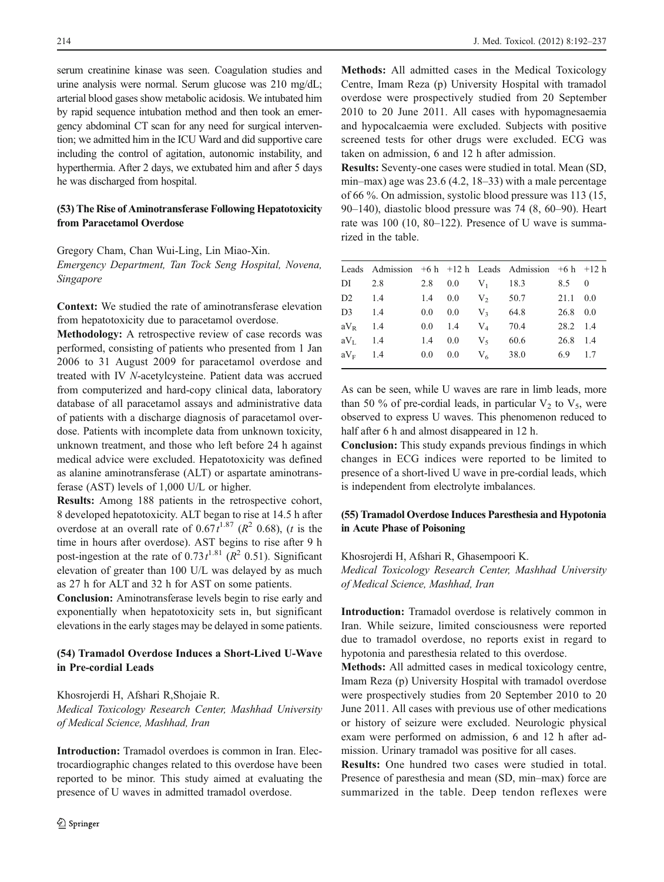serum creatinine kinase was seen. Coagulation studies and urine analysis were normal. Serum glucose was 210 mg/dL; arterial blood gases show metabolic acidosis. We intubated him by rapid sequence intubation method and then took an emergency abdominal CT scan for any need for surgical intervention; we admitted him in the ICU Ward and did supportive care including the control of agitation, autonomic instability, and hyperthermia. After 2 days, we extubated him and after 5 days he was discharged from hospital.

### (53) The Rise of Aminotransferase Following Hepatotoxicity from Paracetamol Overdose

Gregory Cham, Chan Wui-Ling, Lin Miao-Xin.
*Emergency Department, Tan Tock Seng Hospital, Novena, Singapore*

**Context:** We studied the rate of aminotransferase elevation from hepatotoxicity due to paracetamol overdose.

**Methodology:** A retrospective review of case records was performed, consisting of patients who presented from 1 Jan 2006 to 31 August 2009 for paracetamol overdose and treated with IV *N*-acetylcysteine. Patient data was accrued from computerized and hard-copy clinical data, laboratory database of all paracetamol assays and administrative data of patients with a discharge diagnosis of paracetamol overdose. Patients with incomplete data from unknown toxicity, unknown treatment, and those who left before 24 h against medical advice were excluded. Hepatotoxicity was defined as alanine aminotransferase (ALT) or aspartate aminotransferase (AST) levels of 1,000 U/L or higher.

**Results:** Among 188 patients in the retrospective cohort, 8 developed hepatotoxicity. ALT began to rise at 14.5 h after overdose at an overall rate of $0.67t^{1.87}$ ($R^2$ 0.68), ($t$ is the time in hours after overdose). AST begins to rise after 9 h post-ingestion at the rate of $0.73t^{1.81}$ ($R^2$ 0.51). Significant elevation of greater than 100 U/L was delayed by as much as 27 h for ALT and 32 h for AST on some patients.

**Conclusion:** Aminotransferase levels begin to rise early and exponentially when hepatotoxicity sets in, but significant elevations in the early stages may be delayed in some patients.

### (54) Tramadol Overdose Induces a Short-Lived U-Wave in Pre-cordial Leads

Khosrojerdi H, Afshari R, Shojaie R.
*Medical Toxicology Research Center, Mashhad University of Medical Science, Mashhad, Iran*

**Introduction:** Tramadol overdoes is common in Iran. Electrocardiographic changes related to this overdose have been reported to be minor. This study aimed at evaluating the presence of U waves in admitted tramadol overdose.

**Methods:** All admitted cases in the Medical Toxicology Centre, Imam Reza (p) University Hospital with tramadol overdose were prospectively studied from 20 September 2010 to 20 June 2011. All cases with hypomagnesaemia and hypocalcaemia were excluded. Subjects with positive screened tests for other drugs were excluded. ECG was taken on admission, 6 and 12 h after admission.

**Results:** Seventy-one cases were studied in total. Mean (SD, min–max) age was 23.6 (4.2, 18–33) with a male percentage of 66 %. On admission, systolic blood pressure was 113 (15, 90–140), diastolic blood pressure was 74 (8, 60–90). Heart rate was 100 (10, 80–122). Presence of U wave is summarized in the table.

| Leads | Admission | +6 h | +12 h | Leads | Admission | +6 h | +12 h |
|---|---|---|---|---|---|---|---|
| DI | 2.8 | 2.8 | 0.0 | $V_1$ | 18.3 | 8.5 | 0 |
| D2 | 1.4 | 1.4 | 0.0 | $V_2$ | 50.7 | 21.1 | 0.0 |
| D3 | 1.4 | 0.0 | 0.0 | $V_3$ | 64.8 | 26.8 | 0.0 |
| $aV_R$ | 1.4 | 0.0 | 1.4 | $V_4$ | 70.4 | 28.2 | 1.4 |
| $aV_L$ | 1.4 | 1.4 | 0.0 | $V_5$ | 60.6 | 26.8 | 1.4 |
| $aV_F$ | 1.4 | 0.0 | 0.0 | $V_6$ | 38.0 | 6.9 | 1.7 |

As can be seen, while U waves are rare in limb leads, more than 50 % of pre-cordial leads, in particular $V_2$ to $V_5$, were observed to express U waves. This phenomenon reduced to half after 6 h and almost disappeared in 12 h.

**Conclusion:** This study expands previous findings in which changes in ECG indices were reported to be limited to presence of a short-lived U wave in pre-cordial leads, which is independent from electrolyte imbalances.

### (55) Tramadol Overdose Induces Paresthesia and Hypotonia in Acute Phase of Poisoning

Khosrojerdi H, Afshari R, Ghasempoori K.
*Medical Toxicology Research Center, Mashhad University of Medical Science, Mashhad, Iran*

**Introduction:** Tramadol overdose is relatively common in Iran. While seizure, limited consciousness were reported due to tramadol overdose, no reports exist in regard to hypotonia and paresthesia related to this overdose.

**Methods:** All admitted cases in medical toxicology centre, Imam Reza (p) University Hospital with tramadol overdose were prospectively studies from 20 September 2010 to 20 June 2011. All cases with previous use of other medications or history of seizure were excluded. Neurologic physical exam were performed on admission, 6 and 12 h after admission. Urinary tramadol was positive for all cases.

**Results:** One hundred two cases were studied in total. Presence of paresthesia and mean (SD, min–max) force are summarized in the table. Deep tendon reflexes were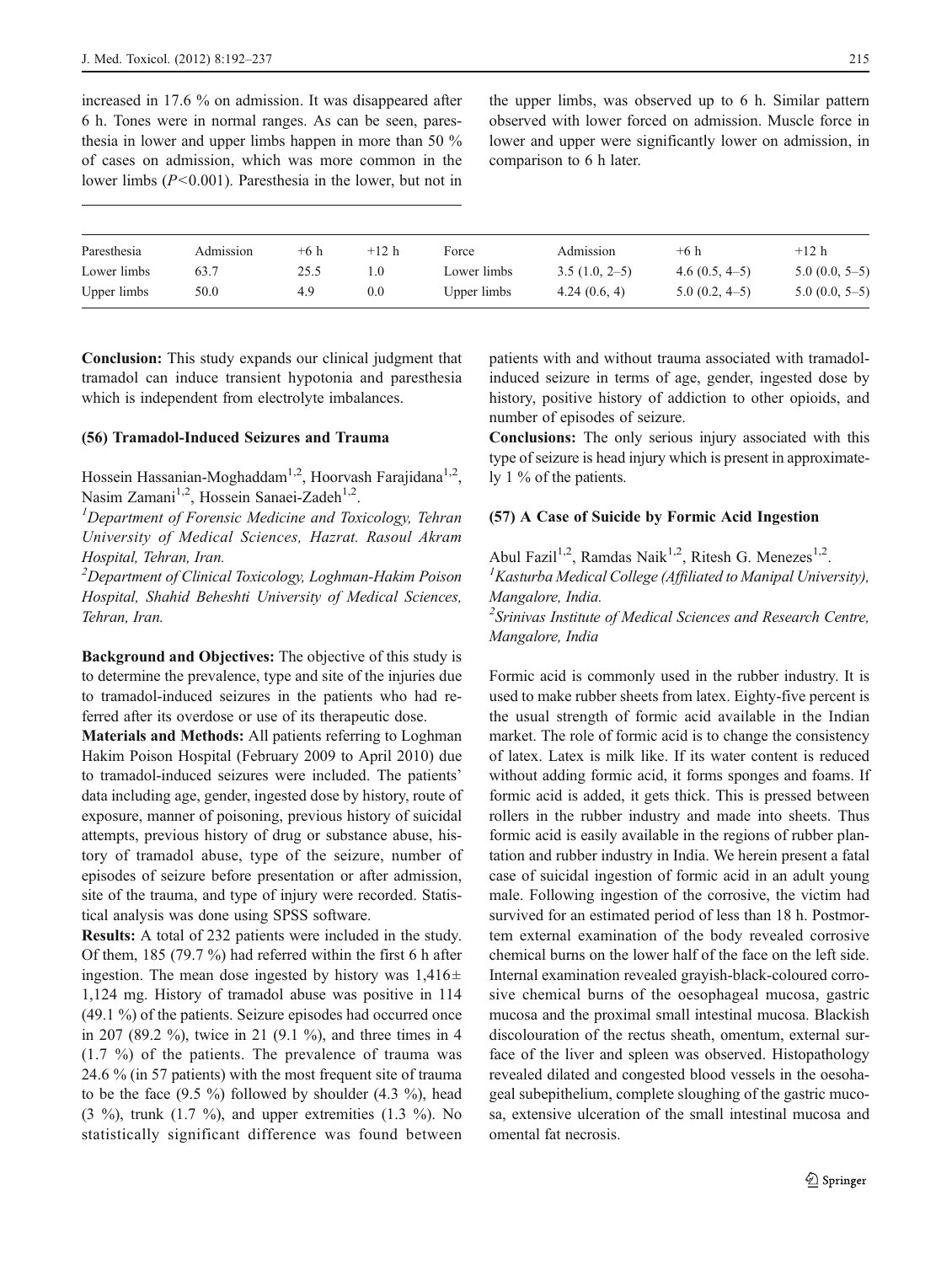increased in 17.6 % on admission. It was disappeared after 6 h. Tones were in normal ranges. As can be seen, paresthesia in lower and upper limbs happen in more than 50 % of cases on admission, which was more common in the lower limbs ($P<0.001$). Paresthesia in the lower, but not in the upper limbs, was observed up to 6 h. Similar pattern observed with lower forced on admission. Muscle force in lower and upper were significantly lower on admission, in comparison to 6 h later.

| Paresthesia | Admission | +6 h | +12 h | Force | Admission | +6 h | +12 h |
|---|---|---|---|---|---|---|---|
| Lower limbs | 63.7 | 25.5 | 1.0 | Lower limbs | 3.5 (1.0, 2–5) | 4.6 (0.5, 4–5) | 5.0 (0.0, 5–5) |
| Upper limbs | 50.0 | 4.9 | 0.0 | Upper limbs | 4.24 (0.6, 4) | 5.0 (0.2, 4–5) | 5.0 (0.0, 5–5) |

**Conclusion:** This study expands our clinical judgment that tramadol can induce transient hypotonia and paresthesia which is independent from electrolyte imbalances.

### (56) Tramadol-Induced Seizures and Trauma

Hossein Hassanian-Moghaddam[1,2], Hoorvash Farajidana[1,2], Nasim Zamani[1,2], Hossein Sanaei-Zadeh[1,2].

[1]*Department of Forensic Medicine and Toxicology, Tehran University of Medical Sciences, Hazrat. Rasoul Akram Hospital, Tehran, Iran.*

[2]*Department of Clinical Toxicology, Loghman-Hakim Poison Hospital, Shahid Beheshti University of Medical Sciences, Tehran, Iran.*

**Background and Objectives:** The objective of this study is to determine the prevalence, type and site of the injuries due to tramadol-induced seizures in the patients who had referred after its overdose or use of its therapeutic dose.

**Materials and Methods:** All patients referring to Loghman Hakim Poison Hospital (February 2009 to April 2010) due to tramadol-induced seizures were included. The patients' data including age, gender, ingested dose by history, route of exposure, manner of poisoning, previous history of suicidal attempts, previous history of drug or substance abuse, history of tramadol abuse, type of the seizure, number of episodes of seizure before presentation or after admission, site of the trauma, and type of injury were recorded. Statistical analysis was done using SPSS software.

**Results:** A total of 232 patients were included in the study. Of them, 185 (79.7 %) had referred within the first 6 h after ingestion. The mean dose ingested by history was 1,416± 1,124 mg. History of tramadol abuse was positive in 114 (49.1 %) of the patients. Seizure episodes had occurred once in 207 (89.2 %), twice in 21 (9.1 %), and three times in 4 (1.7 %) of the patients. The prevalence of trauma was 24.6 % (in 57 patients) with the most frequent site of trauma to be the face (9.5 %) followed by shoulder (4.3 %), head (3 %), trunk (1.7 %), and upper extremities (1.3 %). No statistically significant difference was found between patients with and without trauma associated with tramadol-induced seizure in terms of age, gender, ingested dose by history, positive history of addiction to other opioids, and number of episodes of seizure.

**Conclusions:** The only serious injury associated with this type of seizure is head injury which is present in approximately 1 % of the patients.

### (57) A Case of Suicide by Formic Acid Ingestion

Abul Fazil[1,2], Ramdas Naik[1,2], Ritesh G. Menezes[1,2].

[1]*Kasturba Medical College (Affiliated to Manipal University), Mangalore, India.*

[2]*Srinivas Institute of Medical Sciences and Research Centre, Mangalore, India*

Formic acid is commonly used in the rubber industry. It is used to make rubber sheets from latex. Eighty-five percent is the usual strength of formic acid available in the Indian market. The role of formic acid is to change the consistency of latex. Latex is milk like. If its water content is reduced without adding formic acid, it forms sponges and foams. If formic acid is added, it gets thick. This is pressed between rollers in the rubber industry and made into sheets. Thus formic acid is easily available in the regions of rubber plantation and rubber industry in India. We herein present a fatal case of suicidal ingestion of formic acid in an adult young male. Following ingestion of the corrosive, the victim had survived for an estimated period of less than 18 h. Postmortem external examination of the body revealed corrosive chemical burns on the lower half of the face on the left side. Internal examination revealed grayish-black-coloured corrosive chemical burns of the oesophageal mucosa, gastric mucosa and the proximal small intestinal mucosa. Blackish discolouration of the rectus sheath, omentum, external surface of the liver and spleen was observed. Histopathology revealed dilated and congested blood vessels in the oesohageal subepithelium, complete sloughing of the gastric mucosa, extensive ulceration of the small intestinal mucosa and omental fat necrosis.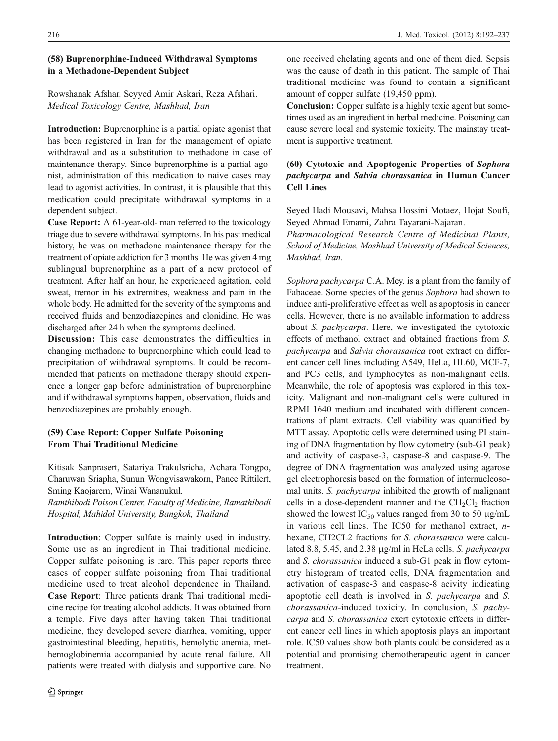### (58) Buprenorphine-Induced Withdrawal Symptoms in a Methadone-Dependent Subject

Rowshanak Afshar, Seyyed Amir Askari, Reza Afshari.
*Medical Toxicology Centre, Mashhad, Iran*

**Introduction:** Buprenorphine is a partial opiate agonist that has been registered in Iran for the management of opiate withdrawal and as a substitution to methadone in case of maintenance therapy. Since buprenorphine is a partial agonist, administration of this medication to naive cases may lead to agonist activities. In contrast, it is plausible that this medication could precipitate withdrawal symptoms in a dependent subject.

**Case Report:** A 61-year-old- man referred to the toxicology triage due to severe withdrawal symptoms. In his past medical history, he was on methadone maintenance therapy for the treatment of opiate addiction for 3 months. He was given 4 mg sublingual buprenorphine as a part of a new protocol of treatment. After half an hour, he experienced agitation, cold sweat, tremor in his extremities, weakness and pain in the whole body. He admitted for the severity of the symptoms and received fluids and benzodiazepines and clonidine. He was discharged after 24 h when the symptoms declined.

**Discussion:** This case demonstrates the difficulties in changing methadone to buprenorphine which could lead to precipitation of withdrawal symptoms. It could be recommended that patients on methadone therapy should experience a longer gap before administration of buprenorphine and if withdrawal symptoms happen, observation, fluids and benzodiazepines are probably enough.

### (59) Case Report: Copper Sulfate Poisoning From Thai Traditional Medicine

Kitisak Sanprasert, Satariya Trakulsricha, Achara Tongpo, Charuwan Sriapha, Sunun Wongvisawakorn, Panee Rittilert, Sming Kaojarern, Winai Wananukul.
*Ramathibodi Poison Center, Faculty of Medicine, Ramathibodi Hospital, Mahidol University, Bangkok, Thailand*

**Introduction**: Copper sulfate is mainly used in industry. Some use as an ingredient in Thai traditional medicine. Copper sulfate poisoning is rare. This paper reports three cases of copper sulfate poisoning from Thai traditional medicine used to treat alcohol dependence in Thailand.

**Case Report**: Three patients drank Thai traditional medicine recipe for treating alcohol addicts. It was obtained from a temple. Five days after having taken Thai traditional medicine, they developed severe diarrhea, vomiting, upper gastrointestinal bleeding, hepatitis, hemolytic anemia, methemoglobinemia accompanied by acute renal failure. All patients were treated with dialysis and supportive care. No one received chelating agents and one of them died. Sepsis was the cause of death in this patient. The sample of Thai traditional medicine was found to contain a significant amount of copper sulfate (19,450 ppm).

**Conclusion:** Copper sulfate is a highly toxic agent but sometimes used as an ingredient in herbal medicine. Poisoning can cause severe local and systemic toxicity. The mainstay treatment is supportive treatment.

### (60) Cytotoxic and Apoptogenic Properties of *Sophora pachycarpa* and *Salvia chorassanica* in Human Cancer Cell Lines

Seyed Hadi Mousavi, Mahsa Hossini Motaez, Hojat Soufi, Seyed Ahmad Emami, Zahra Tayarani-Najaran.
*Pharmacological Research Centre of Medicinal Plants, School of Medicine, Mashhad University of Medical Sciences, Mashhad, Iran.*

*Sophora pachycarpa* C.A. Mey. is a plant from the family of Fabaceae. Some species of the genus *Sophora* had shown to induce anti-proliferative effect as well as apoptosis in cancer cells. However, there is no available information to address about *S. pachycarpa*. Here, we investigated the cytotoxic effects of methanol extract and obtained fractions from *S. pachycarpa* and *Salvia chorassanica* root extract on different cancer cell lines including A549, HeLa, HL60, MCF-7, and PC3 cells, and lymphocytes as non-malignant cells. Meanwhile, the role of apoptosis was explored in this toxicity. Malignant and non-malignant cells were cultured in RPMI 1640 medium and incubated with different concentrations of plant extracts. Cell viability was quantified by MTT assay. Apoptotic cells were determined using PI staining of DNA fragmentation by flow cytometry (sub-G1 peak) and activity of caspase-3, caspase-8 and caspase-9. The degree of DNA fragmentation was analyzed using agarose gel electrophoresis based on the formation of internucleosomal units. *S. pachycarpa* inhibited the growth of malignant cells in a dose-dependent manner and the $CH_2Cl_2$ fraction showed the lowest $IC_{50}$ values ranged from 30 to 50 μg/mL in various cell lines. The IC50 for methanol extract, *n*-hexane, CH2CL2 fractions for *S. chorassanica* were calculated 8.8, 5.45, and 2.38 μg/ml in HeLa cells. *S. pachycarpa* and *S. chorassanica* induced a sub-G1 peak in flow cytometry histogram of treated cells, DNA fragmentation and activation of caspase-3 and caspase-8 acivity indicating apoptotic cell death is involved in *S. pachycarpa* and *S. chorassanica*-induced toxicity. In conclusion, *S. pachycarpa* and *S. chorassanica* exert cytotoxic effects in different cancer cell lines in which apoptosis plays an important role. IC50 values show both plants could be considered as a potential and promising chemotherapeutic agent in cancer treatment.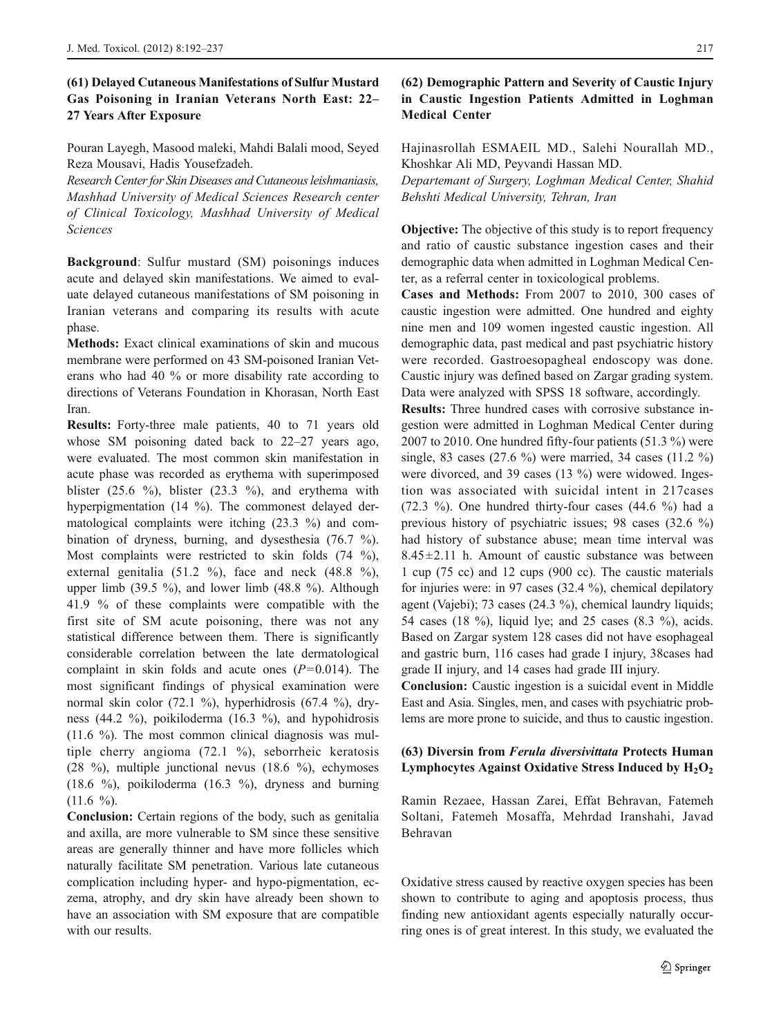## (61) Delayed Cutaneous Manifestations of Sulfur Mustard Gas Poisoning in Iranian Veterans North East: 22–27 Years After Exposure

Pouran Layegh, Masood maleki, Mahdi Balali mood, Seyed Reza Mousavi, Hadis Yousefzadeh.

*Research Center for Skin Diseases and Cutaneous leishmaniasis, Mashhad University of Medical Sciences Research center of Clinical Toxicology, Mashhad University of Medical Sciences*

**Background**: Sulfur mustard (SM) poisonings induces acute and delayed skin manifestations. We aimed to evaluate delayed cutaneous manifestations of SM poisoning in Iranian veterans and comparing its results with acute phase.

**Methods:** Exact clinical examinations of skin and mucous membrane were performed on 43 SM-poisoned Iranian Veterans who had 40 % or more disability rate according to directions of Veterans Foundation in Khorasan, North East Iran.

**Results:** Forty-three male patients, 40 to 71 years old whose SM poisoning dated back to 22–27 years ago, were evaluated. The most common skin manifestation in acute phase was recorded as erythema with superimposed blister (25.6 %), blister (23.3 %), and erythema with hyperpigmentation (14 %). The commonest delayed dermatological complaints were itching (23.3 %) and combination of dryness, burning, and dysesthesia (76.7 %). Most complaints were restricted to skin folds (74 %), external genitalia (51.2 %), face and neck (48.8 %), upper limb (39.5 %), and lower limb (48.8 %). Although 41.9 % of these complaints were compatible with the first site of SM acute poisoning, there was not any statistical difference between them. There is significantly considerable correlation between the late dermatological complaint in skin folds and acute ones ($P=0.014$). The most significant findings of physical examination were normal skin color (72.1 %), hyperhidrosis (67.4 %), dryness (44.2 %), poikiloderma (16.3 %), and hypohidrosis (11.6 %). The most common clinical diagnosis was multiple cherry angioma (72.1 %), seborrheic keratosis (28 %), multiple junctional nevus (18.6 %), echymoses (18.6 %), poikiloderma (16.3 %), dryness and burning (11.6 %).

**Conclusion:** Certain regions of the body, such as genitalia and axilla, are more vulnerable to SM since these sensitive areas are generally thinner and have more follicles which naturally facilitate SM penetration. Various late cutaneous complication including hyper- and hypo-pigmentation, eczema, atrophy, and dry skin have already been shown to have an association with SM exposure that are compatible with our results.

## (62) Demographic Pattern and Severity of Caustic Injury in Caustic Ingestion Patients Admitted in Loghman Medical Center

Hajinasrollah ESMAEIL MD., Salehi Nourallah MD., Khoshkar Ali MD, Peyvandi Hassan MD.

*Departemant of Surgery, Loghman Medical Center, Shahid Behshti Medical University, Tehran, Iran*

**Objective:** The objective of this study is to report frequency and ratio of caustic substance ingestion cases and their demographic data when admitted in Loghman Medical Center, as a referral center in toxicological problems.

**Cases and Methods:** From 2007 to 2010, 300 cases of caustic ingestion were admitted. One hundred and eighty nine men and 109 women ingested caustic ingestion. All demographic data, past medical and past psychiatric history were recorded. Gastroesopagheal endoscopy was done. Caustic injury was defined based on Zargar grading system. Data were analyzed with SPSS 18 software, accordingly.

**Results:** Three hundred cases with corrosive substance ingestion were admitted in Loghman Medical Center during 2007 to 2010. One hundred fifty-four patients (51.3 %) were single, 83 cases (27.6 %) were married, 34 cases (11.2 %) were divorced, and 39 cases (13 %) were widowed. Ingestion was associated with suicidal intent in 217cases (72.3 %). One hundred thirty-four cases (44.6 %) had a previous history of psychiatric issues; 98 cases (32.6 %) had history of substance abuse; mean time interval was $8.45\pm2.11$ h. Amount of caustic substance was between 1 cup (75 cc) and 12 cups (900 cc). The caustic materials for injuries were: in 97 cases (32.4 %), chemical depilatory agent (Vajebi); 73 cases (24.3 %), chemical laundry liquids; 54 cases (18 %), liquid lye; and 25 cases (8.3 %), acids. Based on Zargar system 128 cases did not have esophageal and gastric burn, 116 cases had grade I injury, 38cases had grade II injury, and 14 cases had grade III injury.

**Conclusion:** Caustic ingestion is a suicidal event in Middle East and Asia. Singles, men, and cases with psychiatric problems are more prone to suicide, and thus to caustic ingestion.

## (63) Diversin from *Ferula diversivittata* Protects Human Lymphocytes Against Oxidative Stress Induced by $H_2O_2$

Ramin Rezaee, Hassan Zarei, Effat Behravan, Fatemeh Soltani, Fatemeh Mosaffa, Mehrdad Iranshahi, Javad Behravan

Oxidative stress caused by reactive oxygen species has been shown to contribute to aging and apoptosis process, thus finding new antioxidant agents especially naturally occurring ones is of great interest. In this study, we evaluated the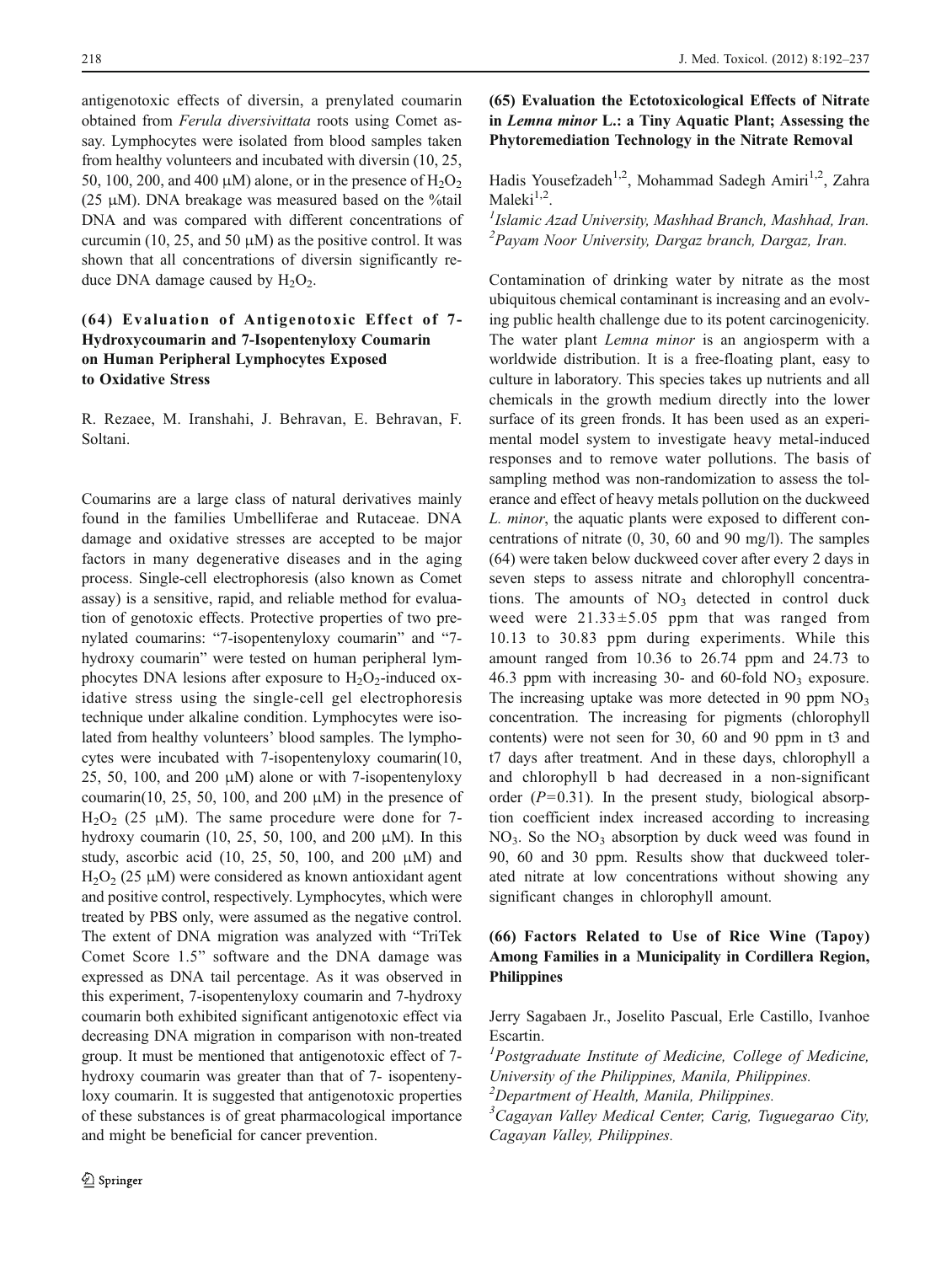antigenotoxic effects of diversin, a prenylated coumarin obtained from *Ferula diversivittata* roots using Comet assay. Lymphocytes were isolated from blood samples taken from healthy volunteers and incubated with diversin (10, 25, 50, 100, 200, and 400 μM) alone, or in the presence of $H_2O_2$ (25 μM). DNA breakage was measured based on the %tail DNA and was compared with different concentrations of curcumin (10, 25, and 50 μM) as the positive control. It was shown that all concentrations of diversin significantly reduce DNA damage caused by $H_2O_2$.

### (64) Evaluation of Antigenotoxic Effect of 7-Hydroxycoumarin and 7-Isopentenyloxy Coumarin on Human Peripheral Lymphocytes Exposed to Oxidative Stress

R. Rezaee, M. Iranshahi, J. Behravan, E. Behravan, F. Soltani.

Coumarins are a large class of natural derivatives mainly found in the families Umbelliferae and Rutaceae. DNA damage and oxidative stresses are accepted to be major factors in many degenerative diseases and in the aging process. Single-cell electrophoresis (also known as Comet assay) is a sensitive, rapid, and reliable method for evaluation of genotoxic effects. Protective properties of two prenylated coumarins: "7-isopentenyloxy coumarin" and "7-hydroxy coumarin" were tested on human peripheral lymphocytes DNA lesions after exposure to $H_2O_2$-induced oxidative stress using the single-cell gel electrophoresis technique under alkaline condition. Lymphocytes were isolated from healthy volunteers' blood samples. The lymphocytes were incubated with 7-isopentenyloxy coumarin(10, 25, 50, 100, and 200 μM) alone or with 7-isopentenyloxy coumarin(10, 25, 50, 100, and 200 μM) in the presence of $H_2O_2$ (25 μM). The same procedure were done for 7-hydroxy coumarin (10, 25, 50, 100, and 200 μM). In this study, ascorbic acid (10, 25, 50, 100, and 200 μM) and $H_2O_2$ (25 μM) were considered as known antioxidant agent and positive control, respectively. Lymphocytes, which were treated by PBS only, were assumed as the negative control. The extent of DNA migration was analyzed with "TriTek Comet Score 1.5" software and the DNA damage was expressed as DNA tail percentage. As it was observed in this experiment, 7-isopentenyloxy coumarin and 7-hydroxy coumarin both exhibited significant antigenotoxic effect via decreasing DNA migration in comparison with non-treated group. It must be mentioned that antigenotoxic effect of 7-hydroxy coumarin was greater than that of 7- isopentenyloxy coumarin. It is suggested that antigenotoxic properties of these substances is of great pharmacological importance and might be beneficial for cancer prevention.

### (65) Evaluation the Ectotoxicological Effects of Nitrate in *Lemna minor* L.: a Tiny Aquatic Plant; Assessing the Phytoremediation Technology in the Nitrate Removal

Hadis Yousefzadeh[1,2], Mohammad Sadegh Amiri[1,2], Zahra Maleki[1,2].

[1]Islamic Azad University, Mashhad Branch, Mashhad, Iran.
[2]Payam Noor University, Dargaz branch, Dargaz, Iran.

Contamination of drinking water by nitrate as the most ubiquitous chemical contaminant is increasing and an evolving public health challenge due to its potent carcinogenicity. The water plant *Lemna minor* is an angiosperm with a worldwide distribution. It is a free-floating plant, easy to culture in laboratory. This species takes up nutrients and all chemicals in the growth medium directly into the lower surface of its green fronds. It has been used as an experimental model system to investigate heavy metal-induced responses and to remove water pollutions. The basis of sampling method was non-randomization to assess the tolerance and effect of heavy metals pollution on the duckweed *L. minor*, the aquatic plants were exposed to different concentrations of nitrate (0, 30, 60 and 90 mg/l). The samples (64) were taken below duckweed cover after every 2 days in seven steps to assess nitrate and chlorophyll concentrations. The amounts of $NO_3$ detected in control duck weed were $21.33 \pm 5.05$ ppm that was ranged from 10.13 to 30.83 ppm during experiments. While this amount ranged from 10.36 to 26.74 ppm and 24.73 to 46.3 ppm with increasing 30- and 60-fold $NO_3$ exposure. The increasing uptake was more detected in 90 ppm $NO_3$ concentration. The increasing for pigments (chlorophyll contents) were not seen for 30, 60 and 90 ppm in t3 and t7 days after treatment. And in these days, chlorophyll a and chlorophyll b had decreased in a non-significant order ($P = 0.31$). In the present study, biological absorption coefficient index increased according to increasing $NO_3$. So the $NO_3$ absorption by duck weed was found in 90, 60 and 30 ppm. Results show that duckweed tolerated nitrate at low concentrations without showing any significant changes in chlorophyll amount.

### (66) Factors Related to Use of Rice Wine (Tapoy) Among Families in a Municipality in Cordillera Region, Philippines

Jerry Sagabaen Jr., Joselito Pascual, Erle Castillo, Ivanhoe Escartin.

[1]Postgraduate Institute of Medicine, College of Medicine, University of the Philippines, Manila, Philippines.
[2]Department of Health, Manila, Philippines.
[3]Cagayan Valley Medical Center, Carig, Tuguegarao City, Cagayan Valley, Philippines.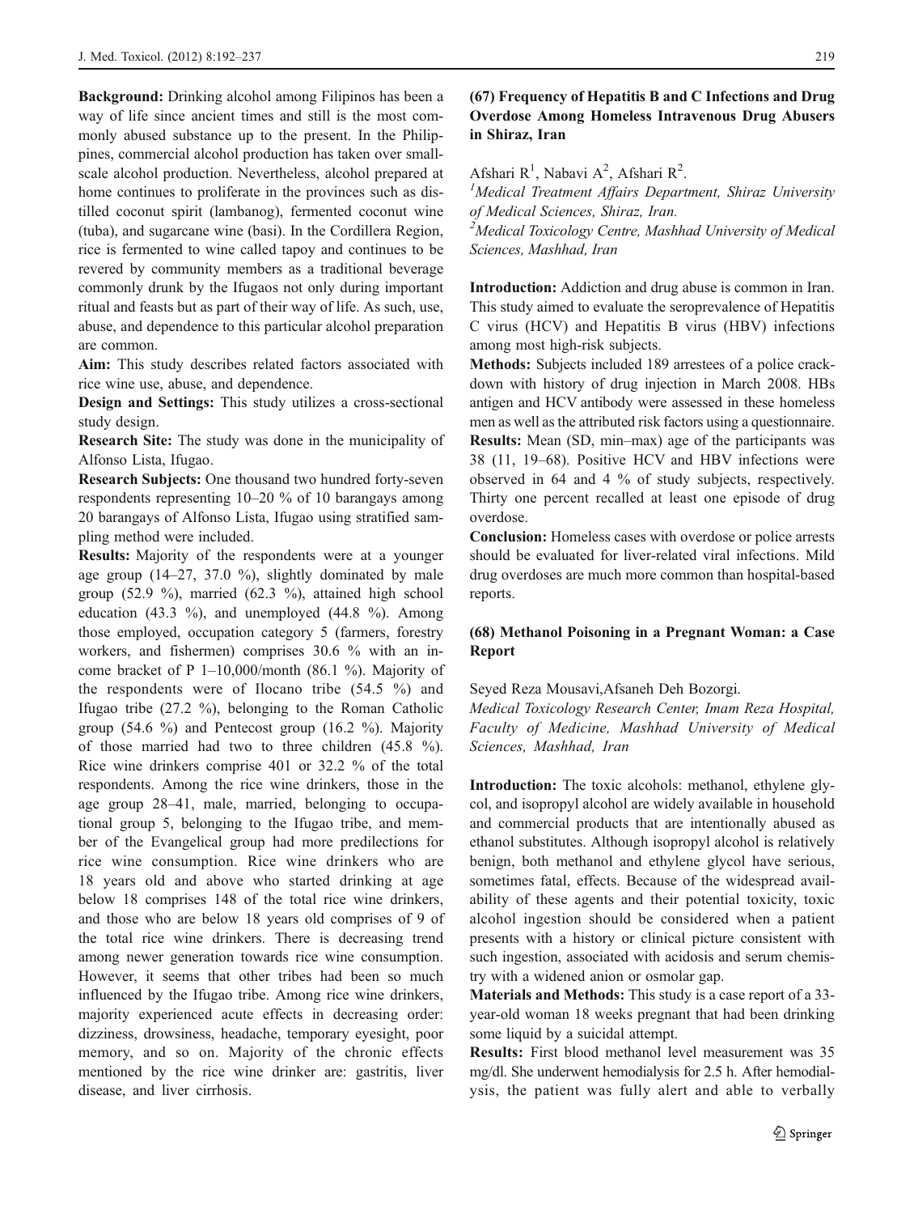**Background:** Drinking alcohol among Filipinos has been a way of life since ancient times and still is the most commonly abused substance up to the present. In the Philippines, commercial alcohol production has taken over small-scale alcohol production. Nevertheless, alcohol prepared at home continues to proliferate in the provinces such as distilled coconut spirit (lambanog), fermented coconut wine (tuba), and sugarcane wine (basi). In the Cordillera Region, rice is fermented to wine called tapoy and continues to be revered by community members as a traditional beverage commonly drunk by the Ifugaos not only during important ritual and feasts but as part of their way of life. As such, use, abuse, and dependence to this particular alcohol preparation are common.

**Aim:** This study describes related factors associated with rice wine use, abuse, and dependence.

**Design and Settings:** This study utilizes a cross-sectional study design.

**Research Site:** The study was done in the municipality of Alfonso Lista, Ifugao.

**Research Subjects:** One thousand two hundred forty-seven respondents representing 10–20 % of 10 barangays among 20 barangays of Alfonso Lista, Ifugao using stratified sampling method were included.

**Results:** Majority of the respondents were at a younger age group (14–27, 37.0 %), slightly dominated by male group (52.9 %), married (62.3 %), attained high school education (43.3 %), and unemployed (44.8 %). Among those employed, occupation category 5 (farmers, forestry workers, and fishermen) comprises 30.6 % with an income bracket of P 1–10,000/month (86.1 %). Majority of the respondents were of Ilocano tribe (54.5 %) and Ifugao tribe (27.2 %), belonging to the Roman Catholic group (54.6 %) and Pentecost group (16.2 %). Majority of those married had two to three children (45.8 %). Rice wine drinkers comprise 401 or 32.2 % of the total respondents. Among the rice wine drinkers, those in the age group 28–41, male, married, belonging to occupational group 5, belonging to the Ifugao tribe, and member of the Evangelical group had more predilections for rice wine consumption. Rice wine drinkers who are 18 years old and above who started drinking at age below 18 comprises 148 of the total rice wine drinkers, and those who are below 18 years old comprises of 9 of the total rice wine drinkers. There is decreasing trend among newer generation towards rice wine consumption. However, it seems that other tribes had been so much influenced by the Ifugao tribe. Among rice wine drinkers, majority experienced acute effects in decreasing order: dizziness, drowsiness, headache, temporary eyesight, poor memory, and so on. Majority of the chronic effects mentioned by the rice wine drinker are: gastritis, liver disease, and liver cirrhosis.

### (67) Frequency of Hepatitis B and C Infections and Drug Overdose Among Homeless Intravenous Drug Abusers in Shiraz, Iran

Afshari R[1], Nabavi A[2], Afshari R[2].

[1]*Medical Treatment Affairs Department, Shiraz University of Medical Sciences, Shiraz, Iran.*

[2]*Medical Toxicology Centre, Mashhad University of Medical Sciences, Mashhad, Iran*

**Introduction:** Addiction and drug abuse is common in Iran. This study aimed to evaluate the seroprevalence of Hepatitis C virus (HCV) and Hepatitis B virus (HBV) infections among most high-risk subjects.

**Methods:** Subjects included 189 arrestees of a police crackdown with history of drug injection in March 2008. HBs antigen and HCV antibody were assessed in these homeless men as well as the attributed risk factors using a questionnaire.

**Results:** Mean (SD, min–max) age of the participants was 38 (11, 19–68). Positive HCV and HBV infections were observed in 64 and 4 % of study subjects, respectively. Thirty one percent recalled at least one episode of drug overdose.

**Conclusion:** Homeless cases with overdose or police arrests should be evaluated for liver-related viral infections. Mild drug overdoses are much more common than hospital-based reports.

### (68) Methanol Poisoning in a Pregnant Woman: a Case Report

Seyed Reza Mousavi,Afsaneh Deh Bozorgi.

*Medical Toxicology Research Center, Imam Reza Hospital, Faculty of Medicine, Mashhad University of Medical Sciences, Mashhad, Iran*

**Introduction:** The toxic alcohols: methanol, ethylene glycol, and isopropyl alcohol are widely available in household and commercial products that are intentionally abused as ethanol substitutes. Although isopropyl alcohol is relatively benign, both methanol and ethylene glycol have serious, sometimes fatal, effects. Because of the widespread availability of these agents and their potential toxicity, toxic alcohol ingestion should be considered when a patient presents with a history or clinical picture consistent with such ingestion, associated with acidosis and serum chemistry with a widened anion or osmolar gap.

**Materials and Methods:** This study is a case report of a 33-year-old woman 18 weeks pregnant that had been drinking some liquid by a suicidal attempt.

**Results:** First blood methanol level measurement was 35 mg/dl. She underwent hemodialysis for 2.5 h. After hemodialysis, the patient was fully alert and able to verbally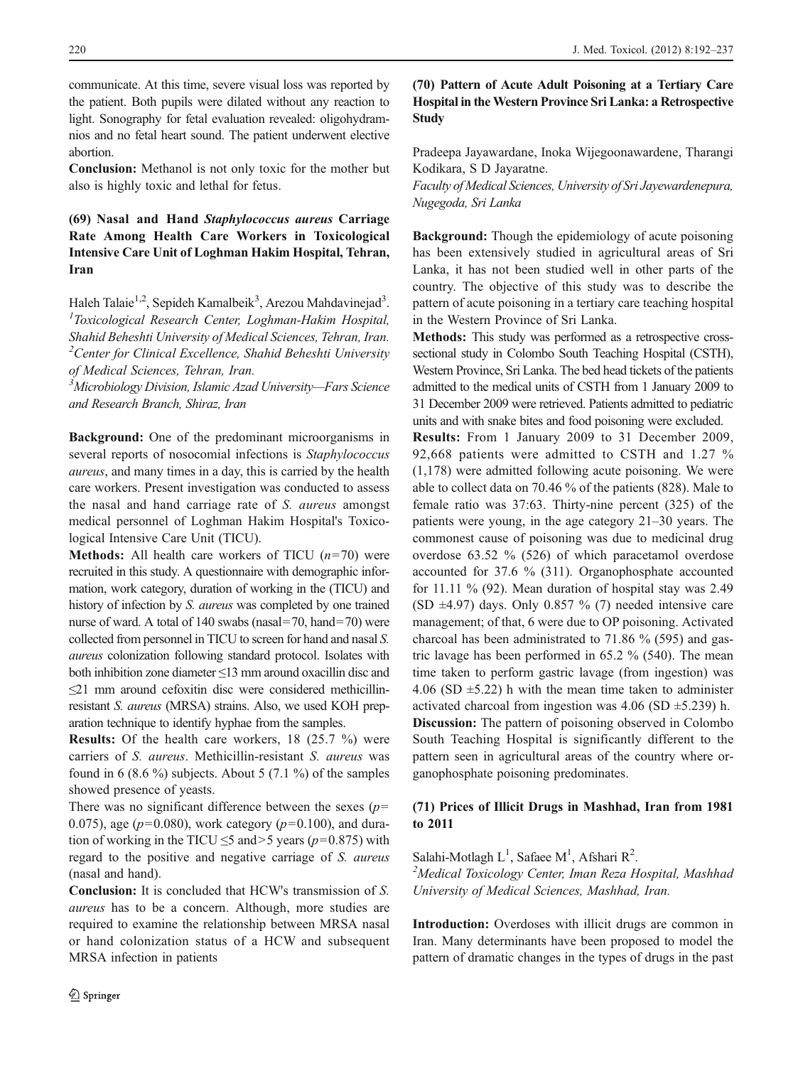communicate. At this time, severe visual loss was reported by the patient. Both pupils were dilated without any reaction to light. Sonography for fetal evaluation revealed: oligohydramnios and no fetal heart sound. The patient underwent elective abortion.

**Conclusion:** Methanol is not only toxic for the mother but also is highly toxic and lethal for fetus.

### (69) Nasal and Hand *Staphylococcus aureus* Carriage Rate Among Health Care Workers in Toxicological Intensive Care Unit of Loghman Hakim Hospital, Tehran, Iran

Haleh Talaie[1,2], Sepideh Kamalbeik[3], Arezou Mahdavinejad[3].

[1]*Toxicological Research Center, Loghman-Hakim Hospital, Shahid Beheshti University of Medical Sciences, Tehran, Iran.*
[2]*Center for Clinical Excellence, Shahid Beheshti University of Medical Sciences, Tehran, Iran.*
[3]*Microbiology Division, Islamic Azad University—Fars Science and Research Branch, Shiraz, Iran*

**Background:** One of the predominant microorganisms in several reports of nosocomial infections is *Staphylococcus aureus*, and many times in a day, this is carried by the health care workers. Present investigation was conducted to assess the nasal and hand carriage rate of *S. aureus* amongst medical personnel of Loghman Hakim Hospital's Toxicological Intensive Care Unit (TICU).

**Methods:** All health care workers of TICU ($n=70$) were recruited in this study. A questionnaire with demographic information, work category, duration of working in the (TICU) and history of infection by *S. aureus* was completed by one trained nurse of ward. A total of 140 swabs (nasal=70, hand=70) were collected from personnel in TICU to screen for hand and nasal *S. aureus* colonization following standard protocol. Isolates with both inhibition zone diameter ≤13 mm around oxacillin disc and ≤21 mm around cefoxitin disc were considered methicillin-resistant *S. aureus* (MRSA) strains. Also, we used KOH preparation technique to identify hyphae from the samples.

**Results:** Of the health care workers, 18 (25.7 %) were carriers of *S. aureus*. Methicillin-resistant *S. aureus* was found in 6 (8.6 %) subjects. About 5 (7.1 %) of the samples showed presence of yeasts.

There was no significant difference between the sexes ($p=0.075$), age ($p=0.080$), work category ($p=0.100$), and duration of working in the TICU ≤5 and >5 years ($p=0.875$) with regard to the positive and negative carriage of *S. aureus* (nasal and hand).

**Conclusion:** It is concluded that HCW's transmission of *S. aureus* has to be a concern. Although, more studies are required to examine the relationship between MRSA nasal or hand colonization status of a HCW and subsequent MRSA infection in patients

### (70) Pattern of Acute Adult Poisoning at a Tertiary Care Hospital in the Western Province Sri Lanka: a Retrospective Study

Pradeepa Jayawardane, Inoka Wijegoonawardene, Tharangi Kodikara, S D Jayaratne.

*Faculty of Medical Sciences, University of Sri Jayewardenepura, Nugegoda, Sri Lanka*

**Background:** Though the epidemiology of acute poisoning has been extensively studied in agricultural areas of Sri Lanka, it has not been studied well in other parts of the country. The objective of this study was to describe the pattern of acute poisoning in a tertiary care teaching hospital in the Western Province of Sri Lanka.

**Methods:** This study was performed as a retrospective cross-sectional study in Colombo South Teaching Hospital (CSTH), Western Province, Sri Lanka. The bed head tickets of the patients admitted to the medical units of CSTH from 1 January 2009 to 31 December 2009 were retrieved. Patients admitted to pediatric units and with snake bites and food poisoning were excluded.

**Results:** From 1 January 2009 to 31 December 2009, 92,668 patients were admitted to CSTH and 1.27 % (1,178) were admitted following acute poisoning. We were able to collect data on 70.46 % of the patients (828). Male to female ratio was 37:63. Thirty-nine percent (325) of the patients were young, in the age category 21–30 years. The commonest cause of poisoning was due to medicinal drug overdose 63.52 % (526) of which paracetamol overdose accounted for 37.6 % (311). Organophosphate accounted for 11.11 % (92). Mean duration of hospital stay was 2.49 (SD ±4.97) days. Only 0.857 % (7) needed intensive care management; of that, 6 were due to OP poisoning. Activated charcoal has been administrated to 71.86 % (595) and gastric lavage has been performed in 65.2 % (540). The mean time taken to perform gastric lavage (from ingestion) was 4.06 (SD ±5.22) h with the mean time taken to administer activated charcoal from ingestion was 4.06 (SD ±5.239) h.

**Discussion:** The pattern of poisoning observed in Colombo South Teaching Hospital is significantly different to the pattern seen in agricultural areas of the country where organophosphate poisoning predominates.

### (71) Prices of Illicit Drugs in Mashhad, Iran from 1981 to 2011

Salahi-Motlagh L[1], Safaee M[1], Afshari R[2].

[2]*Medical Toxicology Center, Iman Reza Hospital, Mashhad University of Medical Sciences, Mashhad, Iran.*

**Introduction:** Overdoses with illicit drugs are common in Iran. Many determinants have been proposed to model the pattern of dramatic changes in the types of drugs in the past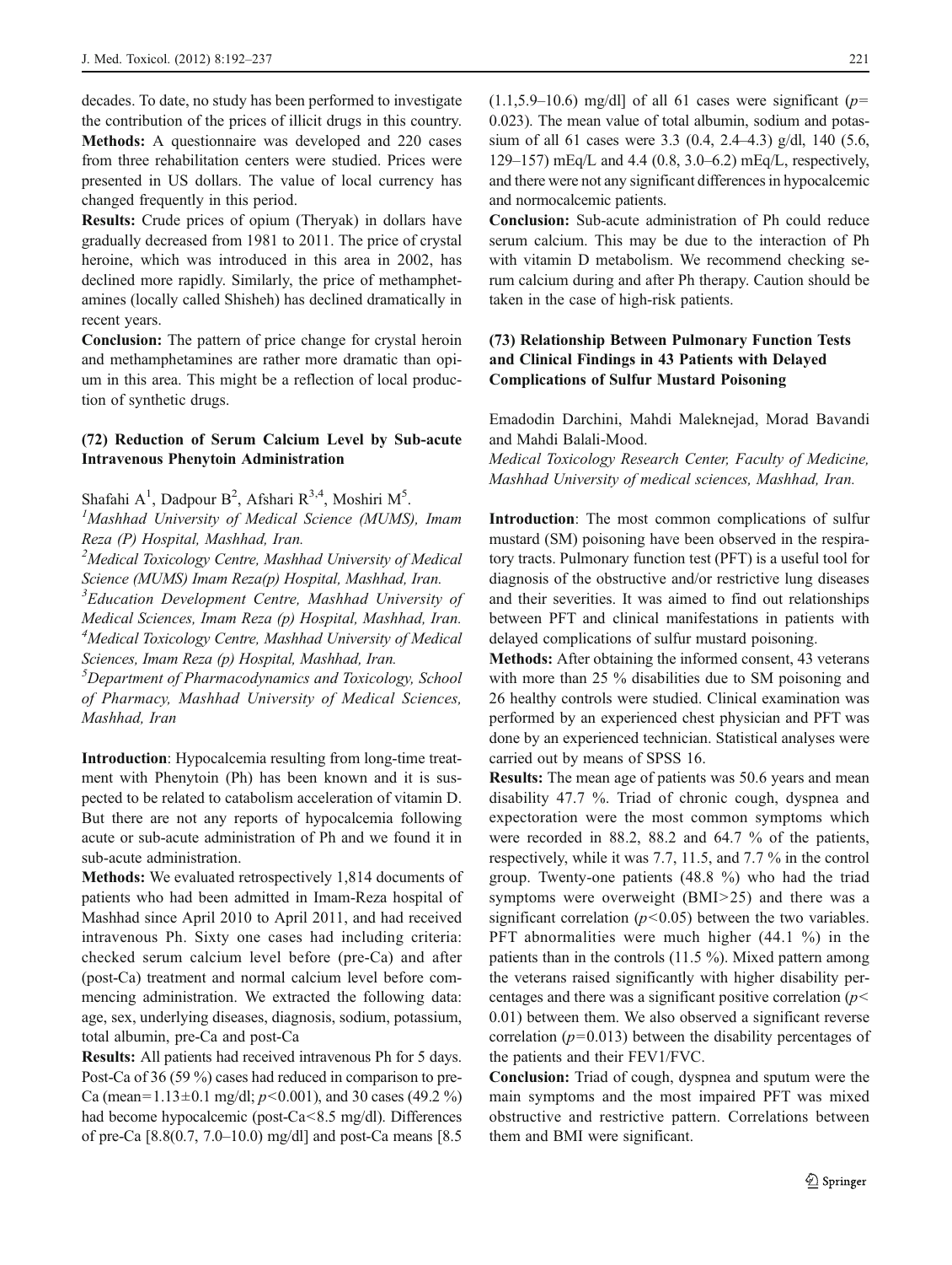decades. To date, no study has been performed to investigate the contribution of the prices of illicit drugs in this country.

**Methods:** A questionnaire was developed and 220 cases from three rehabilitation centers were studied. Prices were presented in US dollars. The value of local currency has changed frequently in this period.

**Results:** Crude prices of opium (Theryak) in dollars have gradually decreased from 1981 to 2011. The price of crystal heroine, which was introduced in this area in 2002, has declined more rapidly. Similarly, the price of methamphetamines (locally called Shisheh) has declined dramatically in recent years.

**Conclusion:** The pattern of price change for crystal heroin and methamphetamines are rather more dramatic than opium in this area. This might be a reflection of local production of synthetic drugs.

### (72) Reduction of Serum Calcium Level by Sub-acute Intravenous Phenytoin Administration

Shafahi A[1], Dadpour B[2], Afshari R[3,4], Moshiri M[5].

*[1]Mashhad University of Medical Science (MUMS), Imam Reza (P) Hospital, Mashhad, Iran.*
*[2]Medical Toxicology Centre, Mashhad University of Medical Science (MUMS) Imam Reza(p) Hospital, Mashhad, Iran.*
*[3]Education Development Centre, Mashhad University of Medical Sciences, Imam Reza (p) Hospital, Mashhad, Iran.*
*[4]Medical Toxicology Centre, Mashhad University of Medical Sciences, Imam Reza (p) Hospital, Mashhad, Iran.*
*[5]Department of Pharmacodynamics and Toxicology, School of Pharmacy, Mashhad University of Medical Sciences, Mashhad, Iran*

**Introduction**: Hypocalcemia resulting from long-time treatment with Phenytoin (Ph) has been known and it is suspected to be related to catabolism acceleration of vitamin D. But there are not any reports of hypocalcemia following acute or sub-acute administration of Ph and we found it in sub-acute administration.

**Methods:** We evaluated retrospectively 1,814 documents of patients who had been admitted in Imam-Reza hospital of Mashhad since April 2010 to April 2011, and had received intravenous Ph. Sixty one cases had including criteria: checked serum calcium level before (pre-Ca) and after (post-Ca) treatment and normal calcium level before commencing administration. We extracted the following data: age, sex, underlying diseases, diagnosis, sodium, potassium, total albumin, pre-Ca and post-Ca

**Results:** All patients had received intravenous Ph for 5 days. Post-Ca of 36 (59 %) cases had reduced in comparison to pre-Ca (mean=1.13±0.1 mg/dl; $p<0.001$), and 30 cases (49.2 %) had become hypocalcemic (post-Ca<8.5 mg/dl). Differences of pre-Ca [8.8(0.7, 7.0–10.0) mg/dl] and post-Ca means [8.5 (1.1,5.9–10.6) mg/dl] of all 61 cases were significant ($p=0.023$). The mean value of total albumin, sodium and potassium of all 61 cases were 3.3 (0.4, 2.4–4.3) g/dl, 140 (5.6, 129–157) mEq/L and 4.4 (0.8, 3.0–6.2) mEq/L, respectively, and there were not any significant differences in hypocalcemic and normocalcemic patients.

**Conclusion:** Sub-acute administration of Ph could reduce serum calcium. This may be due to the interaction of Ph with vitamin D metabolism. We recommend checking serum calcium during and after Ph therapy. Caution should be taken in the case of high-risk patients.

### (73) Relationship Between Pulmonary Function Tests and Clinical Findings in 43 Patients with Delayed Complications of Sulfur Mustard Poisoning

Emadodin Darchini, Mahdi Maleknejad, Morad Bavandi and Mahdi Balali-Mood.

*Medical Toxicology Research Center, Faculty of Medicine, Mashhad University of medical sciences, Mashhad, Iran.*

**Introduction**: The most common complications of sulfur mustard (SM) poisoning have been observed in the respiratory tracts. Pulmonary function test (PFT) is a useful tool for diagnosis of the obstructive and/or restrictive lung diseases and their severities. It was aimed to find out relationships between PFT and clinical manifestations in patients with delayed complications of sulfur mustard poisoning.

**Methods:** After obtaining the informed consent, 43 veterans with more than 25 % disabilities due to SM poisoning and 26 healthy controls were studied. Clinical examination was performed by an experienced chest physician and PFT was done by an experienced technician. Statistical analyses were carried out by means of SPSS 16.

**Results:** The mean age of patients was 50.6 years and mean disability 47.7 %. Triad of chronic cough, dyspnea and expectoration were the most common symptoms which were recorded in 88.2, 88.2 and 64.7 % of the patients, respectively, while it was 7.7, 11.5, and 7.7 % in the control group. Twenty-one patients (48.8 %) who had the triad symptoms were overweight (BMI>25) and there was a significant correlation ($p<0.05$) between the two variables. PFT abnormalities were much higher (44.1 %) in the patients than in the controls (11.5 %). Mixed pattern among the veterans raised significantly with higher disability percentages and there was a significant positive correlation ($p<0.01$) between them. We also observed a significant reverse correlation ($p=0.013$) between the disability percentages of the patients and their FEV1/FVC.

**Conclusion:** Triad of cough, dyspnea and sputum were the main symptoms and the most impaired PFT was mixed obstructive and restrictive pattern. Correlations between them and BMI were significant.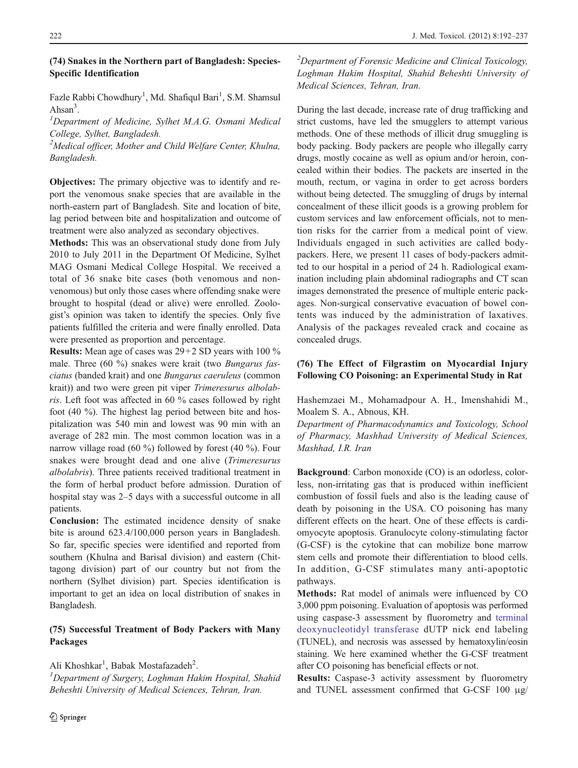### (74) Snakes in the Northern part of Bangladesh: Species-Specific Identification

Fazle Rabbi Chowdhury[1], Md. Shafiqul Bari[1], S.M. Shamsul Ahsan[3].

[1]*Department of Medicine, Sylhet M.A.G. Osmani Medical College, Sylhet, Bangladesh.*

[2]*Medical officer, Mother and Child Welfare Center, Khulna, Bangladesh.*

**Objectives:** The primary objective was to identify and report the venomous snake species that are available in the north-eastern part of Bangladesh. Site and location of bite, lag period between bite and hospitalization and outcome of treatment were also analyzed as secondary objectives.

**Methods:** This was an observational study done from July 2010 to July 2011 in the Department Of Medicine, Sylhet MAG Osmani Medical College Hospital. We received a total of 36 snake bite cases (both venomous and non-venomous) but only those cases where offending snake were brought to hospital (dead or alive) were enrolled. Zoologist's opinion was taken to identify the species. Only five patients fulfilled the criteria and were finally enrolled. Data were presented as proportion and percentage.

**Results:** Mean age of cases was 29+2 SD years with 100 % male. Three (60 %) snakes were krait (two *Bungarus fasciatus* (banded krait) and one *Bungarus caeruleus* (common krait)) and two were green pit viper *Trimeresurus albolabris*. Left foot was affected in 60 % cases followed by right foot (40 %). The highest lag period between bite and hospitalization was 540 min and lowest was 90 min with an average of 282 min. The most common location was in a narrow village road (60 %) followed by forest (40 %). Four snakes were brought dead and one alive (*Trimeresurus albolabris*). Three patients received traditional treatment in the form of herbal product before admission. Duration of hospital stay was 2–5 days with a successful outcome in all patients.

**Conclusion:** The estimated incidence density of snake bite is around 623.4/100,000 person years in Bangladesh. So far, specific species were identified and reported from southern (Khulna and Barisal division) and eastern (Chittagong division) part of our country but not from the northern (Sylhet division) part. Species identification is important to get an idea on local distribution of snakes in Bangladesh.

### (75) Successful Treatment of Body Packers with Many Packages

Ali Khoshkar[1], Babak Mostafazadeh[2].

[1]*Department of Surgery, Loghman Hakim Hospital, Shahid Beheshti University of Medical Sciences, Tehran, Iran.*

[2]*Department of Forensic Medicine and Clinical Toxicology, Loghman Hakim Hospital, Shahid Beheshti University of Medical Sciences, Tehran, Iran.*

During the last decade, increase rate of drug trafficking and strict customs, have led the smugglers to attempt various methods. One of these methods of illicit drug smuggling is body packing. Body packers are people who illegally carry drugs, mostly cocaine as well as opium and/or heroin, concealed within their bodies. The packets are inserted in the mouth, rectum, or vagina in order to get across borders without being detected. The smuggling of drugs by internal concealment of these illicit goods is a growing problem for custom services and law enforcement officials, not to mention risks for the carrier from a medical point of view. Individuals engaged in such activities are called body-packers. Here, we present 11 cases of body-packers admitted to our hospital in a period of 24 h. Radiological examination including plain abdominal radiographs and CT scan images demonstrated the presence of multiple enteric packages. Non-surgical conservative evacuation of bowel contents was induced by the administration of laxatives. Analysis of the packages revealed crack and cocaine as concealed drugs.

### (76) The Effect of Filgrastim on Myocardial Injury Following CO Poisoning: an Experimental Study in Rat

Hashemzaei M., Mohamadpour A. H., Imenshahidi M., Moalem S. A., Abnous, KH.

*Department of Pharmacodynamics and Toxicology, School of Pharmacy, Mashhad University of Medical Sciences, Mashhad, I.R. Iran*

**Background**: Carbon monoxide (CO) is an odorless, colorless, non-irritating gas that is produced within inefficient combustion of fossil fuels and also is the leading cause of death by poisoning in the USA. CO poisoning has many different effects on the heart. One of these effects is cardiomyocyte apoptosis. Granulocyte colony-stimulating factor (G-CSF) is the cytokine that can mobilize bone marrow stem cells and promote their differentiation to blood cells. In addition, G-CSF stimulates many anti-apoptotic pathways.

**Methods:** Rat model of animals were influenced by CO 3,000 ppm poisoning. Evaluation of apoptosis was performed using caspase-3 assessment by fluorometry and terminal deoxynucleotidyl transferase dUTP nick end labeling (TUNEL), and necrosis was assessed by hematoxylin/eosin staining. We here examined whether the G-CSF treatment after CO poisoning has beneficial effects or not.

**Results:** Caspase-3 activity assessment by fluorometry and TUNEL assessment confirmed that G-CSF 100 μg/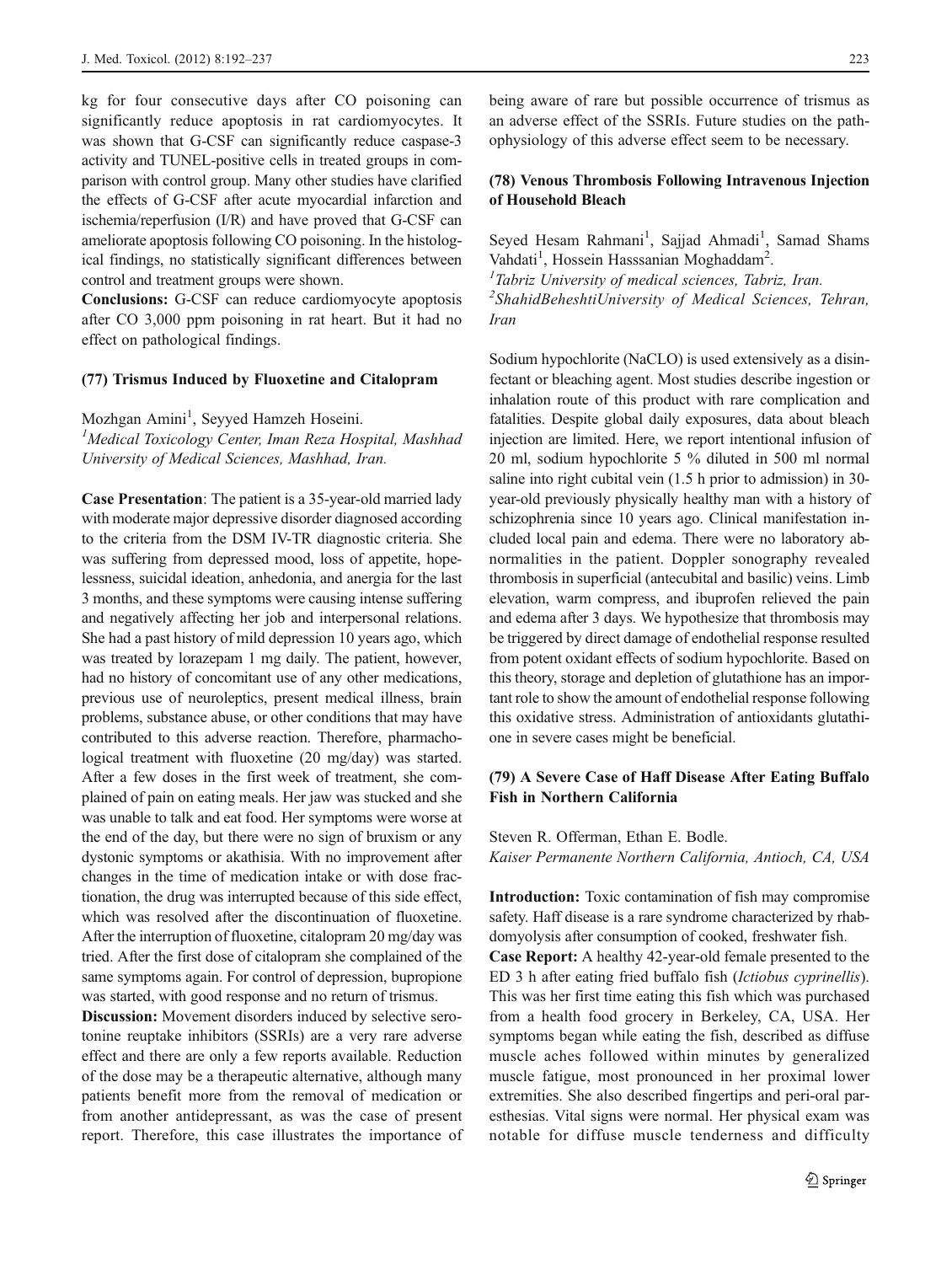kg for four consecutive days after CO poisoning can significantly reduce apoptosis in rat cardiomyocytes. It was shown that G-CSF can significantly reduce caspase-3 activity and TUNEL-positive cells in treated groups in comparison with control group. Many other studies have clarified the effects of G-CSF after acute myocardial infarction and ischemia/reperfusion (I/R) and have proved that G-CSF can ameliorate apoptosis following CO poisoning. In the histological findings, no statistically significant differences between control and treatment groups were shown.

**Conclusions:** G-CSF can reduce cardiomyocyte apoptosis after CO 3,000 ppm poisoning in rat heart. But it had no effect on pathological findings.

### (77) Trismus Induced by Fluoxetine and Citalopram

Mozhgan Amini[1], Seyyed Hamzeh Hoseini.

[1]*Medical Toxicology Center, Iman Reza Hospital, Mashhad University of Medical Sciences, Mashhad, Iran.*

**Case Presentation**: The patient is a 35-year-old married lady with moderate major depressive disorder diagnosed according to the criteria from the DSM IV-TR diagnostic criteria. She was suffering from depressed mood, loss of appetite, hopelessness, suicidal ideation, anhedonia, and anergia for the last 3 months, and these symptoms were causing intense suffering and negatively affecting her job and interpersonal relations. She had a past history of mild depression 10 years ago, which was treated by lorazepam 1 mg daily. The patient, however, had no history of concomitant use of any other medications, previous use of neuroleptics, present medical illness, brain problems, substance abuse, or other conditions that may have contributed to this adverse reaction. Therefore, pharmacological treatment with fluoxetine (20 mg/day) was started. After a few doses in the first week of treatment, she complained of pain on eating meals. Her jaw was stucked and she was unable to talk and eat food. Her symptoms were worse at the end of the day, but there were no sign of bruxism or any dystonic symptoms or akathisia. With no improvement after changes in the time of medication intake or with dose fractionation, the drug was interrupted because of this side effect, which was resolved after the discontinuation of fluoxetine. After the interruption of fluoxetine, citalopram 20 mg/day was tried. After the first dose of citalopram she complained of the same symptoms again. For control of depression, bupropione was started, with good response and no return of trismus.

**Discussion:** Movement disorders induced by selective serotonine reuptake inhibitors (SSRIs) are a very rare adverse effect and there are only a few reports available. Reduction of the dose may be a therapeutic alternative, although many patients benefit more from the removal of medication or from another antidepressant, as was the case of present report. Therefore, this case illustrates the importance of being aware of rare but possible occurrence of trismus as an adverse effect of the SSRIs. Future studies on the pathophysiology of this adverse effect seem to be necessary.

### (78) Venous Thrombosis Following Intravenous Injection of Household Bleach

Seyed Hesam Rahmani[1], Sajjad Ahmadi[1], Samad Shams Vahdati[1], Hossein Hasssanian Moghaddam[2].

[1]*Tabriz University of medical sciences, Tabriz, Iran.*
[2]*ShahidBeheshtiUniversity of Medical Sciences, Tehran, Iran*

Sodium hypochlorite (NaCLO) is used extensively as a disinfectant or bleaching agent. Most studies describe ingestion or inhalation route of this product with rare complication and fatalities. Despite global daily exposures, data about bleach injection are limited. Here, we report intentional infusion of 20 ml, sodium hypochlorite 5 % diluted in 500 ml normal saline into right cubital vein (1.5 h prior to admission) in 30-year-old previously physically healthy man with a history of schizophrenia since 10 years ago. Clinical manifestation included local pain and edema. There were no laboratory abnormalities in the patient. Doppler sonography revealed thrombosis in superficial (antecubital and basilic) veins. Limb elevation, warm compress, and ibuprofen relieved the pain and edema after 3 days. We hypothesize that thrombosis may be triggered by direct damage of endothelial response resulted from potent oxidant effects of sodium hypochlorite. Based on this theory, storage and depletion of glutathione has an important role to show the amount of endothelial response following this oxidative stress. Administration of antioxidants glutathione in severe cases might be beneficial.

### (79) A Severe Case of Haff Disease After Eating Buffalo Fish in Northern California

Steven R. Offerman, Ethan E. Bodle.

*Kaiser Permanente Northern California, Antioch, CA, USA*

**Introduction:** Toxic contamination of fish may compromise safety. Haff disease is a rare syndrome characterized by rhabdomyolysis after consumption of cooked, freshwater fish.

**Case Report:** A healthy 42-year-old female presented to the ED 3 h after eating fried buffalo fish (*Ictiobus cyprinellis*). This was her first time eating this fish which was purchased from a health food grocery in Berkeley, CA, USA. Her symptoms began while eating the fish, described as diffuse muscle aches followed within minutes by generalized muscle fatigue, most pronounced in her proximal lower extremities. She also described fingertips and peri-oral paresthesias. Vital signs were normal. Her physical exam was notable for diffuse muscle tenderness and difficulty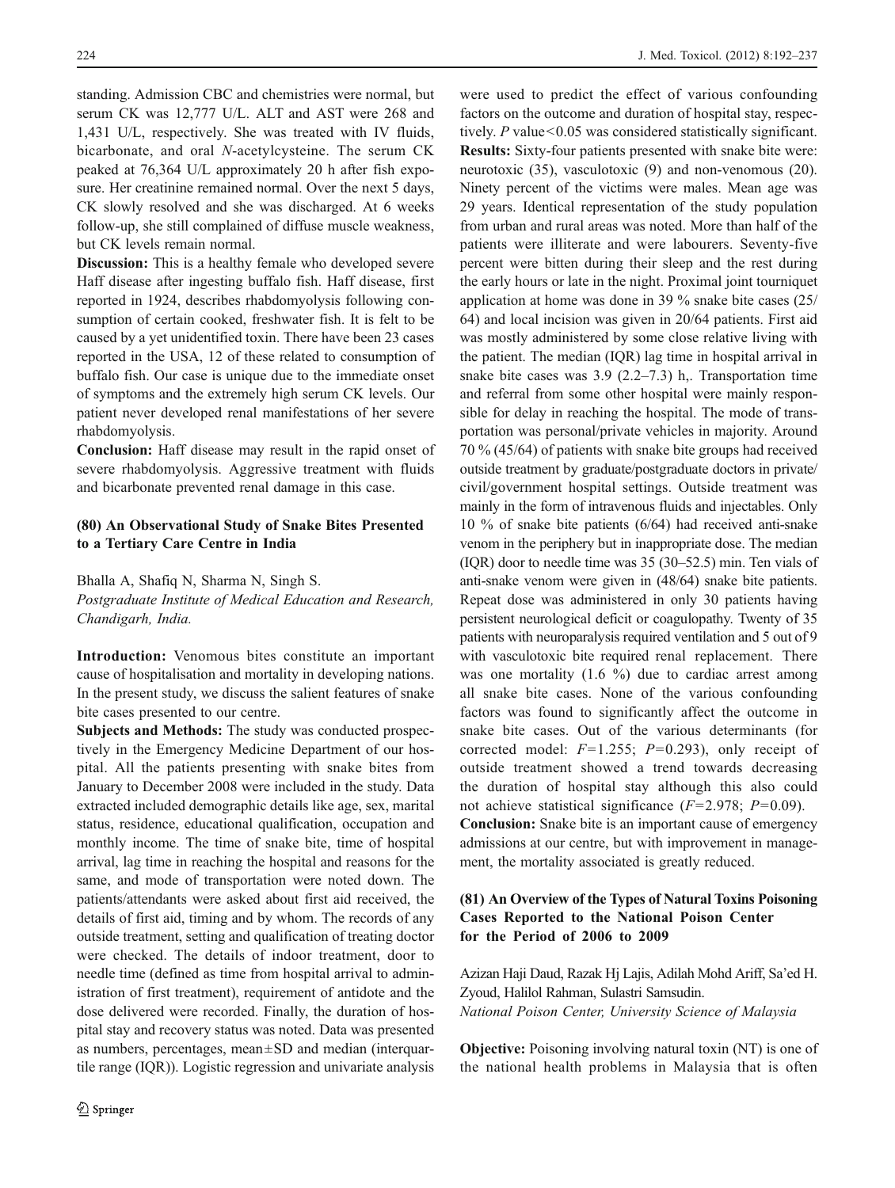standing. Admission CBC and chemistries were normal, but serum CK was 12,777 U/L. ALT and AST were 268 and 1,431 U/L, respectively. She was treated with IV fluids, bicarbonate, and oral *N*-acetylcysteine. The serum CK peaked at 76,364 U/L approximately 20 h after fish exposure. Her creatinine remained normal. Over the next 5 days, CK slowly resolved and she was discharged. At 6 weeks follow-up, she still complained of diffuse muscle weakness, but CK levels remain normal.

**Discussion:** This is a healthy female who developed severe Haff disease after ingesting buffalo fish. Haff disease, first reported in 1924, describes rhabdomyolysis following consumption of certain cooked, freshwater fish. It is felt to be caused by a yet unidentified toxin. There have been 23 cases reported in the USA, 12 of these related to consumption of buffalo fish. Our case is unique due to the immediate onset of symptoms and the extremely high serum CK levels. Our patient never developed renal manifestations of her severe rhabdomyolysis.

**Conclusion:** Haff disease may result in the rapid onset of severe rhabdomyolysis. Aggressive treatment with fluids and bicarbonate prevented renal damage in this case.

### (80) An Observational Study of Snake Bites Presented to a Tertiary Care Centre in India

Bhalla A, Shafiq N, Sharma N, Singh S.
*Postgraduate Institute of Medical Education and Research, Chandigarh, India.*

**Introduction:** Venomous bites constitute an important cause of hospitalisation and mortality in developing nations. In the present study, we discuss the salient features of snake bite cases presented to our centre.

**Subjects and Methods:** The study was conducted prospectively in the Emergency Medicine Department of our hospital. All the patients presenting with snake bites from January to December 2008 were included in the study. Data extracted included demographic details like age, sex, marital status, residence, educational qualification, occupation and monthly income. The time of snake bite, time of hospital arrival, lag time in reaching the hospital and reasons for the same, and mode of transportation were noted down. The patients/attendants were asked about first aid received, the details of first aid, timing and by whom. The records of any outside treatment, setting and qualification of treating doctor were checked. The details of indoor treatment, door to needle time (defined as time from hospital arrival to administration of first treatment), requirement of antidote and the dose delivered were recorded. Finally, the duration of hospital stay and recovery status was noted. Data was presented as numbers, percentages, mean±SD and median (interquartile range (IQR)). Logistic regression and univariate analysis were used to predict the effect of various confounding factors on the outcome and duration of hospital stay, respectively. *P* value<0.05 was considered statistically significant.

**Results:** Sixty-four patients presented with snake bite were: neurotoxic (35), vasculotoxic (9) and non-venomous (20). Ninety percent of the victims were males. Mean age was 29 years. Identical representation of the study population from urban and rural areas was noted. More than half of the patients were illiterate and were labourers. Seventy-five percent were bitten during their sleep and the rest during the early hours or late in the night. Proximal joint tourniquet application at home was done in 39 % snake bite cases (25/64) and local incision was given in 20/64 patients. First aid was mostly administered by some close relative living with the patient. The median (IQR) lag time in hospital arrival in snake bite cases was 3.9 (2.2–7.3) h,. Transportation time and referral from some other hospital were mainly responsible for delay in reaching the hospital. The mode of transportation was personal/private vehicles in majority. Around 70 % (45/64) of patients with snake bite groups had received outside treatment by graduate/postgraduate doctors in private/civil/government hospital settings. Outside treatment was mainly in the form of intravenous fluids and injectables. Only 10 % of snake bite patients (6/64) had received anti-snake venom in the periphery but in inappropriate dose. The median (IQR) door to needle time was 35 (30–52.5) min. Ten vials of anti-snake venom were given in (48/64) snake bite patients. Repeat dose was administered in only 30 patients having persistent neurological deficit or coagulopathy. Twenty of 35 patients with neuroparalysis required ventilation and 5 out of 9 with vasculotoxic bite required renal replacement. There was one mortality (1.6 %) due to cardiac arrest among all snake bite cases. None of the various confounding factors was found to significantly affect the outcome in snake bite cases. Out of the various determinants (for corrected model: $F=1.255$; $P=0.293$), only receipt of outside treatment showed a trend towards decreasing the duration of hospital stay although this also could not achieve statistical significance ($F=2.978$; $P=0.09$).

**Conclusion:** Snake bite is an important cause of emergency admissions at our centre, but with improvement in management, the mortality associated is greatly reduced.

### (81) An Overview of the Types of Natural Toxins Poisoning Cases Reported to the National Poison Center for the Period of 2006 to 2009

Azizan Haji Daud, Razak Hj Lajis, Adilah Mohd Ariff, Sa'ed H. Zyoud, Halilol Rahman, Sulastri Samsudin.
*National Poison Center, University Science of Malaysia*

**Objective:** Poisoning involving natural toxin (NT) is one of the national health problems in Malaysia that is often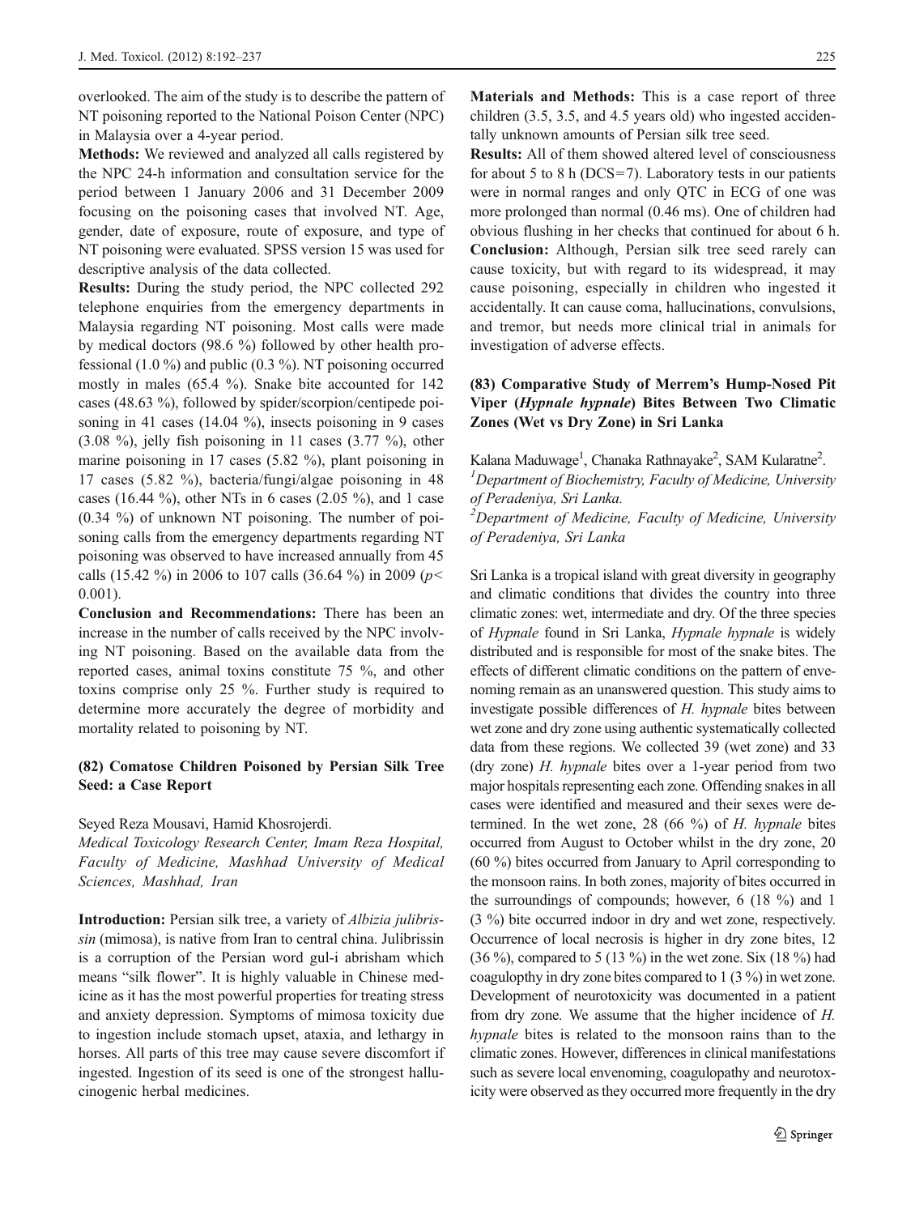overlooked. The aim of the study is to describe the pattern of NT poisoning reported to the National Poison Center (NPC) in Malaysia over a 4-year period.

**Methods:** We reviewed and analyzed all calls registered by the NPC 24-h information and consultation service for the period between 1 January 2006 and 31 December 2009 focusing on the poisoning cases that involved NT. Age, gender, date of exposure, route of exposure, and type of NT poisoning were evaluated. SPSS version 15 was used for descriptive analysis of the data collected.

**Results:** During the study period, the NPC collected 292 telephone enquiries from the emergency departments in Malaysia regarding NT poisoning. Most calls were made by medical doctors (98.6 %) followed by other health professional (1.0 %) and public (0.3 %). NT poisoning occurred mostly in males (65.4 %). Snake bite accounted for 142 cases (48.63 %), followed by spider/scorpion/centipede poisoning in 41 cases (14.04 %), insects poisoning in 9 cases (3.08 %), jelly fish poisoning in 11 cases (3.77 %), other marine poisoning in 17 cases (5.82 %), plant poisoning in 17 cases (5.82 %), bacteria/fungi/algae poisoning in 48 cases (16.44 %), other NTs in 6 cases (2.05 %), and 1 case (0.34 %) of unknown NT poisoning. The number of poisoning calls from the emergency departments regarding NT poisoning was observed to have increased annually from 45 calls (15.42 %) in 2006 to 107 calls (36.64 %) in 2009 ($p <$ 0.001).

**Conclusion and Recommendations:** There has been an increase in the number of calls received by the NPC involving NT poisoning. Based on the available data from the reported cases, animal toxins constitute 75 %, and other toxins comprise only 25 %. Further study is required to determine more accurately the degree of morbidity and mortality related to poisoning by NT.

## (82) Comatose Children Poisoned by Persian Silk Tree Seed: a Case Report

Seyed Reza Mousavi, Hamid Khosrojerdi.

*Medical Toxicology Research Center, Imam Reza Hospital, Faculty of Medicine, Mashhad University of Medical Sciences, Mashhad, Iran*

**Introduction:** Persian silk tree, a variety of *Albizia julibrissin* (mimosa), is native from Iran to central china. Julibrissin is a corruption of the Persian word gul-i abrisham which means "silk flower". It is highly valuable in Chinese medicine as it has the most powerful properties for treating stress and anxiety depression. Symptoms of mimosa toxicity due to ingestion include stomach upset, ataxia, and lethargy in horses. All parts of this tree may cause severe discomfort if ingested. Ingestion of its seed is one of the strongest hallucinogenic herbal medicines.

**Materials and Methods:** This is a case report of three children (3.5, 3.5, and 4.5 years old) who ingested accidentally unknown amounts of Persian silk tree seed.

**Results:** All of them showed altered level of consciousness for about 5 to 8 h (DCS=7). Laboratory tests in our patients were in normal ranges and only QTC in ECG of one was more prolonged than normal (0.46 ms). One of children had obvious flushing in her checks that continued for about 6 h.

**Conclusion:** Although, Persian silk tree seed rarely can cause toxicity, but with regard to its widespread, it may cause poisoning, especially in children who ingested it accidentally. It can cause coma, hallucinations, convulsions, and tremor, but needs more clinical trial in animals for investigation of adverse effects.

## (83) Comparative Study of Merrem's Hump-Nosed Pit Viper (*Hypnale hypnale*) Bites Between Two Climatic Zones (Wet vs Dry Zone) in Sri Lanka

Kalana Maduwage[1], Chanaka Rathnayake[2], SAM Kularatne[2].

[1]*Department of Biochemistry, Faculty of Medicine, University of Peradeniya, Sri Lanka.*

[2]*Department of Medicine, Faculty of Medicine, University of Peradeniya, Sri Lanka*

Sri Lanka is a tropical island with great diversity in geography and climatic conditions that divides the country into three climatic zones: wet, intermediate and dry. Of the three species of *Hypnale* found in Sri Lanka, *Hypnale hypnale* is widely distributed and is responsible for most of the snake bites. The effects of different climatic conditions on the pattern of envenoming remain as an unanswered question. This study aims to investigate possible differences of *H. hypnale* bites between wet zone and dry zone using authentic systematically collected data from these regions. We collected 39 (wet zone) and 33 (dry zone) *H. hypnale* bites over a 1-year period from two major hospitals representing each zone. Offending snakes in all cases were identified and measured and their sexes were determined. In the wet zone, 28 (66 %) of *H. hypnale* bites occurred from August to October whilst in the dry zone, 20 (60 %) bites occurred from January to April corresponding to the monsoon rains. In both zones, majority of bites occurred in the surroundings of compounds; however, 6 (18 %) and 1 (3 %) bite occurred indoor in dry and wet zone, respectively. Occurrence of local necrosis is higher in dry zone bites, 12 (36 %), compared to 5 (13 %) in the wet zone. Six (18 %) had coagulopthy in dry zone bites compared to 1 (3 %) in wet zone. Development of neurotoxicity was documented in a patient from dry zone. We assume that the higher incidence of *H. hypnale* bites is related to the monsoon rains than to the climatic zones. However, differences in clinical manifestations such as severe local envenoming, coagulopathy and neurotoxicity were observed as they occurred more frequently in the dry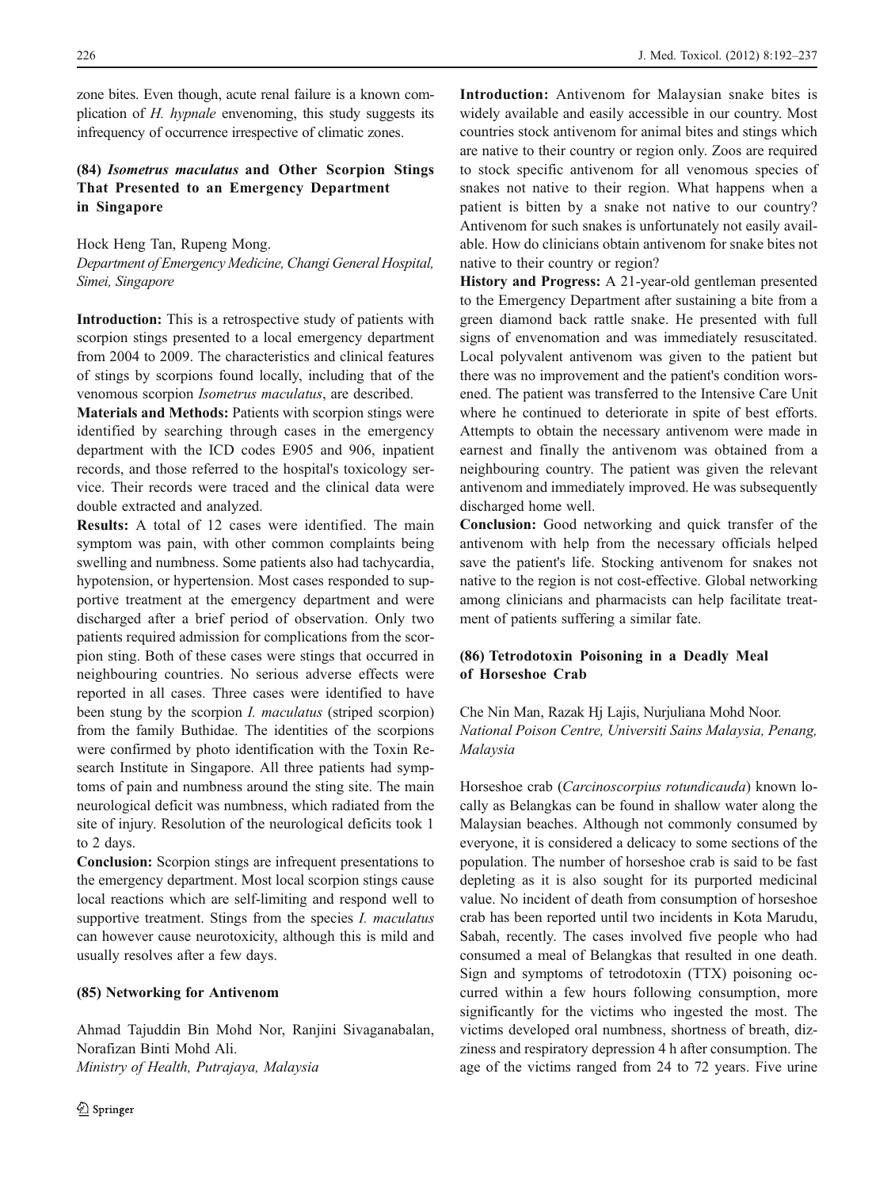zone bites. Even though, acute renal failure is a known complication of *H. hypnale* envenoming, this study suggests its infrequency of occurrence irrespective of climatic zones.

### (84) *Isometrus maculatus* and Other Scorpion Stings That Presented to an Emergency Department in Singapore

Hock Heng Tan, Rupeng Mong.
*Department of Emergency Medicine, Changi General Hospital, Simei, Singapore*

**Introduction:** This is a retrospective study of patients with scorpion stings presented to a local emergency department from 2004 to 2009. The characteristics and clinical features of stings by scorpions found locally, including that of the venomous scorpion *Isometrus maculatus*, are described.

**Materials and Methods:** Patients with scorpion stings were identified by searching through cases in the emergency department with the ICD codes E905 and 906, inpatient records, and those referred to the hospital's toxicology service. Their records were traced and the clinical data were double extracted and analyzed.

**Results:** A total of 12 cases were identified. The main symptom was pain, with other common complaints being swelling and numbness. Some patients also had tachycardia, hypotension, or hypertension. Most cases responded to supportive treatment at the emergency department and were discharged after a brief period of observation. Only two patients required admission for complications from the scorpion sting. Both of these cases were stings that occurred in neighbouring countries. No serious adverse effects were reported in all cases. Three cases were identified to have been stung by the scorpion *I. maculatus* (striped scorpion) from the family Buthidae. The identities of the scorpions were confirmed by photo identification with the Toxin Research Institute in Singapore. All three patients had symptoms of pain and numbness around the sting site. The main neurological deficit was numbness, which radiated from the site of injury. Resolution of the neurological deficits took 1 to 2 days.

**Conclusion:** Scorpion stings are infrequent presentations to the emergency department. Most local scorpion stings cause local reactions which are self-limiting and respond well to supportive treatment. Stings from the species *I. maculatus* can however cause neurotoxicity, although this is mild and usually resolves after a few days.

### (85) Networking for Antivenom

Ahmad Tajuddin Bin Mohd Nor, Ranjini Sivaganabalan, Norafizan Binti Mohd Ali.
*Ministry of Health, Putrajaya, Malaysia*

**Introduction:** Antivenom for Malaysian snake bites is widely available and easily accessible in our country. Most countries stock antivenom for animal bites and stings which are native to their country or region only. Zoos are required to stock specific antivenom for all venomous species of snakes not native to their region. What happens when a patient is bitten by a snake not native to our country? Antivenom for such snakes is unfortunately not easily available. How do clinicians obtain antivenom for snake bites not native to their country or region?

**History and Progress:** A 21-year-old gentleman presented to the Emergency Department after sustaining a bite from a green diamond back rattle snake. He presented with full signs of envenomation and was immediately resuscitated. Local polyvalent antivenom was given to the patient but there was no improvement and the patient's condition worsened. The patient was transferred to the Intensive Care Unit where he continued to deteriorate in spite of best efforts. Attempts to obtain the necessary antivenom were made in earnest and finally the antivenom was obtained from a neighbouring country. The patient was given the relevant antivenom and immediately improved. He was subsequently discharged home well.

**Conclusion:** Good networking and quick transfer of the antivenom with help from the necessary officials helped save the patient's life. Stocking antivenom for snakes not native to the region is not cost-effective. Global networking among clinicians and pharmacists can help facilitate treatment of patients suffering a similar fate.

### (86) Tetrodotoxin Poisoning in a Deadly Meal of Horseshoe Crab

Che Nin Man, Razak Hj Lajis, Nurjuliana Mohd Noor.
*National Poison Centre, Universiti Sains Malaysia, Penang, Malaysia*

Horseshoe crab (*Carcinoscorpius rotundicauda*) known locally as Belangkas can be found in shallow water along the Malaysian beaches. Although not commonly consumed by everyone, it is considered a delicacy to some sections of the population. The number of horseshoe crab is said to be fast depleting as it is also sought for its purported medicinal value. No incident of death from consumption of horseshoe crab has been reported until two incidents in Kota Marudu, Sabah, recently. The cases involved five people who had consumed a meal of Belangkas that resulted in one death. Sign and symptoms of tetrodotoxin (TTX) poisoning occurred within a few hours following consumption, more significantly for the victims who ingested the most. The victims developed oral numbness, shortness of breath, dizziness and respiratory depression 4 h after consumption. The age of the victims ranged from 24 to 72 years. Five urine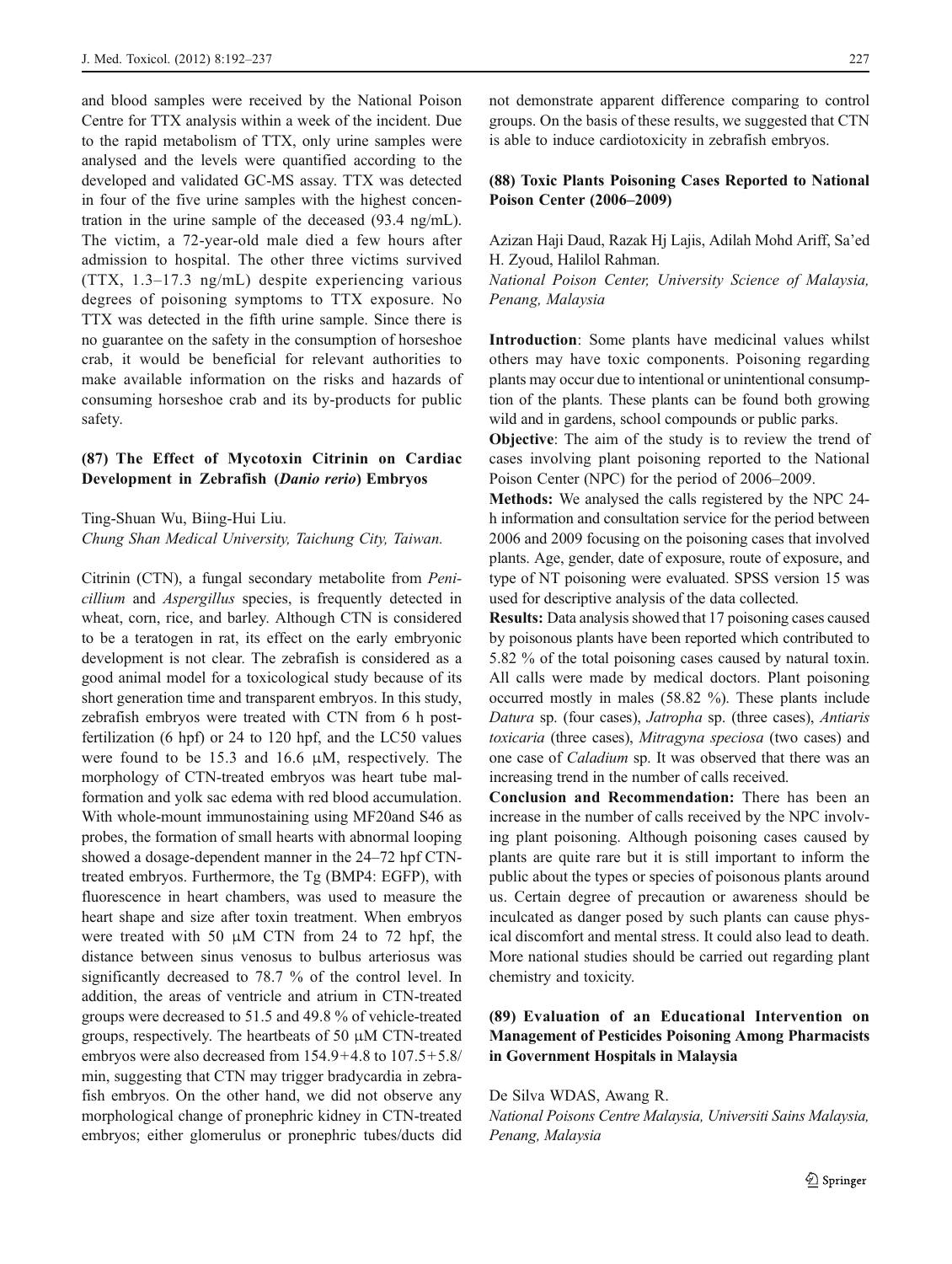and blood samples were received by the National Poison Centre for TTX analysis within a week of the incident. Due to the rapid metabolism of TTX, only urine samples were analysed and the levels were quantified according to the developed and validated GC-MS assay. TTX was detected in four of the five urine samples with the highest concentration in the urine sample of the deceased (93.4 ng/mL). The victim, a 72-year-old male died a few hours after admission to hospital. The other three victims survived (TTX, 1.3–17.3 ng/mL) despite experiencing various degrees of poisoning symptoms to TTX exposure. No TTX was detected in the fifth urine sample. Since there is no guarantee on the safety in the consumption of horseshoe crab, it would be beneficial for relevant authorities to make available information on the risks and hazards of consuming horseshoe crab and its by-products for public safety.

### (87) The Effect of Mycotoxin Citrinin on Cardiac Development in Zebrafish (*Danio rerio*) Embryos

Ting-Shuan Wu, Biing-Hui Liu.
*Chung Shan Medical University, Taichung City, Taiwan.*

Citrinin (CTN), a fungal secondary metabolite from *Penicillium* and *Aspergillus* species, is frequently detected in wheat, corn, rice, and barley. Although CTN is considered to be a teratogen in rat, its effect on the early embryonic development is not clear. The zebrafish is considered as a good animal model for a toxicological study because of its short generation time and transparent embryos. In this study, zebrafish embryos were treated with CTN from 6 h post-fertilization (6 hpf) or 24 to 120 hpf, and the LC50 values were found to be 15.3 and 16.6 μM, respectively. The morphology of CTN-treated embryos was heart tube malformation and yolk sac edema with red blood accumulation. With whole-mount immunostaining using MF20and S46 as probes, the formation of small hearts with abnormal looping showed a dosage-dependent manner in the 24–72 hpf CTN-treated embryos. Furthermore, the Tg (BMP4: EGFP), with fluorescence in heart chambers, was used to measure the heart shape and size after toxin treatment. When embryos were treated with 50 μM CTN from 24 to 72 hpf, the distance between sinus venosus to bulbus arteriosus was significantly decreased to 78.7 % of the control level. In addition, the areas of ventricle and atrium in CTN-treated groups were decreased to 51.5 and 49.8 % of vehicle-treated groups, respectively. The heartbeats of 50 μM CTN-treated embryos were also decreased from 154.9+4.8 to 107.5+5.8/min, suggesting that CTN may trigger bradycardia in zebrafish embryos. On the other hand, we did not observe any morphological change of pronephric kidney in CTN-treated embryos; either glomerulus or pronephric tubes/ducts did not demonstrate apparent difference comparing to control groups. On the basis of these results, we suggested that CTN is able to induce cardiotoxicity in zebrafish embryos.

### (88) Toxic Plants Poisoning Cases Reported to National Poison Center (2006–2009)

Azizan Haji Daud, Razak Hj Lajis, Adilah Mohd Ariff, Sa'ed H. Zyoud, Halilol Rahman.
*National Poison Center, University Science of Malaysia, Penang, Malaysia*

**Introduction**: Some plants have medicinal values whilst others may have toxic components. Poisoning regarding plants may occur due to intentional or unintentional consumption of the plants. These plants can be found both growing wild and in gardens, school compounds or public parks.

**Objective**: The aim of the study is to review the trend of cases involving plant poisoning reported to the National Poison Center (NPC) for the period of 2006–2009.

**Methods:** We analysed the calls registered by the NPC 24-h information and consultation service for the period between 2006 and 2009 focusing on the poisoning cases that involved plants. Age, gender, date of exposure, route of exposure, and type of NT poisoning were evaluated. SPSS version 15 was used for descriptive analysis of the data collected.

**Results:** Data analysis showed that 17 poisoning cases caused by poisonous plants have been reported which contributed to 5.82 % of the total poisoning cases caused by natural toxin. All calls were made by medical doctors. Plant poisoning occurred mostly in males (58.82 %). These plants include *Datura* sp. (four cases), *Jatropha* sp. (three cases), *Antiaris toxicaria* (three cases), *Mitragyna speciosa* (two cases) and one case of *Caladium* sp. It was observed that there was an increasing trend in the number of calls received.

**Conclusion and Recommendation:** There has been an increase in the number of calls received by the NPC involving plant poisoning. Although poisoning cases caused by plants are quite rare but it is still important to inform the public about the types or species of poisonous plants around us. Certain degree of precaution or awareness should be inculcated as danger posed by such plants can cause physical discomfort and mental stress. It could also lead to death. More national studies should be carried out regarding plant chemistry and toxicity.

### (89) Evaluation of an Educational Intervention on Management of Pesticides Poisoning Among Pharmacists in Government Hospitals in Malaysia

De Silva WDAS, Awang R.
*National Poisons Centre Malaysia, Universiti Sains Malaysia, Penang, Malaysia*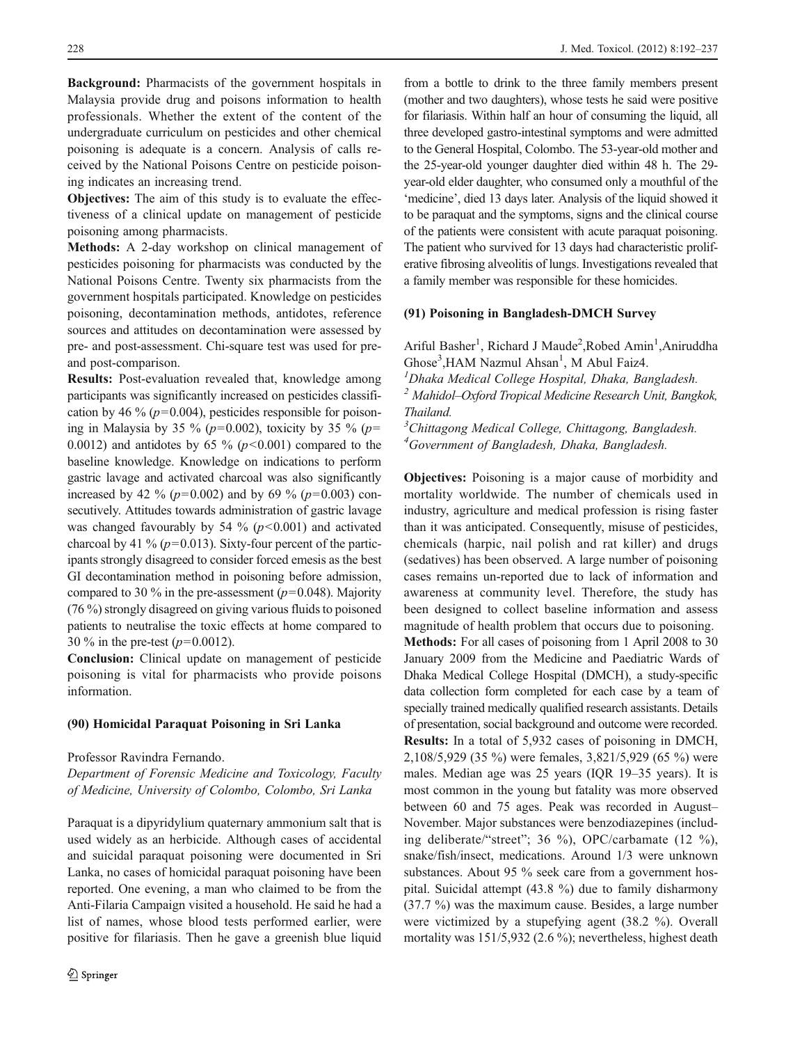**Background:** Pharmacists of the government hospitals in Malaysia provide drug and poisons information to health professionals. Whether the extent of the content of the undergraduate curriculum on pesticides and other chemical poisoning is adequate is a concern. Analysis of calls received by the National Poisons Centre on pesticide poisoning indicates an increasing trend.

**Objectives:** The aim of this study is to evaluate the effectiveness of a clinical update on management of pesticide poisoning among pharmacists.

**Methods:** A 2-day workshop on clinical management of pesticides poisoning for pharmacists was conducted by the National Poisons Centre. Twenty six pharmacists from the government hospitals participated. Knowledge on pesticides poisoning, decontamination methods, antidotes, reference sources and attitudes on decontamination were assessed by pre- and post-assessment. Chi-square test was used for pre- and post-comparison.

**Results:** Post-evaluation revealed that, knowledge among participants was significantly increased on pesticides classification by 46 % ($p=0.004$), pesticides responsible for poisoning in Malaysia by 35 % ($p=0.002$), toxicity by 35 % ($p=0.0012$) and antidotes by 65 % ($p<0.001$) compared to the baseline knowledge. Knowledge on indications to perform gastric lavage and activated charcoal was also significantly increased by 42 % ($p=0.002$) and by 69 % ($p=0.003$) consecutively. Attitudes towards administration of gastric lavage was changed favourably by 54 % ($p<0.001$) and activated charcoal by 41 % ($p=0.013$). Sixty-four percent of the participants strongly disagreed to consider forced emesis as the best GI decontamination method in poisoning before admission, compared to 30 % in the pre-assessment ($p=0.048$). Majority (76 %) strongly disagreed on giving various fluids to poisoned patients to neutralise the toxic effects at home compared to 30 % in the pre-test ($p=0.0012$).

**Conclusion:** Clinical update on management of pesticide poisoning is vital for pharmacists who provide poisons information.

### (90) Homicidal Paraquat Poisoning in Sri Lanka

Professor Ravindra Fernando.

*Department of Forensic Medicine and Toxicology, Faculty of Medicine, University of Colombo, Colombo, Sri Lanka*

Paraquat is a dipyridylium quaternary ammonium salt that is used widely as an herbicide. Although cases of accidental and suicidal paraquat poisoning were documented in Sri Lanka, no cases of homicidal paraquat poisoning have been reported. One evening, a man who claimed to be from the Anti-Filaria Campaign visited a household. He said he had a list of names, whose blood tests performed earlier, were positive for filariasis. Then he gave a greenish blue liquid from a bottle to drink to the three family members present (mother and two daughters), whose tests he said were positive for filariasis. Within half an hour of consuming the liquid, all three developed gastro-intestinal symptoms and were admitted to the General Hospital, Colombo. The 53-year-old mother and the 25-year-old younger daughter died within 48 h. The 29-year-old elder daughter, who consumed only a mouthful of the 'medicine', died 13 days later. Analysis of the liquid showed it to be paraquat and the symptoms, signs and the clinical course of the patients were consistent with acute paraquat poisoning. The patient who survived for 13 days had characteristic proliferative fibrosing alveolitis of lungs. Investigations revealed that a family member was responsible for these homicides.

### (91) Poisoning in Bangladesh-DMCH Survey

Ariful Basher[1], Richard J Maude[2], Robed Amin[1], Aniruddha Ghose[3], HAM Nazmul Ahsan[1], M Abul Faiz4.

[1]*Dhaka Medical College Hospital, Dhaka, Bangladesh.*

[2] *Mahidol–Oxford Tropical Medicine Research Unit, Bangkok, Thailand.*

[3]*Chittagong Medical College, Chittagong, Bangladesh.*

[4]*Government of Bangladesh, Dhaka, Bangladesh.*

**Objectives:** Poisoning is a major cause of morbidity and mortality worldwide. The number of chemicals used in industry, agriculture and medical profession is rising faster than it was anticipated. Consequently, misuse of pesticides, chemicals (harpic, nail polish and rat killer) and drugs (sedatives) has been observed. A large number of poisoning cases remains un-reported due to lack of information and awareness at community level. Therefore, the study has been designed to collect baseline information and assess magnitude of health problem that occurs due to poisoning.

**Methods:** For all cases of poisoning from 1 April 2008 to 30 January 2009 from the Medicine and Paediatric Wards of Dhaka Medical College Hospital (DMCH), a study-specific data collection form completed for each case by a team of specially trained medically qualified research assistants. Details of presentation, social background and outcome were recorded.

**Results:** In a total of 5,932 cases of poisoning in DMCH, 2,108/5,929 (35 %) were females, 3,821/5,929 (65 %) were males. Median age was 25 years (IQR 19–35 years). It is most common in the young but fatality was more observed between 60 and 75 ages. Peak was recorded in August–November. Major substances were benzodiazepines (including deliberate/"street"; 36 %), OPC/carbamate (12 %), snake/fish/insect, medications. Around 1/3 were unknown substances. About 95 % seek care from a government hospital. Suicidal attempt (43.8 %) due to family disharmony (37.7 %) was the maximum cause. Besides, a large number were victimized by a stupefying agent (38.2 %). Overall mortality was 151/5,932 (2.6 %); nevertheless, highest death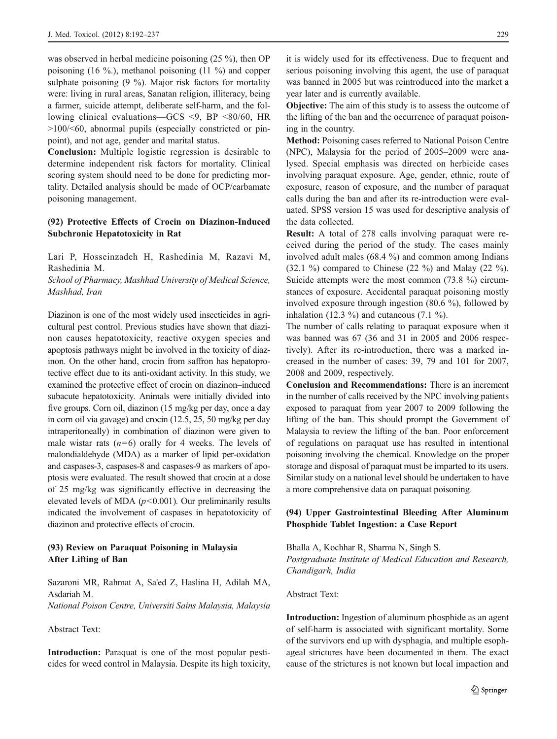was observed in herbal medicine poisoning (25 %), then OP poisoning (16 %.), methanol poisoning (11 %) and copper sulphate poisoning (9 %). Major risk factors for mortality were: living in rural areas, Sanatan religion, illiteracy, being a farmer, suicide attempt, deliberate self-harm, and the following clinical evaluations—GCS <9, BP <80/60, HR >100/<60, abnormal pupils (especially constricted or pinpoint), and not age, gender and marital status.

**Conclusion:** Multiple logistic regression is desirable to determine independent risk factors for mortality. Clinical scoring system should need to be done for predicting mortality. Detailed analysis should be made of OCP/carbamate poisoning management.

### (92) Protective Effects of Crocin on Diazinon-Induced Subchronic Hepatotoxicity in Rat

Lari P, Hosseinzadeh H, Rashedinia M, Razavi M, Rashedinia M.

*School of Pharmacy, Mashhad University of Medical Science, Mashhad, Iran*

Diazinon is one of the most widely used insecticides in agricultural pest control. Previous studies have shown that diazinon causes hepatotoxicity, reactive oxygen species and apoptosis pathways might be involved in the toxicity of diazinon. On the other hand, crocin from saffron has hepatoprotective effect due to its anti-oxidant activity. In this study, we examined the protective effect of crocin on diazinon–induced subacute hepatotoxicity. Animals were initially divided into five groups. Corn oil, diazinon (15 mg/kg per day, once a day in corn oil via gavage) and crocin (12.5, 25, 50 mg/kg per day intraperitoneally) in combination of diazinon were given to male wistar rats ($n=6$) orally for 4 weeks. The levels of malondialdehyde (MDA) as a marker of lipid per-oxidation and caspases-3, caspases-8 and caspases-9 as markers of apoptosis were evaluated. The result showed that crocin at a dose of 25 mg/kg was significantly effective in decreasing the elevated levels of MDA ($p<0.001$). Our preliminarily results indicated the involvement of caspases in hepatotoxicity of diazinon and protective effects of crocin.

### (93) Review on Paraquat Poisoning in Malaysia After Lifting of Ban

Sazaroni MR, Rahmat A, Sa'ed Z, Haslina H, Adilah MA, Asdariah M.

*National Poison Centre, Universiti Sains Malaysia, Malaysia*

Abstract Text:

**Introduction:** Paraquat is one of the most popular pesticides for weed control in Malaysia. Despite its high toxicity, it is widely used for its effectiveness. Due to frequent and serious poisoning involving this agent, the use of paraquat was banned in 2005 but was reintroduced into the market a year later and is currently available.

**Objective:** The aim of this study is to assess the outcome of the lifting of the ban and the occurrence of paraquat poisoning in the country.

**Method:** Poisoning cases referred to National Poison Centre (NPC), Malaysia for the period of 2005–2009 were analysed. Special emphasis was directed on herbicide cases involving paraquat exposure. Age, gender, ethnic, route of exposure, reason of exposure, and the number of paraquat calls during the ban and after its re-introduction were evaluated. SPSS version 15 was used for descriptive analysis of the data collected.

**Result:** A total of 278 calls involving paraquat were received during the period of the study. The cases mainly involved adult males (68.4 %) and common among Indians (32.1 %) compared to Chinese (22 %) and Malay (22 %). Suicide attempts were the most common (73.8 %) circumstances of exposure. Accidental paraquat poisoning mostly involved exposure through ingestion (80.6 %), followed by inhalation (12.3 %) and cutaneous (7.1 %).

The number of calls relating to paraquat exposure when it was banned was 67 (36 and 31 in 2005 and 2006 respectively). After its re-introduction, there was a marked increased in the number of cases: 39, 79 and 101 for 2007, 2008 and 2009, respectively.

**Conclusion and Recommendations:** There is an increment in the number of calls received by the NPC involving patients exposed to paraquat from year 2007 to 2009 following the lifting of the ban. This should prompt the Government of Malaysia to review the lifting of the ban. Poor enforcement of regulations on paraquat use has resulted in intentional poisoning involving the chemical. Knowledge on the proper storage and disposal of paraquat must be imparted to its users. Similar study on a national level should be undertaken to have a more comprehensive data on paraquat poisoning.

### (94) Upper Gastrointestinal Bleeding After Aluminum Phosphide Tablet Ingestion: a Case Report

Bhalla A, Kochhar R, Sharma N, Singh S.

*Postgraduate Institute of Medical Education and Research, Chandigarh, India*

Abstract Text:

**Introduction:** Ingestion of aluminum phosphide as an agent of self-harm is associated with significant mortality. Some of the survivors end up with dysphagia, and multiple esophageal strictures have been documented in them. The exact cause of the strictures is not known but local impaction and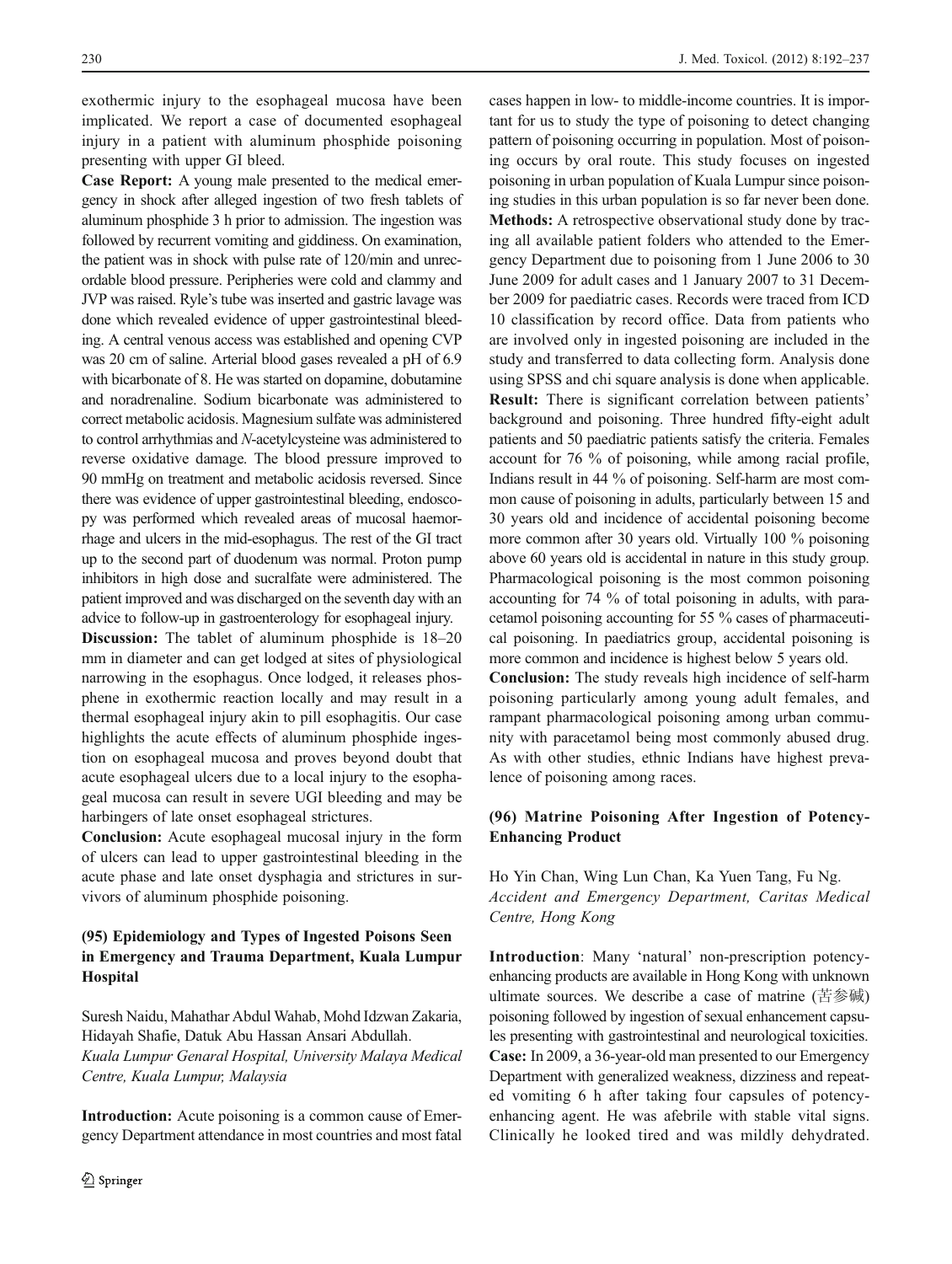exothermic injury to the esophageal mucosa have been implicated. We report a case of documented esophageal injury in a patient with aluminum phosphide poisoning presenting with upper GI bleed.

**Case Report:** A young male presented to the medical emergency in shock after alleged ingestion of two fresh tablets of aluminum phosphide 3 h prior to admission. The ingestion was followed by recurrent vomiting and giddiness. On examination, the patient was in shock with pulse rate of 120/min and unrecordable blood pressure. Peripheries were cold and clammy and JVP was raised. Ryle's tube was inserted and gastric lavage was done which revealed evidence of upper gastrointestinal bleeding. A central venous access was established and opening CVP was 20 cm of saline. Arterial blood gases revealed a pH of 6.9 with bicarbonate of 8. He was started on dopamine, dobutamine and noradrenaline. Sodium bicarbonate was administered to correct metabolic acidosis. Magnesium sulfate was administered to control arrhythmias and *N*-acetylcysteine was administered to reverse oxidative damage. The blood pressure improved to 90 mmHg on treatment and metabolic acidosis reversed. Since there was evidence of upper gastrointestinal bleeding, endoscopy was performed which revealed areas of mucosal haemorrhage and ulcers in the mid-esophagus. The rest of the GI tract up to the second part of duodenum was normal. Proton pump inhibitors in high dose and sucralfate were administered. The patient improved and was discharged on the seventh day with an advice to follow-up in gastroenterology for esophageal injury.

**Discussion:** The tablet of aluminum phosphide is 18–20 mm in diameter and can get lodged at sites of physiological narrowing in the esophagus. Once lodged, it releases phosphene in exothermic reaction locally and may result in a thermal esophageal injury akin to pill esophagitis. Our case highlights the acute effects of aluminum phosphide ingestion on esophageal mucosa and proves beyond doubt that acute esophageal ulcers due to a local injury to the esophageal mucosa can result in severe UGI bleeding and may be harbingers of late onset esophageal strictures.

**Conclusion:** Acute esophageal mucosal injury in the form of ulcers can lead to upper gastrointestinal bleeding in the acute phase and late onset dysphagia and strictures in survivors of aluminum phosphide poisoning.

### (95) Epidemiology and Types of Ingested Poisons Seen in Emergency and Trauma Department, Kuala Lumpur Hospital

Suresh Naidu, Mahathar Abdul Wahab, Mohd Idzwan Zakaria, Hidayah Shafie, Datuk Abu Hassan Ansari Abdullah.
*Kuala Lumpur Genaral Hospital, University Malaya Medical Centre, Kuala Lumpur, Malaysia*

**Introduction:** Acute poisoning is a common cause of Emergency Department attendance in most countries and most fatal cases happen in low- to middle-income countries. It is important for us to study the type of poisoning to detect changing pattern of poisoning occurring in population. Most of poisoning occurs by oral route. This study focuses on ingested poisoning in urban population of Kuala Lumpur since poisoning studies in this urban population is so far never been done.

**Methods:** A retrospective observational study done by tracing all available patient folders who attended to the Emergency Department due to poisoning from 1 June 2006 to 30 June 2009 for adult cases and 1 January 2007 to 31 December 2009 for paediatric cases. Records were traced from ICD 10 classification by record office. Data from patients who are involved only in ingested poisoning are included in the study and transferred to data collecting form. Analysis done using SPSS and chi square analysis is done when applicable.

**Result:** There is significant correlation between patients' background and poisoning. Three hundred fifty-eight adult patients and 50 paediatric patients satisfy the criteria. Females account for 76 % of poisoning, while among racial profile, Indians result in 44 % of poisoning. Self-harm are most common cause of poisoning in adults, particularly between 15 and 30 years old and incidence of accidental poisoning become more common after 30 years old. Virtually 100 % poisoning above 60 years old is accidental in nature in this study group. Pharmacological poisoning is the most common poisoning accounting for 74 % of total poisoning in adults, with paracetamol poisoning accounting for 55 % cases of pharmaceutical poisoning. In paediatrics group, accidental poisoning is more common and incidence is highest below 5 years old.

**Conclusion:** The study reveals high incidence of self-harm poisoning particularly among young adult females, and rampant pharmacological poisoning among urban community with paracetamol being most commonly abused drug. As with other studies, ethnic Indians have highest prevalence of poisoning among races.

### (96) Matrine Poisoning After Ingestion of Potency-Enhancing Product

Ho Yin Chan, Wing Lun Chan, Ka Yuen Tang, Fu Ng.
*Accident and Emergency Department, Caritas Medical Centre, Hong Kong*

**Introduction**: Many 'natural' non-prescription potency-enhancing products are available in Hong Kong with unknown ultimate sources. We describe a case of matrine (苦参碱) poisoning followed by ingestion of sexual enhancement capsules presenting with gastrointestinal and neurological toxicities.

**Case:** In 2009, a 36-year-old man presented to our Emergency Department with generalized weakness, dizziness and repeated vomiting 6 h after taking four capsules of potency-enhancing agent. He was afebrile with stable vital signs. Clinically he looked tired and was mildly dehydrated.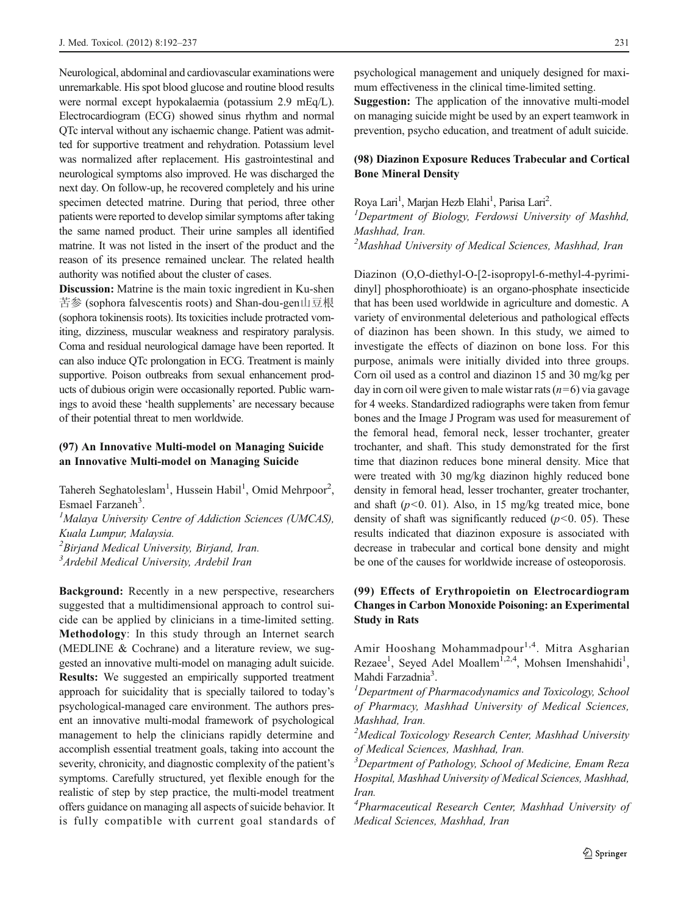Neurological, abdominal and cardiovascular examinations were unremarkable. His spot blood glucose and routine blood results were normal except hypokalaemia (potassium 2.9 mEq/L). Electrocardiogram (ECG) showed sinus rhythm and normal QTc interval without any ischaemic change. Patient was admitted for supportive treatment and rehydration. Potassium level was normalized after replacement. His gastrointestinal and neurological symptoms also improved. He was discharged the next day. On follow-up, he recovered completely and his urine specimen detected matrine. During that period, three other patients were reported to develop similar symptoms after taking the same named product. Their urine samples all identified matrine. It was not listed in the insert of the product and the reason of its presence remained unclear. The related health authority was notified about the cluster of cases.

**Discussion:** Matrine is the main toxic ingredient in Ku-shen 苦參 (sophora falvescentis roots) and Shan-dou-gen山豆根 (sophora tokinensis roots). Its toxicities include protracted vomiting, dizziness, muscular weakness and respiratory paralysis. Coma and residual neurological damage have been reported. It can also induce QTc prolongation in ECG. Treatment is mainly supportive. Poison outbreaks from sexual enhancement products of dubious origin were occasionally reported. Public warnings to avoid these 'health supplements' are necessary because of their potential threat to men worldwide.

### (97) An Innovative Multi-model on Managing Suicide an Innovative Multi-model on Managing Suicide

Tahereh Seghatoleslam[1], Hussein Habil[1], Omid Mehrpoor[2], Esmael Farzaneh[3].

[1]*Malaya University Centre of Addiction Sciences (UMCAS), Kuala Lumpur, Malaysia.*

[2]*Birjand Medical University, Birjand, Iran.*

[3]*Ardebil Medical University, Ardebil Iran*

**Background:** Recently in a new perspective, researchers suggested that a multidimensional approach to control suicide can be applied by clinicians in a time-limited setting.

**Methodology**: In this study through an Internet search (MEDLINE & Cochrane) and a literature review, we suggested an innovative multi-model on managing adult suicide.

**Results:** We suggested an empirically supported treatment approach for suicidality that is specially tailored to today's psychological-managed care environment. The authors present an innovative multi-modal framework of psychological management to help the clinicians rapidly determine and accomplish essential treatment goals, taking into account the severity, chronicity, and diagnostic complexity of the patient's symptoms. Carefully structured, yet flexible enough for the realistic of step by step practice, the multi-model treatment offers guidance on managing all aspects of suicide behavior. It is fully compatible with current goal standards of psychological management and uniquely designed for maximum effectiveness in the clinical time-limited setting.

**Suggestion:** The application of the innovative multi-model on managing suicide might be used by an expert teamwork in prevention, psycho education, and treatment of adult suicide.

### (98) Diazinon Exposure Reduces Trabecular and Cortical Bone Mineral Density

Roya Lari[1], Marjan Hezb Elahi[1], Parisa Lari[2].

[1]*Department of Biology, Ferdowsi University of Mashhd, Mashhad, Iran.*

[2]*Mashhad University of Medical Sciences, Mashhad, Iran*

Diazinon (O,O-diethyl-O-[2-isopropyl-6-methyl-4-pyrimidinyl] phosphorothioate) is an organo-phosphate insecticide that has been used worldwide in agriculture and domestic. A variety of environmental deleterious and pathological effects of diazinon has been shown. In this study, we aimed to investigate the effects of diazinon on bone loss. For this purpose, animals were initially divided into three groups. Corn oil used as a control and diazinon 15 and 30 mg/kg per day in corn oil were given to male wistar rats ($n=6$) via gavage for 4 weeks. Standardized radiographs were taken from femur bones and the Image J Program was used for measurement of the femoral head, femoral neck, lesser trochanter, greater trochanter, and shaft. This study demonstrated for the first time that diazinon reduces bone mineral density. Mice that were treated with 30 mg/kg diazinon highly reduced bone density in femoral head, lesser trochanter, greater trochanter, and shaft ($p<0.01$). Also, in 15 mg/kg treated mice, bone density of shaft was significantly reduced ($p<0.05$). These results indicated that diazinon exposure is associated with decrease in trabecular and cortical bone density and might be one of the causes for worldwide increase of osteoporosis.

### (99) Effects of Erythropoietin on Electrocardiogram Changes in Carbon Monoxide Poisoning: an Experimental Study in Rats

Amir Hooshang Mohammadpour[1,4]. Mitra Asgharian Rezaee[1], Seyed Adel Moallem[1,2,4], Mohsen Imenshahidi[1], Mahdi Farzadnia[3].

[1]*Department of Pharmacodynamics and Toxicology, School of Pharmacy, Mashhad University of Medical Sciences, Mashhad, Iran.*

[2]*Medical Toxicology Research Center, Mashhad University of Medical Sciences, Mashhad, Iran.*

[3]*Department of Pathology, School of Medicine, Emam Reza Hospital, Mashhad University of Medical Sciences, Mashhad, Iran.*

[4]*Pharmaceutical Research Center, Mashhad University of Medical Sciences, Mashhad, Iran*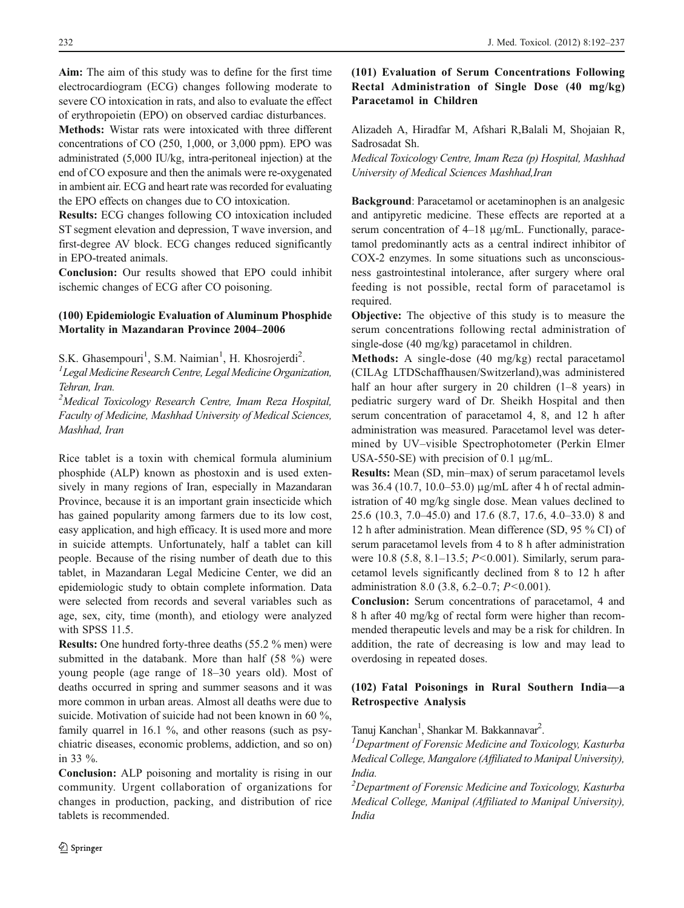**Aim:** The aim of this study was to define for the first time electrocardiogram (ECG) changes following moderate to severe CO intoxication in rats, and also to evaluate the effect of erythropoietin (EPO) on observed cardiac disturbances.

**Methods:** Wistar rats were intoxicated with three different concentrations of CO (250, 1,000, or 3,000 ppm). EPO was administrated (5,000 IU/kg, intra-peritoneal injection) at the end of CO exposure and then the animals were re-oxygenated in ambient air. ECG and heart rate was recorded for evaluating the EPO effects on changes due to CO intoxication.

**Results:** ECG changes following CO intoxication included ST segment elevation and depression, T wave inversion, and first-degree AV block. ECG changes reduced significantly in EPO-treated animals.

**Conclusion:** Our results showed that EPO could inhibit ischemic changes of ECG after CO poisoning.

### (100) Epidemiologic Evaluation of Aluminum Phosphide Mortality in Mazandaran Province 2004–2006

S.K. Ghasempouri[1], S.M. Naimian[1], H. Khosrojerdi[2].

[1]*Legal Medicine Research Centre, Legal Medicine Organization, Tehran, Iran.*

[2]*Medical Toxicology Research Centre, Imam Reza Hospital, Faculty of Medicine, Mashhad University of Medical Sciences, Mashhad, Iran*

Rice tablet is a toxin with chemical formula aluminium phosphide (ALP) known as phostoxin and is used extensively in many regions of Iran, especially in Mazandaran Province, because it is an important grain insecticide which has gained popularity among farmers due to its low cost, easy application, and high efficacy. It is used more and more in suicide attempts. Unfortunately, half a tablet can kill people. Because of the rising number of death due to this tablet, in Mazandaran Legal Medicine Center, we did an epidemiologic study to obtain complete information. Data were selected from records and several variables such as age, sex, city, time (month), and etiology were analyzed with SPSS 11.5.

**Results:** One hundred forty-three deaths (55.2 % men) were submitted in the databank. More than half (58 %) were young people (age range of 18–30 years old). Most of deaths occurred in spring and summer seasons and it was more common in urban areas. Almost all deaths were due to suicide. Motivation of suicide had not been known in 60 %, family quarrel in 16.1 %, and other reasons (such as psychiatric diseases, economic problems, addiction, and so on) in 33 %.

**Conclusion:** ALP poisoning and mortality is rising in our community. Urgent collaboration of organizations for changes in production, packing, and distribution of rice tablets is recommended.

### (101) Evaluation of Serum Concentrations Following Rectal Administration of Single Dose (40 mg/kg) Paracetamol in Children

Alizadeh A, Hiradfar M, Afshari R,Balali M, Shojaian R, Sadrosadat Sh.

*Medical Toxicology Centre, Imam Reza (p) Hospital, Mashhad University of Medical Sciences Mashhad,Iran*

**Background**: Paracetamol or acetaminophen is an analgesic and antipyretic medicine. These effects are reported at a serum concentration of 4–18 μg/mL. Functionally, paracetamol predominantly acts as a central indirect inhibitor of COX-2 enzymes. In some situations such as unconsciousness gastrointestinal intolerance, after surgery where oral feeding is not possible, rectal form of paracetamol is required.

**Objective:** The objective of this study is to measure the serum concentrations following rectal administration of single-dose (40 mg/kg) paracetamol in children.

**Methods:** A single-dose (40 mg/kg) rectal paracetamol (CILAg LTDSchaffhausen/Switzerland),was administered half an hour after surgery in 20 children (1–8 years) in pediatric surgery ward of Dr. Sheikh Hospital and then serum concentration of paracetamol 4, 8, and 12 h after administration was measured. Paracetamol level was determined by UV–visible Spectrophotometer (Perkin Elmer USA-550-SE) with precision of 0.1 μg/mL.

**Results:** Mean (SD, min–max) of serum paracetamol levels was 36.4 (10.7, 10.0–53.0) μg/mL after 4 h of rectal administration of 40 mg/kg single dose. Mean values declined to 25.6 (10.3, 7.0–45.0) and 17.6 (8.7, 17.6, 4.0–33.0) 8 and 12 h after administration. Mean difference (SD, 95 % CI) of serum paracetamol levels from 4 to 8 h after administration were 10.8 (5.8, 8.1–13.5; $P<0.001$). Similarly, serum paracetamol levels significantly declined from 8 to 12 h after administration 8.0 (3.8, 6.2–0.7; $P<0.001$).

**Conclusion:** Serum concentrations of paracetamol, 4 and 8 h after 40 mg/kg of rectal form were higher than recommended therapeutic levels and may be a risk for children. In addition, the rate of decreasing is low and may lead to overdosing in repeated doses.

### (102) Fatal Poisonings in Rural Southern India—a Retrospective Analysis

Tanuj Kanchan[1], Shankar M. Bakkannavar[2].

[1]*Department of Forensic Medicine and Toxicology, Kasturba Medical College, Mangalore (Affiliated to Manipal University), India.*

[2]*Department of Forensic Medicine and Toxicology, Kasturba Medical College, Manipal (Affiliated to Manipal University), India*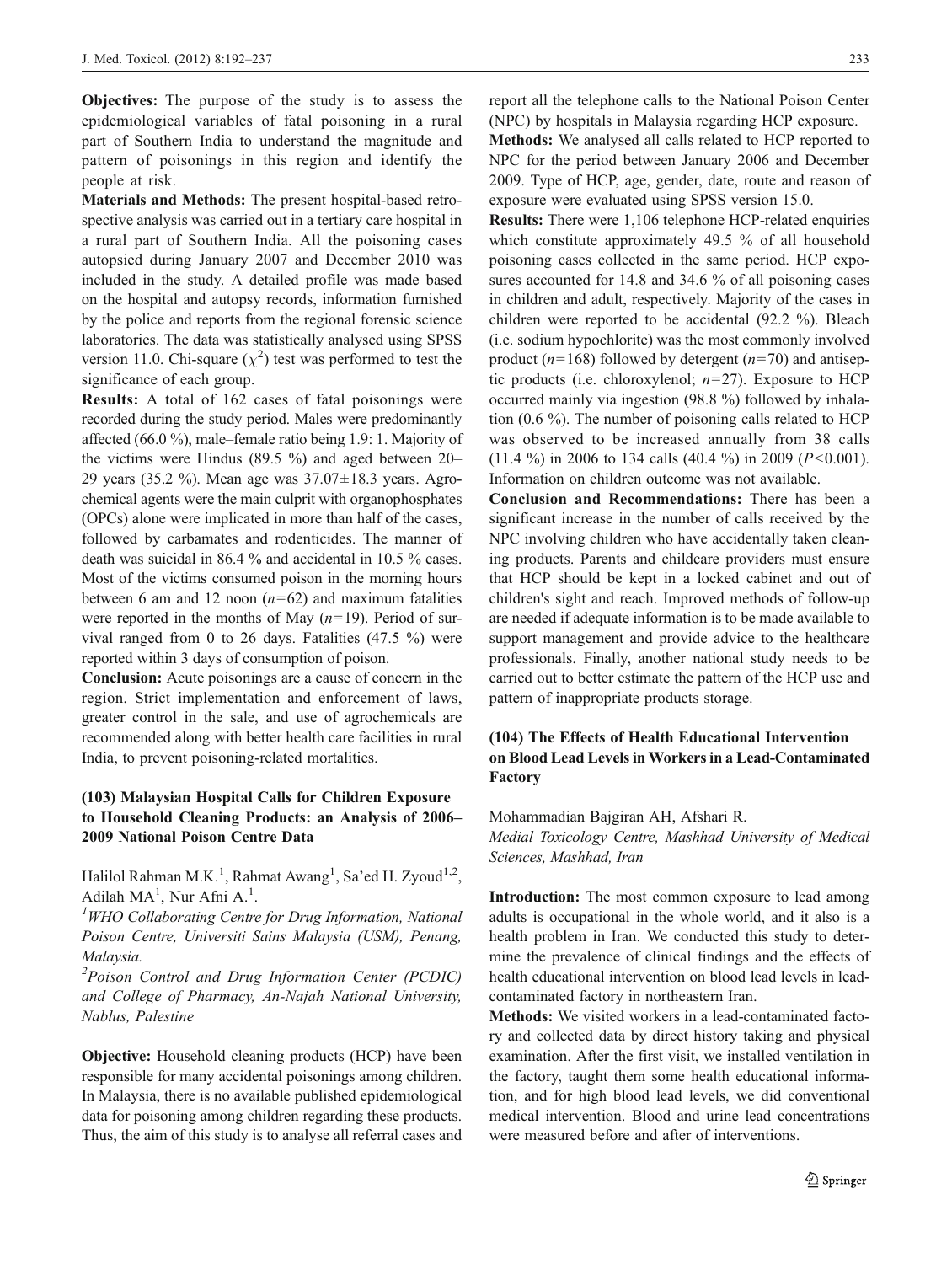**Objectives:** The purpose of the study is to assess the epidemiological variables of fatal poisoning in a rural part of Southern India to understand the magnitude and pattern of poisonings in this region and identify the people at risk.

**Materials and Methods:** The present hospital-based retrospective analysis was carried out in a tertiary care hospital in a rural part of Southern India. All the poisoning cases autopsied during January 2007 and December 2010 was included in the study. A detailed profile was made based on the hospital and autopsy records, information furnished by the police and reports from the regional forensic science laboratories. The data was statistically analysed using SPSS version 11.0. Chi-square ($\chi^2$) test was performed to test the significance of each group.

**Results:** A total of 162 cases of fatal poisonings were recorded during the study period. Males were predominantly affected (66.0 %), male–female ratio being 1.9: 1. Majority of the victims were Hindus (89.5 %) and aged between 20–29 years (35.2 %). Mean age was 37.07±18.3 years. Agrochemical agents were the main culprit with organophosphates (OPCs) alone were implicated in more than half of the cases, followed by carbamates and rodenticides. The manner of death was suicidal in 86.4 % and accidental in 10.5 % cases. Most of the victims consumed poison in the morning hours between 6 am and 12 noon ($n=62$) and maximum fatalities were reported in the months of May ($n=19$). Period of survival ranged from 0 to 26 days. Fatalities (47.5 %) were reported within 3 days of consumption of poison.

**Conclusion:** Acute poisonings are a cause of concern in the region. Strict implementation and enforcement of laws, greater control in the sale, and use of agrochemicals are recommended along with better health care facilities in rural India, to prevent poisoning-related mortalities.

### (103) Malaysian Hospital Calls for Children Exposure to Household Cleaning Products: an Analysis of 2006–2009 National Poison Centre Data

Halilol Rahman M.K.[1], Rahmat Awang[1], Sa'ed H. Zyoud[1,2], Adilah MA[1], Nur Afni A.[1].

[1]*WHO Collaborating Centre for Drug Information, National Poison Centre, Universiti Sains Malaysia (USM), Penang, Malaysia.*

[2]*Poison Control and Drug Information Center (PCDIC) and College of Pharmacy, An-Najah National University, Nablus, Palestine*

**Objective:** Household cleaning products (HCP) have been responsible for many accidental poisonings among children. In Malaysia, there is no available published epidemiological data for poisoning among children regarding these products. Thus, the aim of this study is to analyse all referral cases and report all the telephone calls to the National Poison Center (NPC) by hospitals in Malaysia regarding HCP exposure.

**Methods:** We analysed all calls related to HCP reported to NPC for the period between January 2006 and December 2009. Type of HCP, age, gender, date, route and reason of exposure were evaluated using SPSS version 15.0.

**Results:** There were 1,106 telephone HCP-related enquiries which constitute approximately 49.5 % of all household poisoning cases collected in the same period. HCP exposures accounted for 14.8 and 34.6 % of all poisoning cases in children and adult, respectively. Majority of the cases in children were reported to be accidental (92.2 %). Bleach (i.e. sodium hypochlorite) was the most commonly involved product ($n=168$) followed by detergent ($n=70$) and antiseptic products (i.e. chloroxylenol; $n=27$). Exposure to HCP occurred mainly via ingestion (98.8 %) followed by inhalation (0.6 %). The number of poisoning calls related to HCP was observed to be increased annually from 38 calls (11.4 %) in 2006 to 134 calls (40.4 %) in 2009 ($P<0.001$). Information on children outcome was not available.

**Conclusion and Recommendations:** There has been a significant increase in the number of calls received by the NPC involving children who have accidentally taken cleaning products. Parents and childcare providers must ensure that HCP should be kept in a locked cabinet and out of children's sight and reach. Improved methods of follow-up are needed if adequate information is to be made available to support management and provide advice to the healthcare professionals. Finally, another national study needs to be carried out to better estimate the pattern of the HCP use and pattern of inappropriate products storage.

### (104) The Effects of Health Educational Intervention on Blood Lead Levels in Workers in a Lead-Contaminated Factory

Mohammadian Bajgiran AH, Afshari R.

*Medial Toxicology Centre, Mashhad University of Medical Sciences, Mashhad, Iran*

**Introduction:** The most common exposure to lead among adults is occupational in the whole world, and it also is a health problem in Iran. We conducted this study to determine the prevalence of clinical findings and the effects of health educational intervention on blood lead levels in lead-contaminated factory in northeastern Iran.

**Methods:** We visited workers in a lead-contaminated factory and collected data by direct history taking and physical examination. After the first visit, we installed ventilation in the factory, taught them some health educational information, and for high blood lead levels, we did conventional medical intervention. Blood and urine lead concentrations were measured before and after of interventions.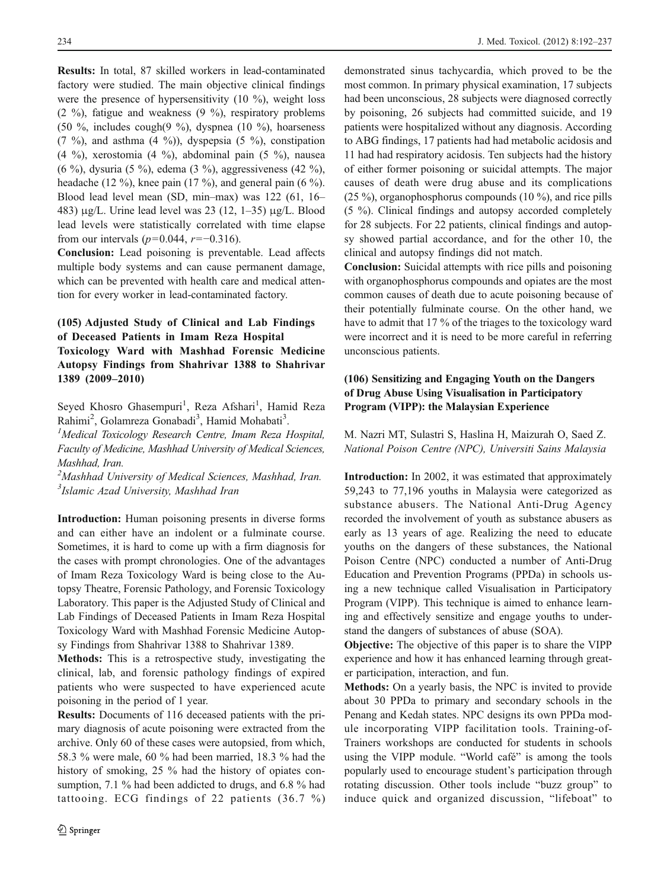**Results:** In total, 87 skilled workers in lead-contaminated factory were studied. The main objective clinical findings were the presence of hypersensitivity (10 %), weight loss (2 %), fatigue and weakness (9 %), respiratory problems (50 %, includes cough(9 %), dyspnea (10 %), hoarseness (7 %), and asthma (4 %)), dyspepsia (5 %), constipation (4 %), xerostomia (4 %), abdominal pain (5 %), nausea (6 %), dysuria (5 %), edema (3 %), aggressiveness (42 %), headache (12 %), knee pain (17 %), and general pain (6 %). Blood lead level mean (SD, min–max) was 122 (61, 16–483) μg/L. Urine lead level was 23 (12, 1–35) μg/L. Blood lead levels were statistically correlated with time elapse from our intervals ($p=0.044$, $r=-0.316$).

**Conclusion:** Lead poisoning is preventable. Lead affects multiple body systems and can cause permanent damage, which can be prevented with health care and medical attention for every worker in lead-contaminated factory.

### (105) Adjusted Study of Clinical and Lab Findings of Deceased Patients in Imam Reza Hospital Toxicology Ward with Mashhad Forensic Medicine Autopsy Findings from Shahrivar 1388 to Shahrivar 1389 (2009–2010)

Seyed Khosro Ghasempuri[1], Reza Afshari[1], Hamid Reza Rahimi[2], Golamreza Gonabadi[3], Hamid Mohabati[3].

*[1]Medical Toxicology Research Centre, Imam Reza Hospital, Faculty of Medicine, Mashhad University of Medical Sciences, Mashhad, Iran.*

*[2]Mashhad University of Medical Sciences, Mashhad, Iran.*

*[3]Islamic Azad University, Mashhad Iran*

**Introduction:** Human poisoning presents in diverse forms and can either have an indolent or a fulminate course. Sometimes, it is hard to come up with a firm diagnosis for the cases with prompt chronologies. One of the advantages of Imam Reza Toxicology Ward is being close to the Autopsy Theatre, Forensic Pathology, and Forensic Toxicology Laboratory. This paper is the Adjusted Study of Clinical and Lab Findings of Deceased Patients in Imam Reza Hospital Toxicology Ward with Mashhad Forensic Medicine Autopsy Findings from Shahrivar 1388 to Shahrivar 1389.

**Methods:** This is a retrospective study, investigating the clinical, lab, and forensic pathology findings of expired patients who were suspected to have experienced acute poisoning in the period of 1 year.

**Results:** Documents of 116 deceased patients with the primary diagnosis of acute poisoning were extracted from the archive. Only 60 of these cases were autopsied, from which, 58.3 % were male, 60 % had been married, 18.3 % had the history of smoking, 25 % had the history of opiates consumption, 7.1 % had been addicted to drugs, and 6.8 % had tattooing. ECG findings of 22 patients (36.7 %) demonstrated sinus tachycardia, which proved to be the most common. In primary physical examination, 17 subjects had been unconscious, 28 subjects were diagnosed correctly by poisoning, 26 subjects had committed suicide, and 19 patients were hospitalized without any diagnosis. According to ABG findings, 17 patients had had metabolic acidosis and 11 had had respiratory acidosis. Ten subjects had the history of either former poisoning or suicidal attempts. The major causes of death were drug abuse and its complications (25 %), organophosphorus compounds (10 %), and rice pills (5 %). Clinical findings and autopsy accorded completely for 28 subjects. For 22 patients, clinical findings and autopsy showed partial accordance, and for the other 10, the clinical and autopsy findings did not match.

**Conclusion:** Suicidal attempts with rice pills and poisoning with organophosphorus compounds and opiates are the most common causes of death due to acute poisoning because of their potentially fulminate course. On the other hand, we have to admit that 17 % of the triages to the toxicology ward were incorrect and it is need to be more careful in referring unconscious patients.

### (106) Sensitizing and Engaging Youth on the Dangers of Drug Abuse Using Visualisation in Participatory Program (VIPP): the Malaysian Experience

M. Nazri MT, Sulastri S, Haslina H, Maizurah O, Saed Z.

*National Poison Centre (NPC), Universiti Sains Malaysia*

**Introduction:** In 2002, it was estimated that approximately 59,243 to 77,196 youths in Malaysia were categorized as substance abusers. The National Anti-Drug Agency recorded the involvement of youth as substance abusers as early as 13 years of age. Realizing the need to educate youths on the dangers of these substances, the National Poison Centre (NPC) conducted a number of Anti-Drug Education and Prevention Programs (PPDa) in schools using a new technique called Visualisation in Participatory Program (VIPP). This technique is aimed to enhance learning and effectively sensitize and engage youths to understand the dangers of substances of abuse (SOA).

**Objective:** The objective of this paper is to share the VIPP experience and how it has enhanced learning through greater participation, interaction, and fun.

**Methods:** On a yearly basis, the NPC is invited to provide about 30 PPDa to primary and secondary schools in the Penang and Kedah states. NPC designs its own PPDa module incorporating VIPP facilitation tools. Training-of-Trainers workshops are conducted for students in schools using the VIPP module. "World café" is among the tools popularly used to encourage student's participation through rotating discussion. Other tools include "buzz group" to induce quick and organized discussion, "lifeboat" to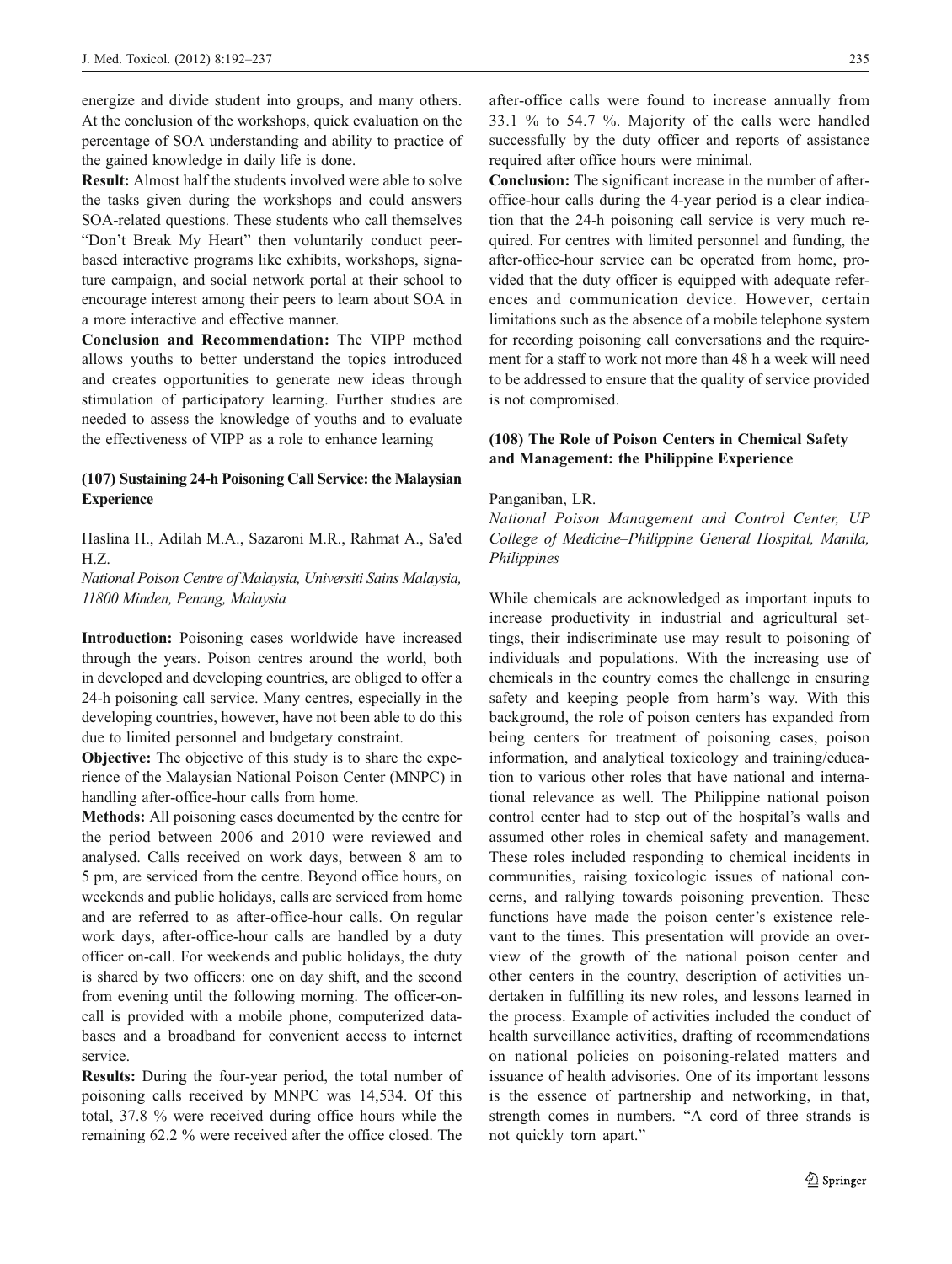energize and divide student into groups, and many others. At the conclusion of the workshops, quick evaluation on the percentage of SOA understanding and ability to practice of the gained knowledge in daily life is done.

**Result:** Almost half the students involved were able to solve the tasks given during the workshops and could answers SOA-related questions. These students who call themselves "Don't Break My Heart" then voluntarily conduct peer-based interactive programs like exhibits, workshops, signature campaign, and social network portal at their school to encourage interest among their peers to learn about SOA in a more interactive and effective manner.

**Conclusion and Recommendation:** The VIPP method allows youths to better understand the topics introduced and creates opportunities to generate new ideas through stimulation of participatory learning. Further studies are needed to assess the knowledge of youths and to evaluate the effectiveness of VIPP as a role to enhance learning

### (107) Sustaining 24-h Poisoning Call Service: the Malaysian Experience

Haslina H., Adilah M.A., Sazaroni M.R., Rahmat A., Sa'ed H.Z.

*National Poison Centre of Malaysia, Universiti Sains Malaysia, 11800 Minden, Penang, Malaysia*

**Introduction:** Poisoning cases worldwide have increased through the years. Poison centres around the world, both in developed and developing countries, are obliged to offer a 24-h poisoning call service. Many centres, especially in the developing countries, however, have not been able to do this due to limited personnel and budgetary constraint.

**Objective:** The objective of this study is to share the experience of the Malaysian National Poison Center (MNPC) in handling after-office-hour calls from home.

**Methods:** All poisoning cases documented by the centre for the period between 2006 and 2010 were reviewed and analysed. Calls received on work days, between 8 am to 5 pm, are serviced from the centre. Beyond office hours, on weekends and public holidays, calls are serviced from home and are referred to as after-office-hour calls. On regular work days, after-office-hour calls are handled by a duty officer on-call. For weekends and public holidays, the duty is shared by two officers: one on day shift, and the second from evening until the following morning. The officer-on-call is provided with a mobile phone, computerized databases and a broadband for convenient access to internet service.

**Results:** During the four-year period, the total number of poisoning calls received by MNPC was 14,534. Of this total, 37.8 % were received during office hours while the remaining 62.2 % were received after the office closed. The after-office calls were found to increase annually from 33.1 % to 54.7 %. Majority of the calls were handled successfully by the duty officer and reports of assistance required after office hours were minimal.

**Conclusion:** The significant increase in the number of after-office-hour calls during the 4-year period is a clear indication that the 24-h poisoning call service is very much required. For centres with limited personnel and funding, the after-office-hour service can be operated from home, provided that the duty officer is equipped with adequate references and communication device. However, certain limitations such as the absence of a mobile telephone system for recording poisoning call conversations and the requirement for a staff to work not more than 48 h a week will need to be addressed to ensure that the quality of service provided is not compromised.

### (108) The Role of Poison Centers in Chemical Safety and Management: the Philippine Experience

Panganiban, LR.

*National Poison Management and Control Center, UP College of Medicine–Philippine General Hospital, Manila, Philippines*

While chemicals are acknowledged as important inputs to increase productivity in industrial and agricultural settings, their indiscriminate use may result to poisoning of individuals and populations. With the increasing use of chemicals in the country comes the challenge in ensuring safety and keeping people from harm's way. With this background, the role of poison centers has expanded from being centers for treatment of poisoning cases, poison information, and analytical toxicology and training/education to various other roles that have national and international relevance as well. The Philippine national poison control center had to step out of the hospital's walls and assumed other roles in chemical safety and management. These roles included responding to chemical incidents in communities, raising toxicologic issues of national concerns, and rallying towards poisoning prevention. These functions have made the poison center's existence relevant to the times. This presentation will provide an overview of the growth of the national poison center and other centers in the country, description of activities undertaken in fulfilling its new roles, and lessons learned in the process. Example of activities included the conduct of health surveillance activities, drafting of recommendations on national policies on poisoning-related matters and issuance of health advisories. One of its important lessons is the essence of partnership and networking, in that, strength comes in numbers. "A cord of three strands is not quickly torn apart."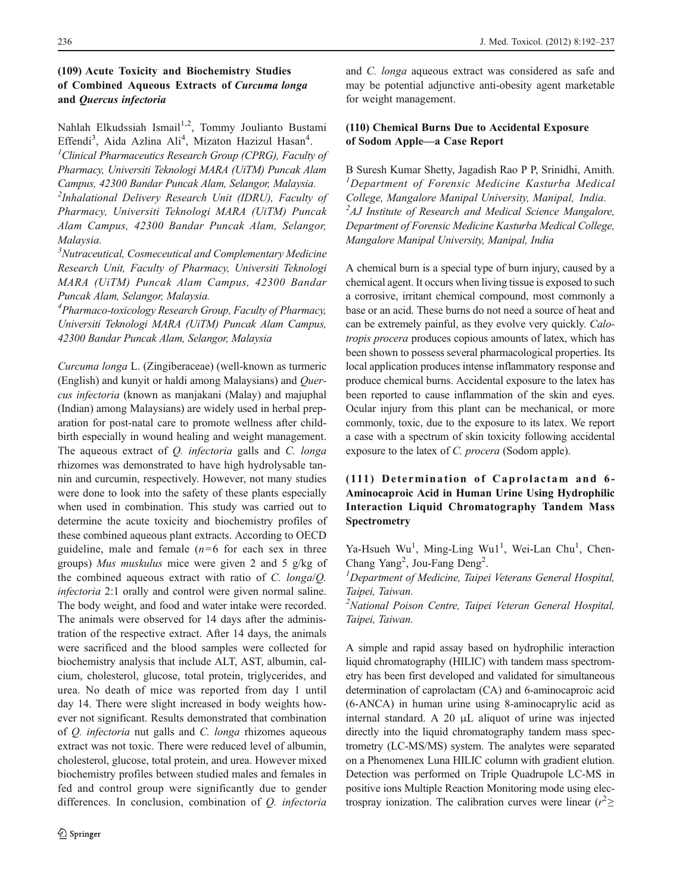## (109) Acute Toxicity and Biochemistry Studies of Combined Aqueous Extracts of *Curcuma longa* and *Quercus infectoria*

Nahlah Elkudssiah Ismail[1,2], Tommy Joulianto Bustami Effendi[3], Aida Azlina Ali[4], Mizaton Hazizul Hasan[4].

[1]*Clinical Pharmaceutics Research Group (CPRG), Faculty of Pharmacy, Universiti Teknologi MARA (UiTM) Puncak Alam Campus, 42300 Bandar Puncak Alam, Selangor, Malaysia.*

[2]*Inhalational Delivery Research Unit (IDRU), Faculty of Pharmacy, Universiti Teknologi MARA (UiTM) Puncak Alam Campus, 42300 Bandar Puncak Alam, Selangor, Malaysia.*

[3]*Nutraceutical, Cosmeceutical and Complementary Medicine Research Unit, Faculty of Pharmacy, Universiti Teknologi MARA (UiTM) Puncak Alam Campus, 42300 Bandar Puncak Alam, Selangor, Malaysia.*

[4]*Pharmaco-toxicology Research Group, Faculty of Pharmacy, Universiti Teknologi MARA (UiTM) Puncak Alam Campus, 42300 Bandar Puncak Alam, Selangor, Malaysia*

*Curcuma longa* L. (Zingiberaceae) (well-known as turmeric (English) and kunyit or haldi among Malaysians) and *Quercus infectoria* (known as manjakani (Malay) and majuphal (Indian) among Malaysians) are widely used in herbal preparation for post-natal care to promote wellness after childbirth especially in wound healing and weight management. The aqueous extract of *Q. infectoria* galls and *C. longa* rhizomes was demonstrated to have high hydrolysable tannin and curcumin, respectively. However, not many studies were done to look into the safety of these plants especially when used in combination. This study was carried out to determine the acute toxicity and biochemistry profiles of these combined aqueous plant extracts. According to OECD guideline, male and female ($n$=6 for each sex in three groups) *Mus muskulus* mice were given 2 and 5 g/kg of the combined aqueous extract with ratio of *C. longa*/*Q. infectoria* 2:1 orally and control were given normal saline. The body weight, and food and water intake were recorded. The animals were observed for 14 days after the administration of the respective extract. After 14 days, the animals were sacrificed and the blood samples were collected for biochemistry analysis that include ALT, AST, albumin, calcium, cholesterol, glucose, total protein, triglycerides, and urea. No death of mice was reported from day 1 until day 14. There were slight increased in body weights however not significant. Results demonstrated that combination of *Q. infectoria* nut galls and *C. longa* rhizomes aqueous extract was not toxic. There were reduced level of albumin, cholesterol, glucose, total protein, and urea. However mixed biochemistry profiles between studied males and females in fed and control group were significantly due to gender differences. In conclusion, combination of *Q. infectoria* and *C. longa* aqueous extract was considered as safe and may be potential adjunctive anti-obesity agent marketable for weight management.

## (110) Chemical Burns Due to Accidental Exposure of Sodom Apple—a Case Report

B Suresh Kumar Shetty, Jagadish Rao P P, Srinidhi, Amith.

[1]*Department of Forensic Medicine Kasturba Medical College, Mangalore Manipal University, Manipal, India.*

[2]*AJ Institute of Research and Medical Science Mangalore, Department of Forensic Medicine Kasturba Medical College, Mangalore Manipal University, Manipal, India*

A chemical burn is a special type of burn injury, caused by a chemical agent. It occurs when living tissue is exposed to such a corrosive, irritant chemical compound, most commonly a base or an acid. These burns do not need a source of heat and can be extremely painful, as they evolve very quickly. *Calotropis procera* produces copious amounts of latex, which has been shown to possess several pharmacological properties. Its local application produces intense inflammatory response and produce chemical burns. Accidental exposure to the latex has been reported to cause inflammation of the skin and eyes. Ocular injury from this plant can be mechanical, or more commonly, toxic, due to the exposure to its latex. We report a case with a spectrum of skin toxicity following accidental exposure to the latex of *C. procera* (Sodom apple).

## (111) Determination of Caprolactam and 6-Aminocaproic Acid in Human Urine Using Hydrophilic Interaction Liquid Chromatography Tandem Mass Spectrometry

Ya-Hsueh Wu[1], Ming-Ling Wu1[1], Wei-Lan Chu[1], Chen-Chang Yang[2], Jou-Fang Deng[2].

[1]*Department of Medicine, Taipei Veterans General Hospital, Taipei, Taiwan.*

[2]*National Poison Centre, Taipei Veteran General Hospital, Taipei, Taiwan.*

A simple and rapid assay based on hydrophilic interaction liquid chromatography (HILIC) with tandem mass spectrometry has been first developed and validated for simultaneous determination of caprolactam (CA) and 6-aminocaproic acid (6-ANCA) in human urine using 8-aminocaprylic acid as internal standard. A 20 μL aliquot of urine was injected directly into the liquid chromatography tandem mass spectrometry (LC-MS/MS) system. The analytes were separated on a Phenomenex Luna HILIC column with gradient elution. Detection was performed on Triple Quadrupole LC-MS in positive ions Multiple Reaction Monitoring mode using electrospray ionization. The calibration curves were linear ($r^2 \geq$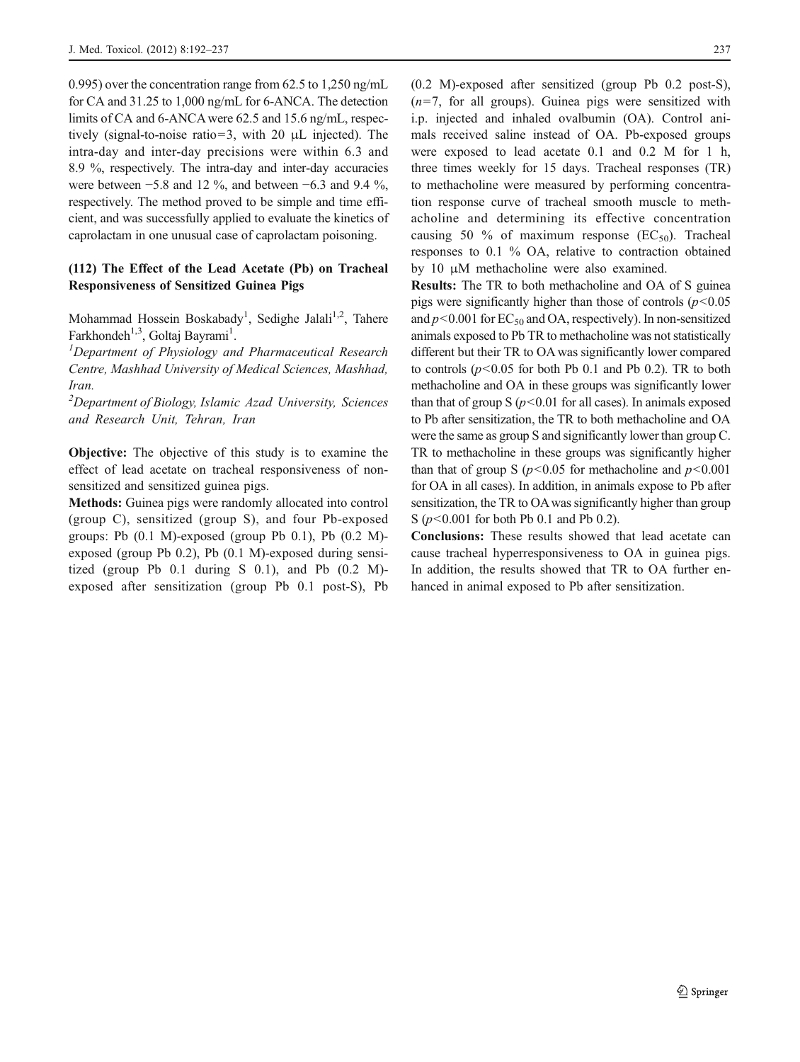0.995) over the concentration range from 62.5 to 1,250 ng/mL for CA and 31.25 to 1,000 ng/mL for 6-ANCA. The detection limits of CA and 6-ANCA were 62.5 and 15.6 ng/mL, respectively (signal-to-noise ratio=3, with 20 μL injected). The intra-day and inter-day precisions were within 6.3 and 8.9 %, respectively. The intra-day and inter-day accuracies were between −5.8 and 12 %, and between −6.3 and 9.4 %, respectively. The method proved to be simple and time efficient, and was successfully applied to evaluate the kinetics of caprolactam in one unusual case of caprolactam poisoning.

### (112) The Effect of the Lead Acetate (Pb) on Tracheal Responsiveness of Sensitized Guinea Pigs

Mohammad Hossein Boskabady[1], Sedighe Jalali[1,2], Tahere Farkhondeh[1,3], Goltaj Bayrami[1].

*[1]Department of Physiology and Pharmaceutical Research Centre, Mashhad University of Medical Sciences, Mashhad, Iran.*

*[2]Department of Biology, Islamic Azad University, Sciences and Research Unit, Tehran, Iran*

**Objective:** The objective of this study is to examine the effect of lead acetate on tracheal responsiveness of non-sensitized and sensitized guinea pigs.

**Methods:** Guinea pigs were randomly allocated into control (group C), sensitized (group S), and four Pb-exposed groups: Pb (0.1 M)-exposed (group Pb 0.1), Pb (0.2 M)-exposed (group Pb 0.2), Pb (0.1 M)-exposed during sensitized (group Pb 0.1 during S 0.1), and Pb (0.2 M)-exposed after sensitization (group Pb 0.1 post-S), Pb (0.2 M)-exposed after sensitized (group Pb 0.2 post-S), ($n$=7, for all groups). Guinea pigs were sensitized with i.p. injected and inhaled ovalbumin (OA). Control animals received saline instead of OA. Pb-exposed groups were exposed to lead acetate 0.1 and 0.2 M for 1 h, three times weekly for 15 days. Tracheal responses (TR) to methacholine were measured by performing concentration response curve of tracheal smooth muscle to methacholine and determining its effective concentration causing 50 % of maximum response ($EC_{50}$). Tracheal responses to 0.1 % OA, relative to contraction obtained by 10 μM methacholine were also examined.

**Results:** The TR to both methacholine and OA of S guinea pigs were significantly higher than those of controls ($p<0.05$ and $p<0.001$ for $EC_{50}$ and OA, respectively). In non-sensitized animals exposed to Pb TR to methacholine was not statistically different but their TR to OA was significantly lower compared to controls ($p<0.05$ for both Pb 0.1 and Pb 0.2). TR to both methacholine and OA in these groups was significantly lower than that of group S ($p<0.01$ for all cases). In animals exposed to Pb after sensitization, the TR to both methacholine and OA were the same as group S and significantly lower than group C. TR to methacholine in these groups was significantly higher than that of group S ($p<0.05$ for methacholine and $p<0.001$ for OA in all cases). In addition, in animals expose to Pb after sensitization, the TR to OA was significantly higher than group S ($p<0.001$ for both Pb 0.1 and Pb 0.2).

**Conclusions:** These results showed that lead acetate can cause tracheal hyperresponsiveness to OA in guinea pigs. In addition, the results showed that TR to OA further enhanced in animal exposed to Pb after sensitization.